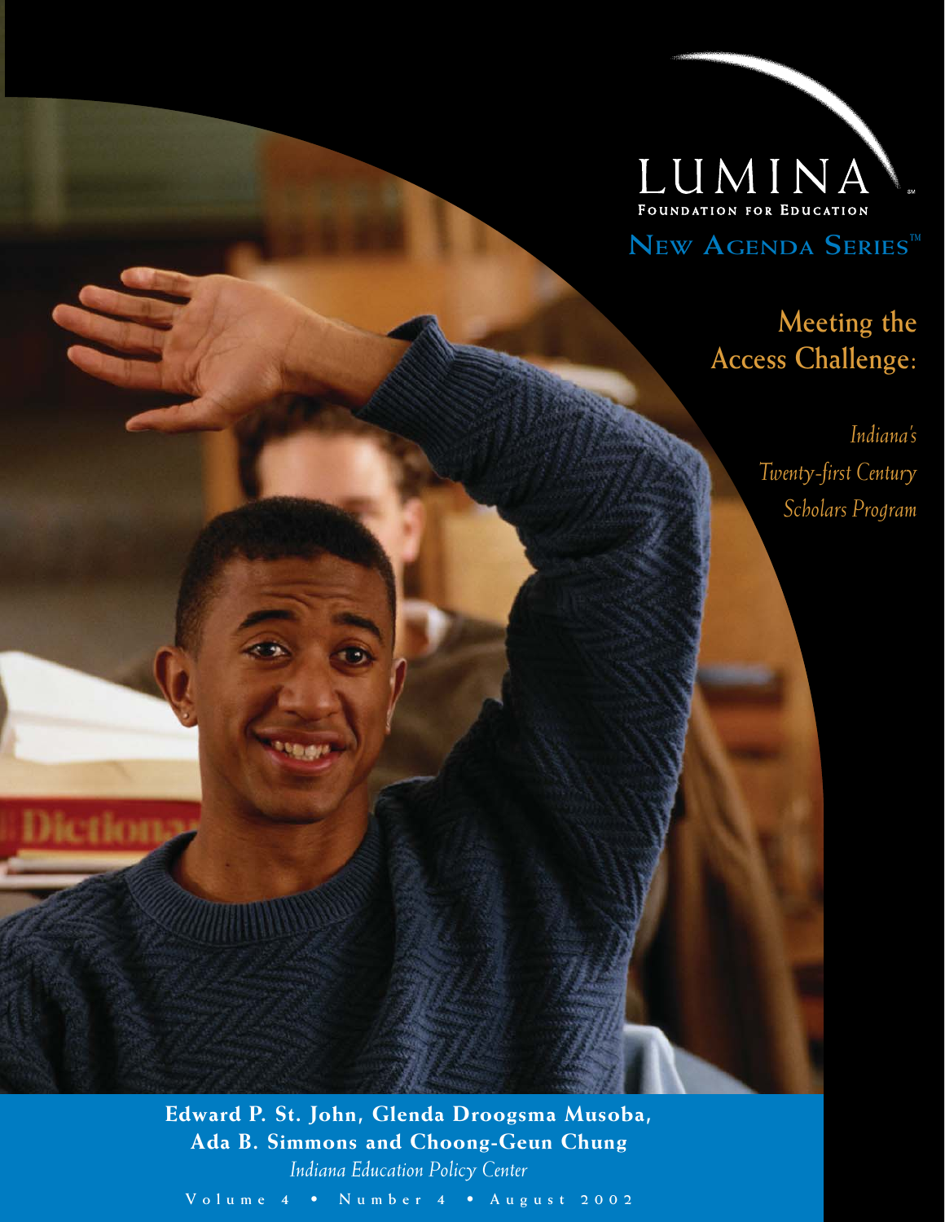LUMINA

FOUNDATION FOR EDUCATION

NEW AGENDA SERIES™

# Meeting the Access Challenge:

*Indiana's Twenty-first Century Scholars Program*

**Edward P. St. John, Glenda Droogsma Musoba, Ada B. Simmons and Choong-Geun Chung**

*Indiana Education Policy Center*

Volume 4 • Number 4 • August 2002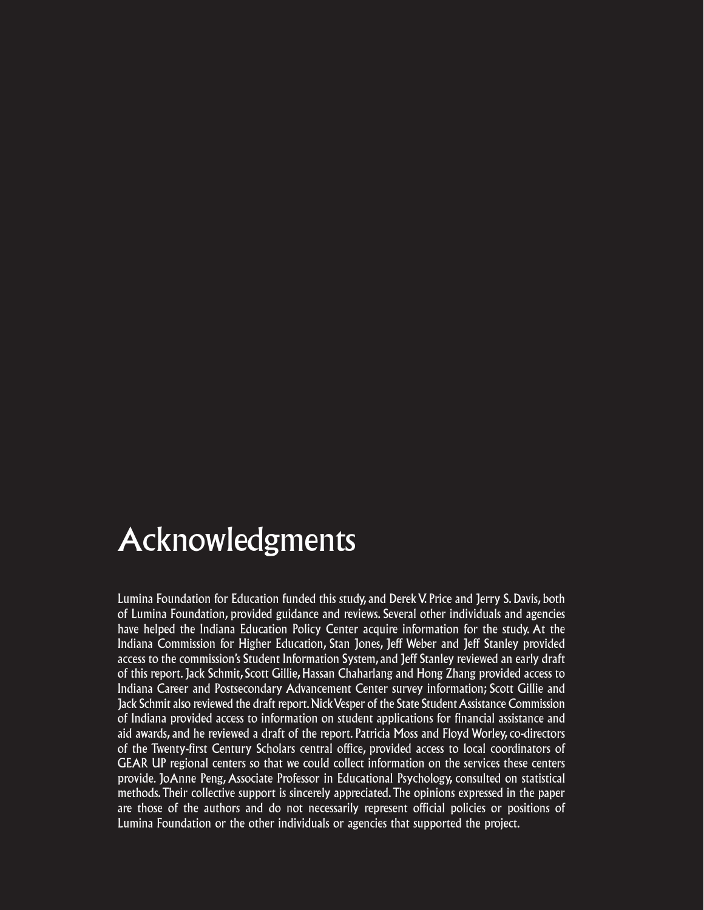# Acknowledgments

Lumina Foundation for Education funded this study, and Derek V. Price and Jerry S. Davis, both of Lumina Foundation, provided guidance and reviews. Several other individuals and agencies have helped the Indiana Education Policy Center acquire information for the study. At the Indiana Commission for Higher Education, Stan Jones, Jeff Weber and Jeff Stanley provided access to the commission's Student Information System, and Jeff Stanley reviewed an early draft of this report. Jack Schmit, Scott Gillie, Hassan Chaharlang and Hong Zhang provided access to Indiana Career and Postsecondary Advancement Center survey information; Scott Gillie and Jack Schmit also reviewed the draft report. Nick Vesper of the State Student Assistance Commission of Indiana provided access to information on student applications for financial assistance and aid awards, and he reviewed a draft of the report. Patricia Moss and Floyd Worley, co-directors of the Twenty-first Century Scholars central office, provided access to local coordinators of GEAR UP regional centers so that we could collect information on the services these centers provide. JoAnne Peng, Associate Professor in Educational Psychology, consulted on statistical methods. Their collective support is sincerely appreciated. The opinions expressed in the paper are those of the authors and do not necessarily represent official policies or positions of Lumina Foundation or the other individuals or agencies that supported the project.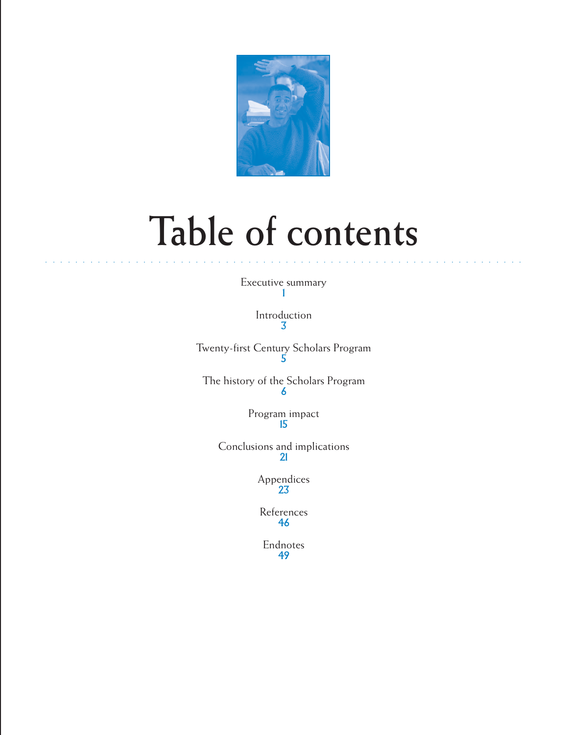# Table of contents

Executive summary
1

Introduction
3

Twenty-first Century Scholars Program
5

The history of the Scholars Program
6

Program impact
15

Conclusions and implications
21

Appendices
23

References
46

Endnotes
49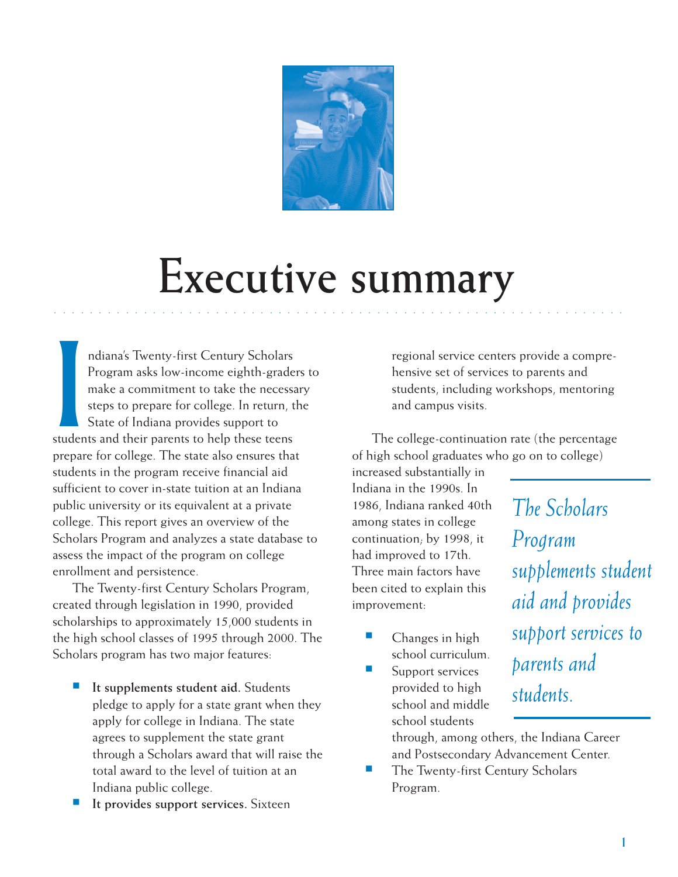# Executive summary

Indiana's Twenty-first Century Scholars Program asks low-income eighth-graders to make a commitment to take the necessary steps to prepare for college. In return, the State of Indiana provides support to students and their parents to help these teens prepare for college. The state also ensures that students in the program receive financial aid sufficient to cover in-state tuition at an Indiana public university or its equivalent at a private college. This report gives an overview of the Scholars Program and analyzes a state database to assess the impact of the program on college enrollment and persistence.

The Twenty-first Century Scholars Program, created through legislation in 1990, provided scholarships to approximately 15,000 students in the high school classes of 1995 through 2000. The Scholars program has two major features:

- **It supplements student aid.** Students pledge to apply for a state grant when they apply for college in Indiana. The state agrees to supplement the state grant through a Scholars award that will raise the total award to the level of tuition at an Indiana public college.
- **It provides support services.** Sixteen regional service centers provide a comprehensive set of services to parents and students, including workshops, mentoring and campus visits.

The college-continuation rate (the percentage of high school graduates who go on to college) increased substantially in Indiana in the 1990s. In 1986, Indiana ranked 40th among states in college continuation; by 1998, it had improved to 17th. Three main factors have been cited to explain this improvement:

- Changes in high school curriculum.
- Support services provided to high school and middle school students through, among others, the Indiana Career and Postsecondary Advancement Center.
- The Twenty-first Century Scholars Program.

*The Scholars Program supplements student aid and provides support services to parents and students.*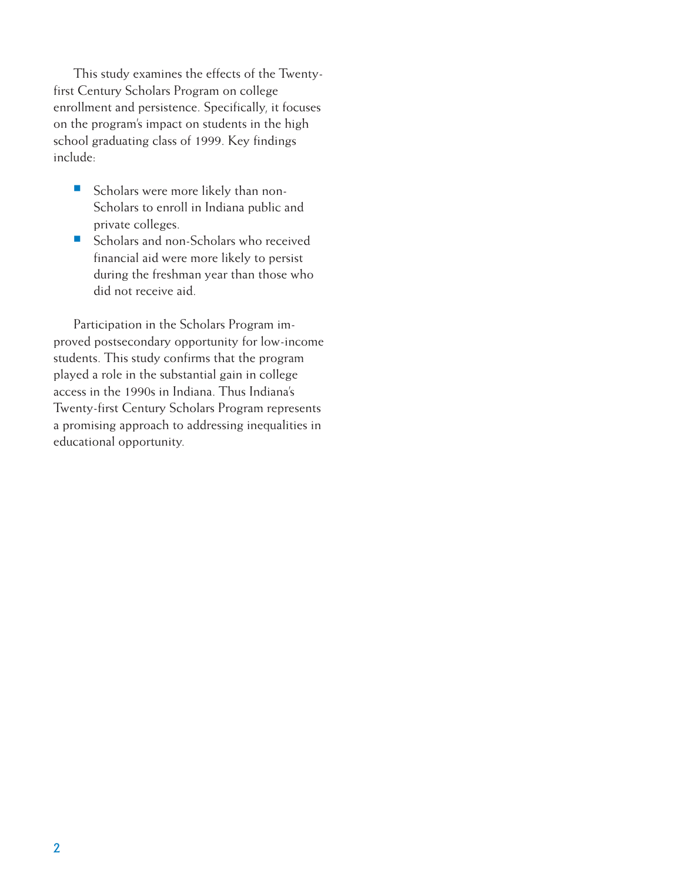This study examines the effects of the Twenty-first Century Scholars Program on college enrollment and persistence. Specifically, it focuses on the program's impact on students in the high school graduating class of 1999. Key findings include:

- Scholars were more likely than non-Scholars to enroll in Indiana public and private colleges.
- Scholars and non-Scholars who received financial aid were more likely to persist during the freshman year than those who did not receive aid.

Participation in the Scholars Program improved postsecondary opportunity for low-income students. This study confirms that the program played a role in the substantial gain in college access in the 1990s in Indiana. Thus Indiana's Twenty-first Century Scholars Program represents a promising approach to addressing inequalities in educational opportunity.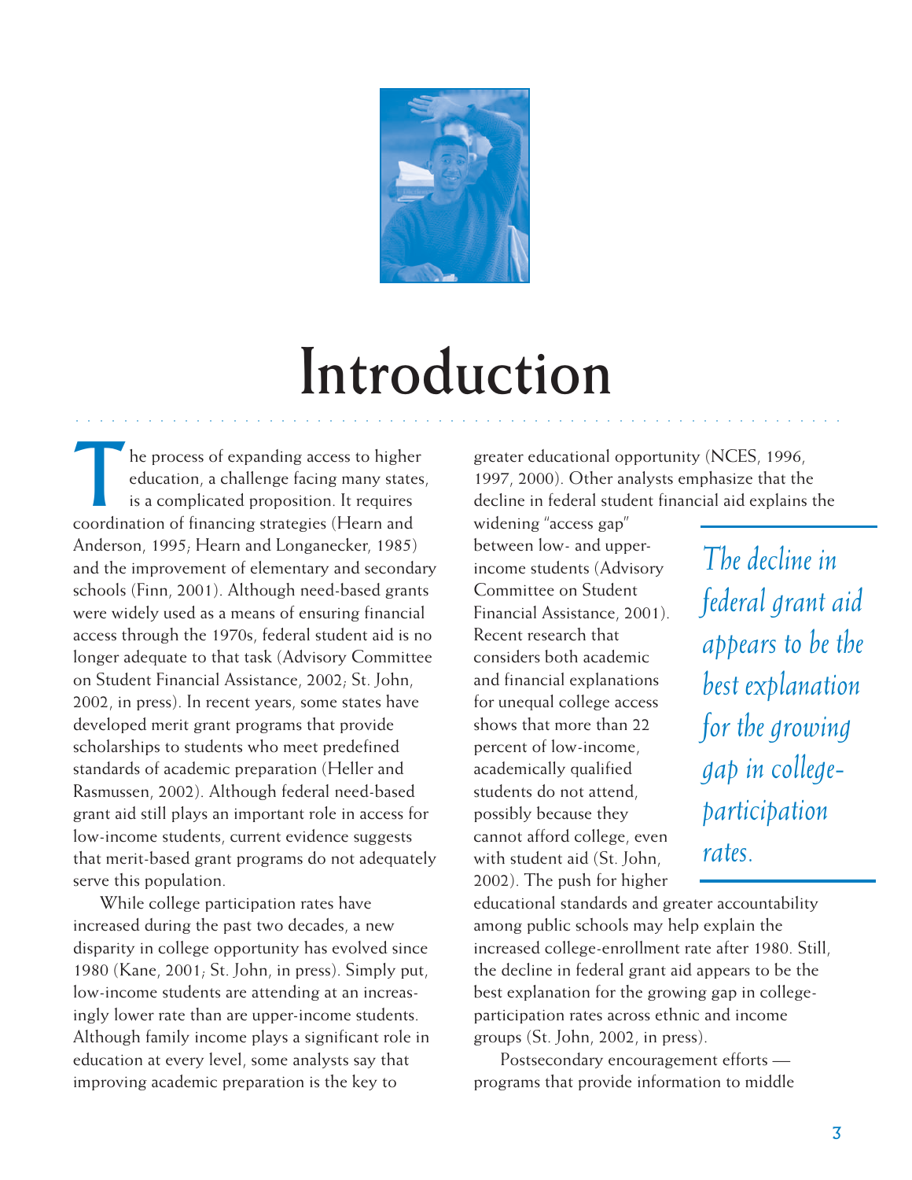# Introduction

The process of expanding access to higher education, a challenge facing many states, is a complicated proposition. It requires coordination of financing strategies (Hearn and Anderson, 1995; Hearn and Longanecker, 1985) and the improvement of elementary and secondary schools (Finn, 2001). Although need-based grants were widely used as a means of ensuring financial access through the 1970s, federal student aid is no longer adequate to that task (Advisory Committee on Student Financial Assistance, 2002; St. John, 2002, in press). In recent years, some states have developed merit grant programs that provide scholarships to students who meet predefined standards of academic preparation (Heller and Rasmussen, 2002). Although federal need-based grant aid still plays an important role in access for low-income students, current evidence suggests that merit-based grant programs do not adequately serve this population.

While college participation rates have increased during the past two decades, a new disparity in college opportunity has evolved since 1980 (Kane, 2001; St. John, in press). Simply put, low-income students are attending at an increasingly lower rate than are upper-income students. Although family income plays a significant role in education at every level, some analysts say that improving academic preparation is the key to greater educational opportunity (NCES, 1996, 1997, 2000). Other analysts emphasize that the decline in federal student financial aid explains the widening "access gap" between low- and upper-income students (Advisory Committee on Student Financial Assistance, 2001). Recent research that considers both academic and financial explanations for unequal college access shows that more than 22 percent of low-income, academically qualified students do not attend, possibly because they cannot afford college, even with student aid (St. John, 2002). The push for higher educational standards and greater accountability among public schools may help explain the increased college-enrollment rate after 1980. Still, the decline in federal grant aid appears to be the best explanation for the growing gap in college-participation rates across ethnic and income groups (St. John, 2002, in press).

*The decline in federal grant aid appears to be the best explanation for the growing gap in college-participation rates.*

Postsecondary encouragement efforts — programs that provide information to middle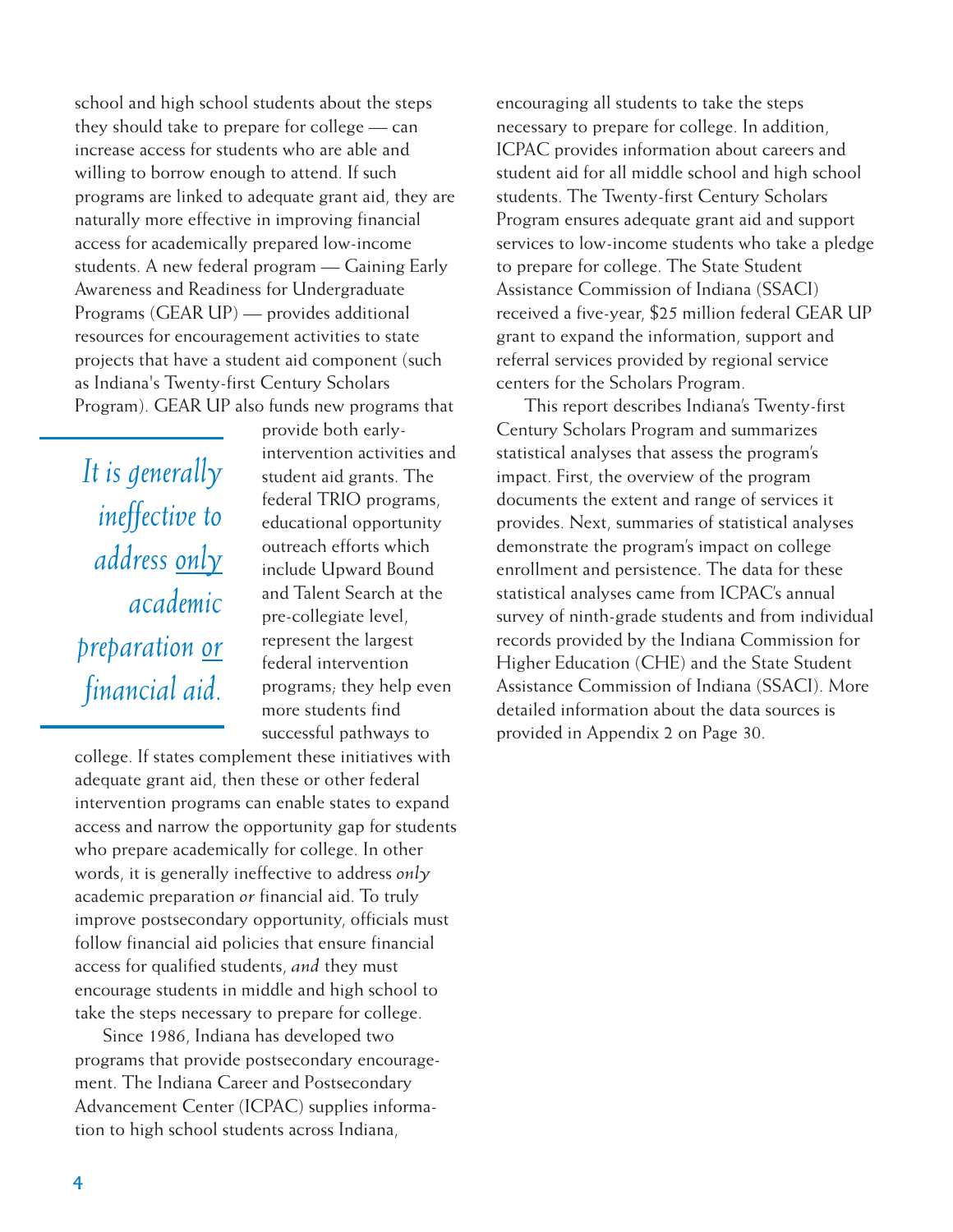school and high school students about the steps they should take to prepare for college — can increase access for students who are able and willing to borrow enough to attend. If such programs are linked to adequate grant aid, they are naturally more effective in improving financial access for academically prepared low-income students. A new federal program — Gaining Early Awareness and Readiness for Undergraduate Programs (GEAR UP) — provides additional resources for encouragement activities to state projects that have a student aid component (such as Indiana's Twenty-first Century Scholars Program). GEAR UP also funds new programs that provide both early-intervention activities and student aid grants. The federal TRIO programs, educational opportunity outreach efforts which include Upward Bound and Talent Search at the pre-collegiate level, represent the largest federal intervention programs; they help even more students find successful pathways to college. If states complement these initiatives with adequate grant aid, then these or other federal intervention programs can enable states to expand access and narrow the opportunity gap for students who prepare academically for college. In other words, it is generally ineffective to address *only* academic preparation *or* financial aid. To truly improve postsecondary opportunity, officials must follow financial aid policies that ensure financial access for qualified students, *and* they must encourage students in middle and high school to take the steps necessary to prepare for college.

> *It is generally ineffective to address only academic preparation or financial aid.*

Since 1986, Indiana has developed two programs that provide postsecondary encouragement. The Indiana Career and Postsecondary Advancement Center (ICPAC) supplies information to high school students across Indiana, encouraging all students to take the steps necessary to prepare for college. In addition, ICPAC provides information about careers and student aid for all middle school and high school students. The Twenty-first Century Scholars Program ensures adequate grant aid and support services to low-income students who take a pledge to prepare for college. The State Student Assistance Commission of Indiana (SSACI) received a five-year, $25 million federal GEAR UP grant to expand the information, support and referral services provided by regional service centers for the Scholars Program.

This report describes Indiana's Twenty-first Century Scholars Program and summarizes statistical analyses that assess the program's impact. First, the overview of the program documents the extent and range of services it provides. Next, summaries of statistical analyses demonstrate the program's impact on college enrollment and persistence. The data for these statistical analyses came from ICPAC's annual survey of ninth-grade students and from individual records provided by the Indiana Commission for Higher Education (CHE) and the State Student Assistance Commission of Indiana (SSACI). More detailed information about the data sources is provided in Appendix 2 on Page 30.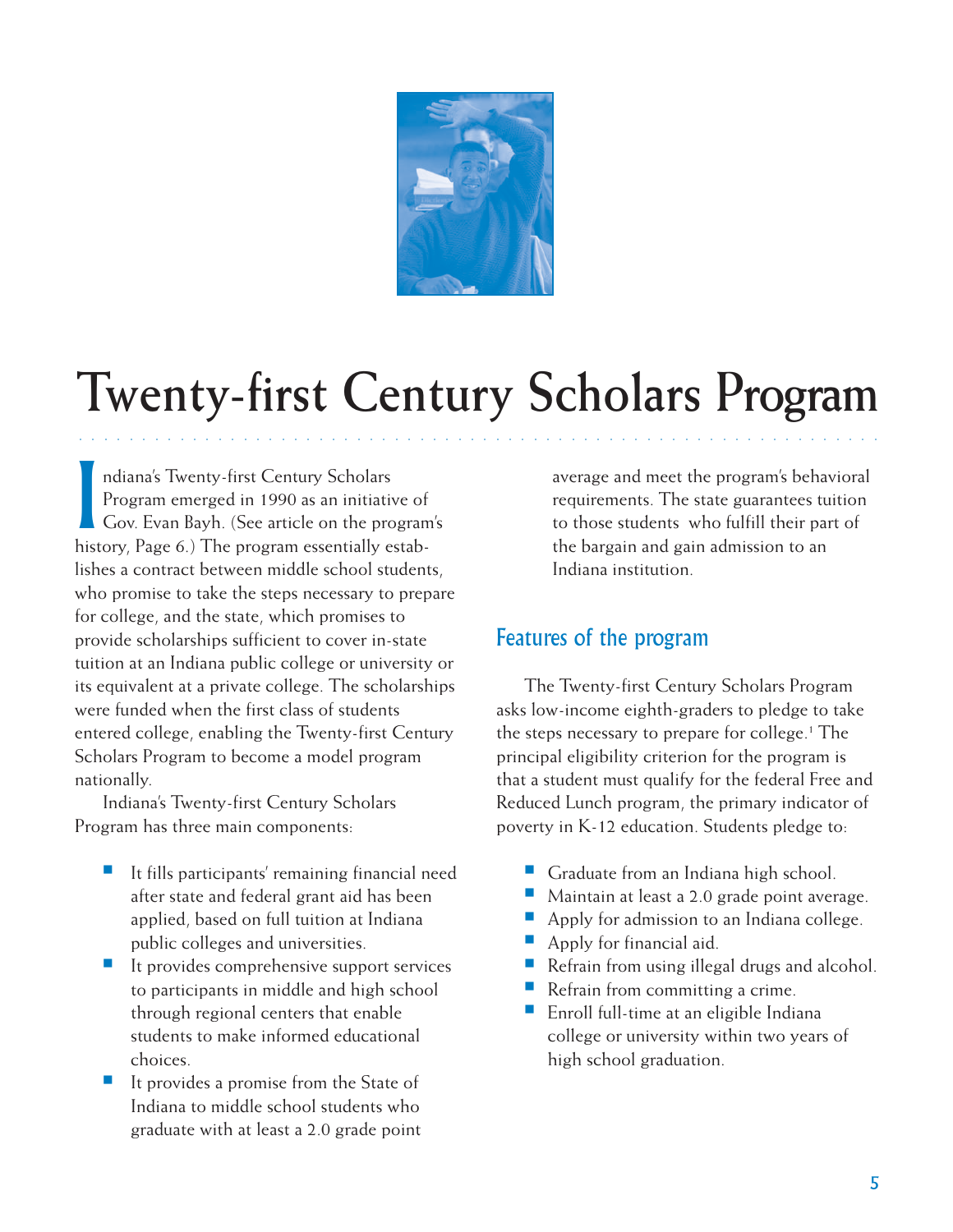# Twenty-first Century Scholars Program

Indiana's Twenty-first Century Scholars Program emerged in 1990 as an initiative of Gov. Evan Bayh. (See article on the program's history, Page 6.) The program essentially establishes a contract between middle school students, who promise to take the steps necessary to prepare for college, and the state, which promises to provide scholarships sufficient to cover in-state tuition at an Indiana public college or university or its equivalent at a private college. The scholarships were funded when the first class of students entered college, enabling the Twenty-first Century Scholars Program to become a model program nationally.

Indiana's Twenty-first Century Scholars Program has three main components:

- It fills participants' remaining financial need after state and federal grant aid has been applied, based on full tuition at Indiana public colleges and universities.
- It provides comprehensive support services to participants in middle and high school through regional centers that enable students to make informed educational choices.
- It provides a promise from the State of Indiana to middle school students who graduate with at least a 2.0 grade point average and meet the program's behavioral requirements. The state guarantees tuition to those students who fulfill their part of the bargain and gain admission to an Indiana institution.

## Features of the program

The Twenty-first Century Scholars Program asks low-income eighth-graders to pledge to take the steps necessary to prepare for college.[1] The principal eligibility criterion for the program is that a student must qualify for the federal Free and Reduced Lunch program, the primary indicator of poverty in K-12 education. Students pledge to:

- Graduate from an Indiana high school.
- Maintain at least a 2.0 grade point average.
- Apply for admission to an Indiana college.
- Apply for financial aid.
- Refrain from using illegal drugs and alcohol.
- Refrain from committing a crime.
- Enroll full-time at an eligible Indiana college or university within two years of high school graduation.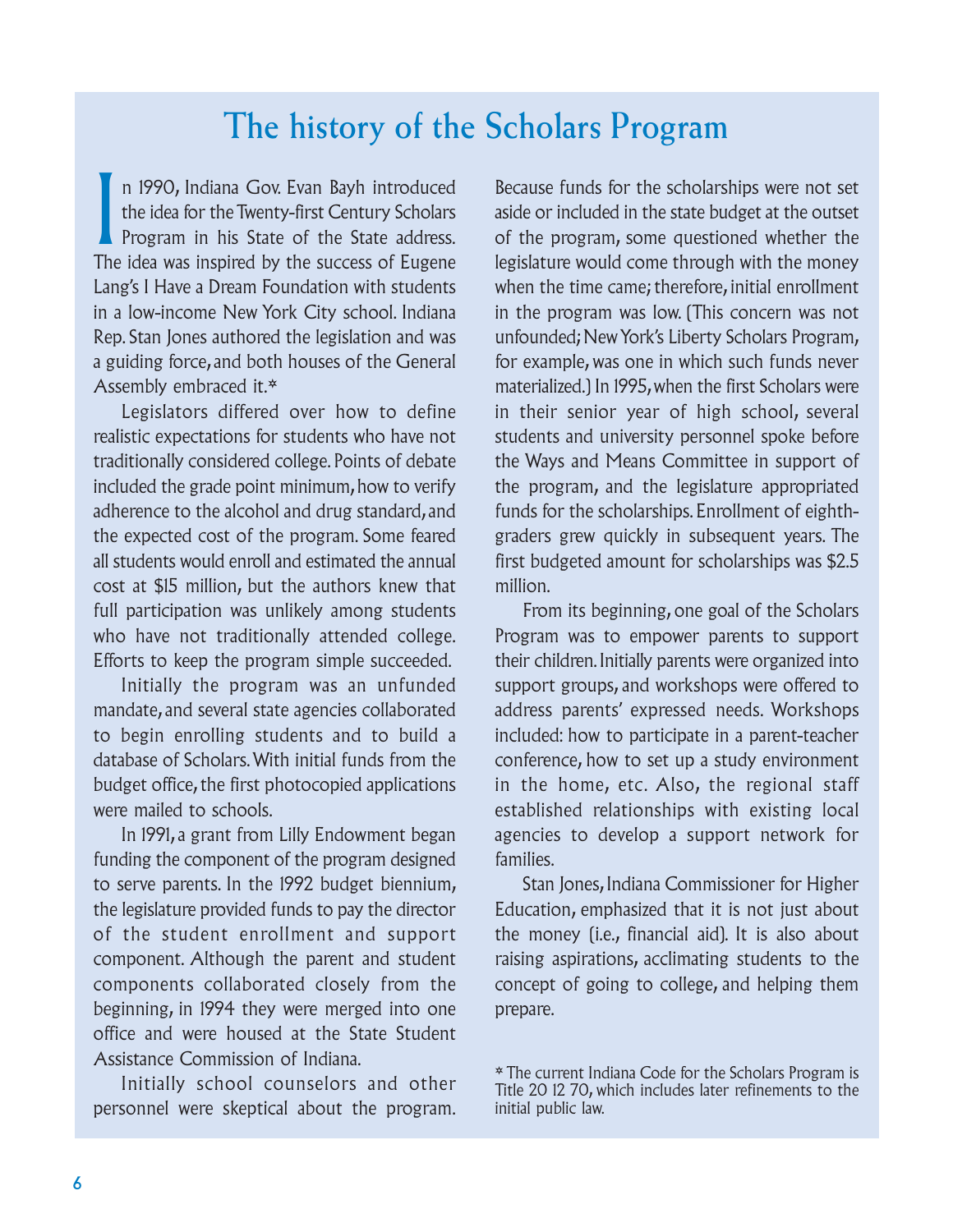# The history of the Scholars Program

In 1990, Indiana Gov. Evan Bayh introduced the idea for the Twenty-first Century Scholars Program in his State of the State address. The idea was inspired by the success of Eugene Lang's I Have a Dream Foundation with students in a low-income New York City school. Indiana Rep. Stan Jones authored the legislation and was a guiding force, and both houses of the General Assembly embraced it.*

Legislators differed over how to define realistic expectations for students who have not traditionally considered college. Points of debate included the grade point minimum, how to verify adherence to the alcohol and drug standard, and the expected cost of the program. Some feared all students would enroll and estimated the annual cost at $15 million, but the authors knew that full participation was unlikely among students who have not traditionally attended college. Efforts to keep the program simple succeeded.

Initially the program was an unfunded mandate, and several state agencies collaborated to begin enrolling students and to build a database of Scholars. With initial funds from the budget office, the first photocopied applications were mailed to schools.

In 1991, a grant from Lilly Endowment began funding the component of the program designed to serve parents. In the 1992 budget biennium, the legislature provided funds to pay the director of the student enrollment and support component. Although the parent and student components collaborated closely from the beginning, in 1994 they were merged into one office and were housed at the State Student Assistance Commission of Indiana.

Initially school counselors and other personnel were skeptical about the program. Because funds for the scholarships were not set aside or included in the state budget at the outset of the program, some questioned whether the legislature would come through with the money when the time came; therefore, initial enrollment in the program was low. (This concern was not unfounded; New York's Liberty Scholars Program, for example, was one in which such funds never materialized.) In 1995, when the first Scholars were in their senior year of high school, several students and university personnel spoke before the Ways and Means Committee in support of the program, and the legislature appropriated funds for the scholarships. Enrollment of eighth-graders grew quickly in subsequent years. The first budgeted amount for scholarships was $2.5 million.

From its beginning, one goal of the Scholars Program was to empower parents to support their children. Initially parents were organized into support groups, and workshops were offered to address parents' expressed needs. Workshops included: how to participate in a parent-teacher conference, how to set up a study environment in the home, etc. Also, the regional staff established relationships with existing local agencies to develop a support network for families.

Stan Jones, Indiana Commissioner for Higher Education, emphasized that it is not just about the money (i.e., financial aid). It is also about raising aspirations, acclimating students to the concept of going to college, and helping them prepare.

* The current Indiana Code for the Scholars Program is Title 20 12 70, which includes later refinements to the initial public law.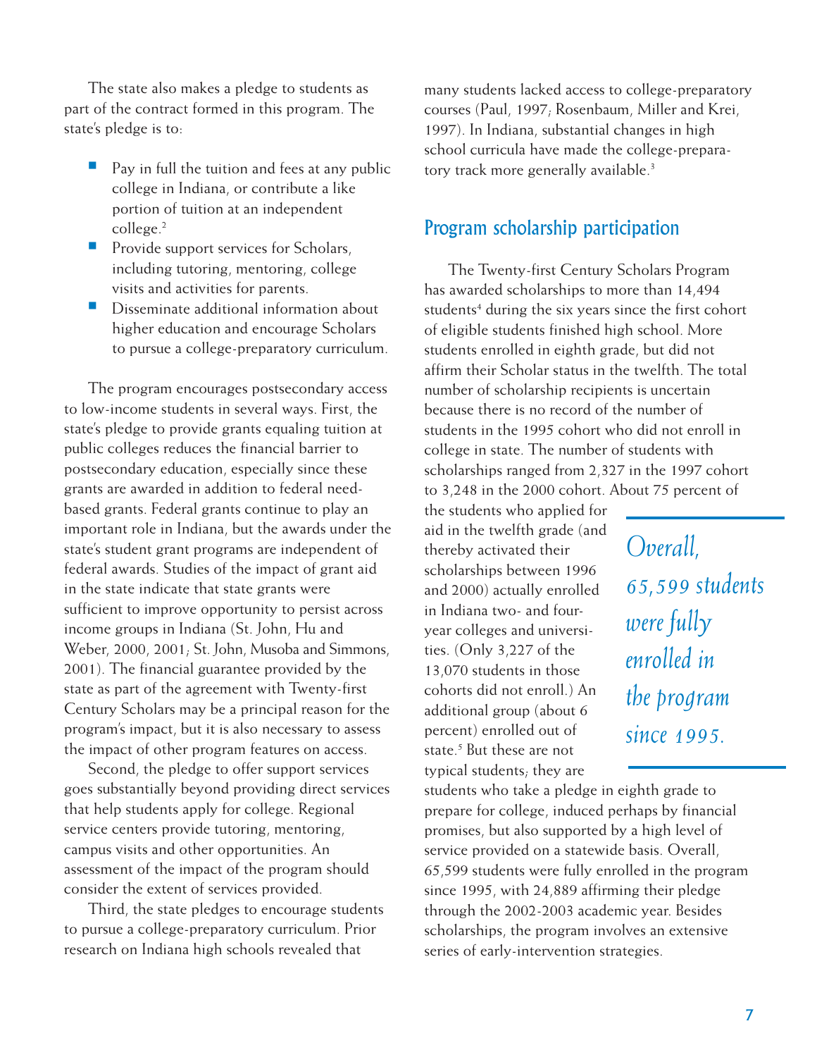The state also makes a pledge to students as part of the contract formed in this program. The state's pledge is to:

- Pay in full the tuition and fees at any public college in Indiana, or contribute a like portion of tuition at an independent college.[2]
- Provide support services for Scholars, including tutoring, mentoring, college visits and activities for parents.
- Disseminate additional information about higher education and encourage Scholars to pursue a college-preparatory curriculum.

The program encourages postsecondary access to low-income students in several ways. First, the state's pledge to provide grants equaling tuition at public colleges reduces the financial barrier to postsecondary education, especially since these grants are awarded in addition to federal need-based grants. Federal grants continue to play an important role in Indiana, but the awards under the state's student grant programs are independent of federal awards. Studies of the impact of grant aid in the state indicate that state grants were sufficient to improve opportunity to persist across income groups in Indiana (St. John, Hu and Weber, 2000, 2001; St. John, Musoba and Simmons, 2001). The financial guarantee provided by the state as part of the agreement with Twenty-first Century Scholars may be a principal reason for the program's impact, but it is also necessary to assess the impact of other program features on access.

Second, the pledge to offer support services goes substantially beyond providing direct services that help students apply for college. Regional service centers provide tutoring, mentoring, campus visits and other opportunities. An assessment of the impact of the program should consider the extent of services provided.

Third, the state pledges to encourage students to pursue a college-preparatory curriculum. Prior research on Indiana high schools revealed that many students lacked access to college-preparatory courses (Paul, 1997; Rosenbaum, Miller and Krei, 1997). In Indiana, substantial changes in high school curricula have made the college-preparatory track more generally available.[3]

## Program scholarship participation

The Twenty-first Century Scholars Program has awarded scholarships to more than 14,494 students[4] during the six years since the first cohort of eligible students finished high school. More students enrolled in eighth grade, but did not affirm their Scholar status in the twelfth. The total number of scholarship recipients is uncertain because there is no record of the number of students in the 1995 cohort who did not enroll in college in state. The number of students with scholarships ranged from 2,327 in the 1997 cohort to 3,248 in the 2000 cohort. About 75 percent of the students who applied for aid in the twelfth grade (and thereby activated their scholarships between 1996 and 2000) actually enrolled in Indiana two- and four-year colleges and universities. (Only 3,227 of the 13,070 students in those cohorts did not enroll.) An additional group (about 6 percent) enrolled out of state.[5] But these are not typical students; they are students who take a pledge in eighth grade to prepare for college, induced perhaps by financial promises, but also supported by a high level of service provided on a statewide basis. Overall, 65,599 students were fully enrolled in the program since 1995, with 24,889 affirming their pledge through the 2002-2003 academic year. Besides scholarships, the program involves an extensive series of early-intervention strategies.

*Overall, 65,599 students were fully enrolled in the program since 1995.*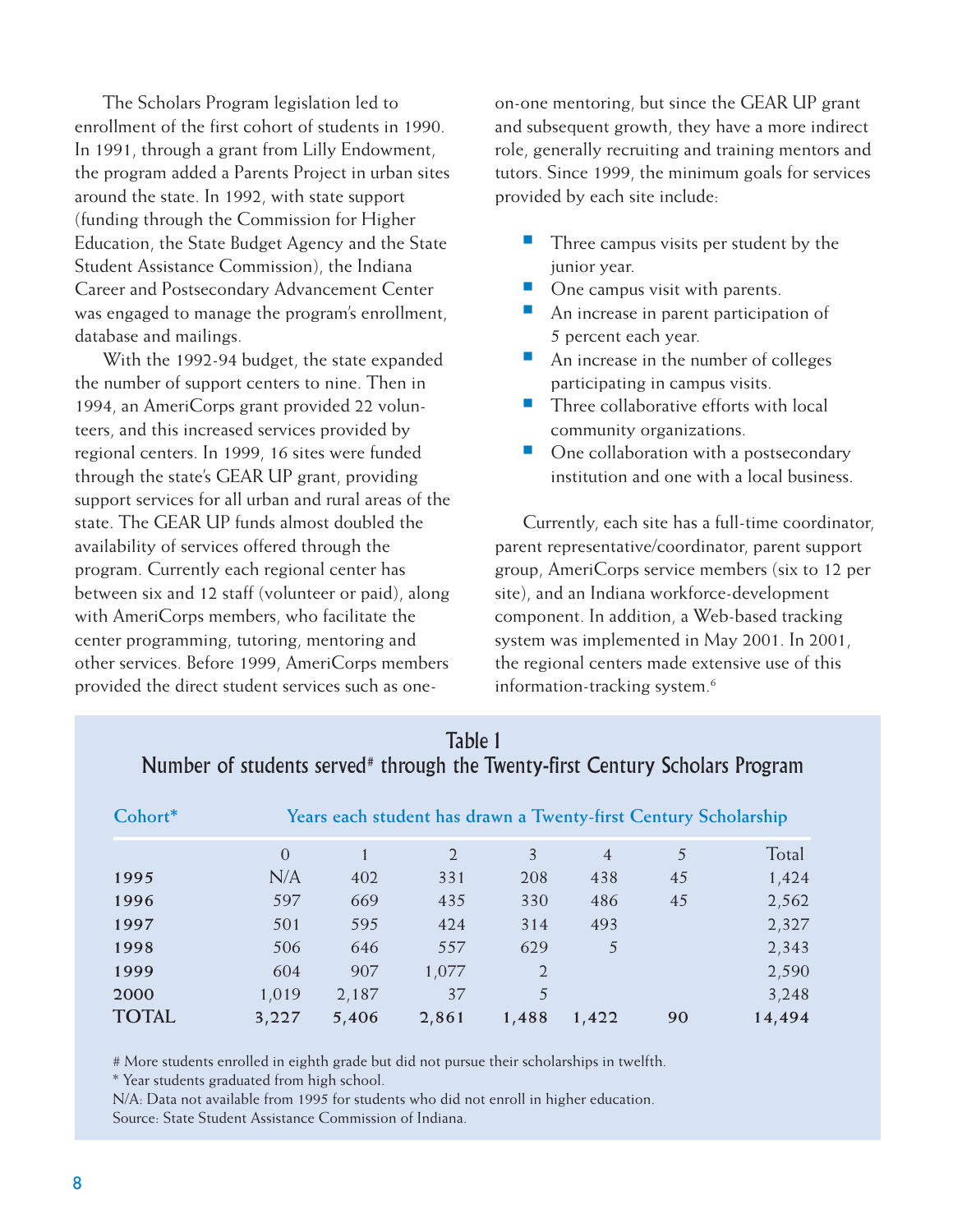The Scholars Program legislation led to enrollment of the first cohort of students in 1990. In 1991, through a grant from Lilly Endowment, the program added a Parents Project in urban sites around the state. In 1992, with state support (funding through the Commission for Higher Education, the State Budget Agency and the State Student Assistance Commission), the Indiana Career and Postsecondary Advancement Center was engaged to manage the program's enrollment, database and mailings.

With the 1992-94 budget, the state expanded the number of support centers to nine. Then in 1994, an AmeriCorps grant provided 22 volunteers, and this increased services provided by regional centers. In 1999, 16 sites were funded through the state's GEAR UP grant, providing support services for all urban and rural areas of the state. The GEAR UP funds almost doubled the availability of services offered through the program. Currently each regional center has between six and 12 staff (volunteer or paid), along with AmeriCorps members, who facilitate the center programming, tutoring, mentoring and other services. Before 1999, AmeriCorps members provided the direct student services such as one-on-one mentoring, but since the GEAR UP grant and subsequent growth, they have a more indirect role, generally recruiting and training mentors and tutors. Since 1999, the minimum goals for services provided by each site include:

- Three campus visits per student by the junior year.
- One campus visit with parents.
- An increase in parent participation of 5 percent each year.
- An increase in the number of colleges participating in campus visits.
- Three collaborative efforts with local community organizations.
- One collaboration with a postsecondary institution and one with a local business.

Currently, each site has a full-time coordinator, parent representative/coordinator, parent support group, AmeriCorps service members (six to 12 per site), and an Indiana workforce-development component. In addition, a Web-based tracking system was implemented in May 2001. In 2001, the regional centers made extensive use of this information-tracking system.[6]

## Table 1
## Number of students served# through the Twenty-first Century Scholars Program

| Cohort* | Years each student has drawn a Twenty-first Century Scholarship | | | | | | |
|---|---|---|---|---|---|---|---|
| | 0 | 1 | 2 | 3 | 4 | 5 | Total |
| 1995 | N/A | 402 | 331 | 208 | 438 | 45 | 1,424 |
| 1996 | 597 | 669 | 435 | 330 | 486 | 45 | 2,562 |
| 1997 | 501 | 595 | 424 | 314 | 493 | | 2,327 |
| 1998 | 506 | 646 | 557 | 629 | 5 | | 2,343 |
| 1999 | 604 | 907 | 1,077 | 2 | | | 2,590 |
| 2000 | 1,019 | 2,187 | 37 | 5 | | | 3,248 |
| **TOTAL** | **3,227** | **5,406** | **2,861** | **1,488** | **1,422** | **90** | **14,494** |

# More students enrolled in eighth grade but did not pursue their scholarships in twelfth.
* Year students graduated from high school.
N/A: Data not available from 1995 for students who did not enroll in higher education.
Source: State Student Assistance Commission of Indiana.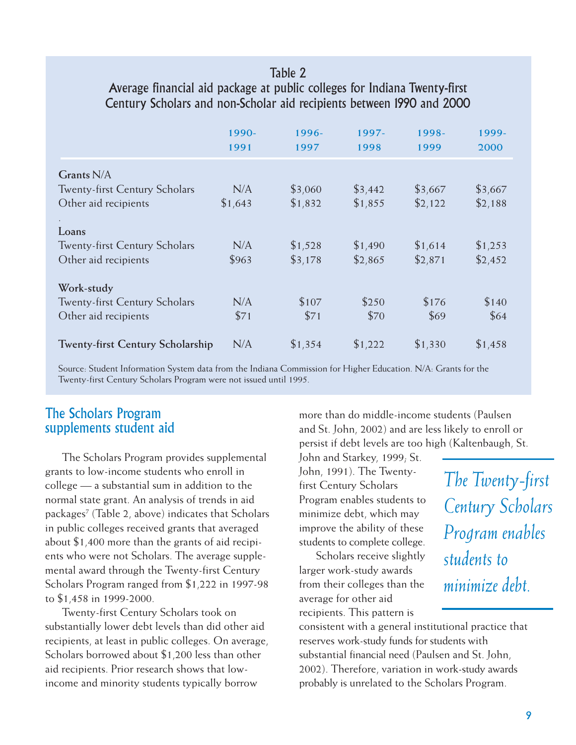## Table 2

### Average financial aid package at public colleges for Indiana Twenty-first Century Scholars and non-Scholar aid recipients between 1990 and 2000

| | 1990-1991 | 1996-1997 | 1997-1998 | 1998-1999 | 1999-2000 |
|---|---|---|---|---|---|
| **Grants** N/A | | | | | |
| Twenty-first Century Scholars | N/A | $3,060 | $3,442 | $3,667 | $3,667 |
| Other aid recipients | $1,643 | $1,832 | $1,855 | $2,122 | $2,188 |
| **Loans** | | | | | |
| Twenty-first Century Scholars | N/A | $1,528 | $1,490 | $1,614 | $1,253 |
| Other aid recipients | $963 | $3,178 | $2,865 | $2,871 | $2,452 |
| **Work-study** | | | | | |
| Twenty-first Century Scholars | N/A | $107 | $250 | $176 | $140 |
| Other aid recipients | $71 | $71 | $70 | $69 | $64 |
| **Twenty-first Century Scholarship** | N/A | $1,354 | $1,222 | $1,330 | $1,458 |

Source: Student Information System data from the Indiana Commission for Higher Education. N/A: Grants for the Twenty-first Century Scholars Program were not issued until 1995.

## The Scholars Program supplements student aid

The Scholars Program provides supplemental grants to low-income students who enroll in college — a substantial sum in addition to the normal state grant. An analysis of trends in aid packages[7] (Table 2, above) indicates that Scholars in public colleges received grants that averaged about $1,400 more than the grants of aid recipients who were not Scholars. The average supplemental award through the Twenty-first Century Scholars Program ranged from $1,222 in 1997-98 to $1,458 in 1999-2000.

Twenty-first Century Scholars took on substantially lower debt levels than did other aid recipients, at least in public colleges. On average, Scholars borrowed about $1,200 less than other aid recipients. Prior research shows that low-income and minority students typically borrow more than do middle-income students (Paulsen and St. John, 2002) and are less likely to enroll or persist if debt levels are too high (Kaltenbaugh, St. John and Starkey, 1999; St. John, 1991). The Twenty-first Century Scholars Program enables students to minimize debt, which may improve the ability of these students to complete college.

*The Twenty-first Century Scholars Program enables students to minimize debt.*

Scholars receive slightly larger work-study awards from their colleges than the average for other aid recipients. This pattern is consistent with a general institutional practice that reserves work-study funds for students with substantial financial need (Paulsen and St. John, 2002). Therefore, variation in work-study awards probably is unrelated to the Scholars Program.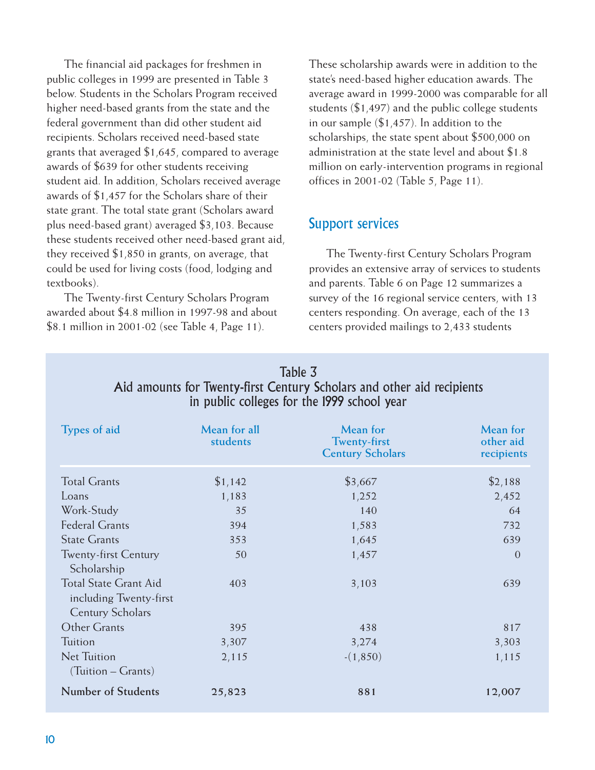The financial aid packages for freshmen in public colleges in 1999 are presented in Table 3 below. Students in the Scholars Program received higher need-based grants from the state and the federal government than did other student aid recipients. Scholars received need-based state grants that averaged $1,645, compared to average awards of $639 for other students receiving student aid. In addition, Scholars received average awards of $1,457 for the Scholars share of their state grant. The total state grant (Scholars award plus need-based grant) averaged $3,103. Because these students received other need-based grant aid, they received $1,850 in grants, on average, that could be used for living costs (food, lodging and textbooks).

The Twenty-first Century Scholars Program awarded about $4.8 million in 1997-98 and about $8.1 million in 2001-02 (see Table 4, Page 11). These scholarship awards were in addition to the state's need-based higher education awards. The average award in 1999-2000 was comparable for all students ($1,497) and the public college students in our sample ($1,457). In addition to the scholarships, the state spent about $500,000 on administration at the state level and about $1.8 million on early-intervention programs in regional offices in 2001-02 (Table 5, Page 11).

## Support services

The Twenty-first Century Scholars Program provides an extensive array of services to students and parents. Table 6 on Page 12 summarizes a survey of the 16 regional service centers, with 13 centers responding. On average, each of the 13 centers provided mailings to 2,433 students

### Table 3
### Aid amounts for Twenty-first Century Scholars and other aid recipients in public colleges for the 1999 school year

| Types of aid | Mean for all students | Mean for Twenty-first Century Scholars | Mean for other aid recipients |
|---|---|---|---|
| Total Grants | $1,142 | $3,667 | $2,188 |
| Loans | 1,183 | 1,252 | 2,452 |
| Work-Study | 35 | 140 | 64 |
| Federal Grants | 394 | 1,583 | 732 |
| State Grants | 353 | 1,645 | 639 |
| Twenty-first Century Scholarship | 50 | 1,457 | 0 |
| Total State Grant Aid including Twenty-first Century Scholars | 403 | 3,103 | 639 |
| Other Grants | 395 | 438 | 817 |
| Tuition | 3,307 | 3,274 | 3,303 |
| Net Tuition (Tuition – Grants) | 2,115 | -(1,850) | 1,115 |
| **Number of Students** | **25,823** | **881** | **12,007** |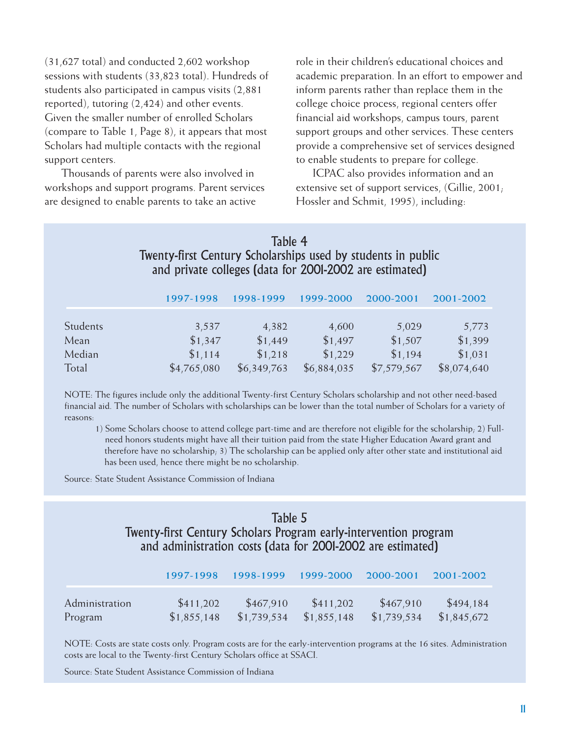(31,627 total) and conducted 2,602 workshop sessions with students (33,823 total). Hundreds of students also participated in campus visits (2,881 reported), tutoring (2,424) and other events. Given the smaller number of enrolled Scholars (compare to Table 1, Page 8), it appears that most Scholars had multiple contacts with the regional support centers.

Thousands of parents were also involved in workshops and support programs. Parent services are designed to enable parents to take an active role in their children's educational choices and academic preparation. In an effort to empower and inform parents rather than replace them in the college choice process, regional centers offer financial aid workshops, campus tours, parent support groups and other services. These centers provide a comprehensive set of services designed to enable students to prepare for college.

ICPAC also provides information and an extensive set of support services, (Gillie, 2001; Hossler and Schmit, 1995), including:

### Table 4
### Twenty-first Century Scholarships used by students in public and private colleges (data for 2001-2002 are estimated)

| | 1997-1998 | 1998-1999 | 1999-2000 | 2000-2001 | 2001-2002 |
|---|---|---|---|---|---|
| Students | 3,537 | 4,382 | 4,600 | 5,029 | 5,773 |
| Mean | $1,347 | $1,449 | $1,497 | $1,507 | $1,399 |
| Median | $1,114 | $1,218 | $1,229 | $1,194 | $1,031 |
| Total | $4,765,080 | $6,349,763 | $6,884,035 | $7,579,567 | $8,074,640 |

NOTE: The figures include only the additional Twenty-first Century Scholars scholarship and not other need-based financial aid. The number of Scholars with scholarships can be lower than the total number of Scholars for a variety of reasons:

1) Some Scholars choose to attend college part-time and are therefore not eligible for the scholarship; 2) Full-need honors students might have all their tuition paid from the state Higher Education Award grant and therefore have no scholarship; 3) The scholarship can be applied only after other state and institutional aid has been used, hence there might be no scholarship.

Source: State Student Assistance Commission of Indiana

### Table 5
### Twenty-first Century Scholars Program early-intervention program and administration costs (data for 2001-2002 are estimated)

| | 1997-1998 | 1998-1999 | 1999-2000 | 2000-2001 | 2001-2002 |
|---|---|---|---|---|---|
| Administration | $411,202 | $467,910 | $411,202 | $467,910 | $494,184 |
| Program | $1,855,148 | $1,739,534 | $1,855,148 | $1,739,534 | $1,845,672 |

NOTE: Costs are state costs only. Program costs are for the early-intervention programs at the 16 sites. Administration costs are local to the Twenty-first Century Scholars office at SSACI.

Source: State Student Assistance Commission of Indiana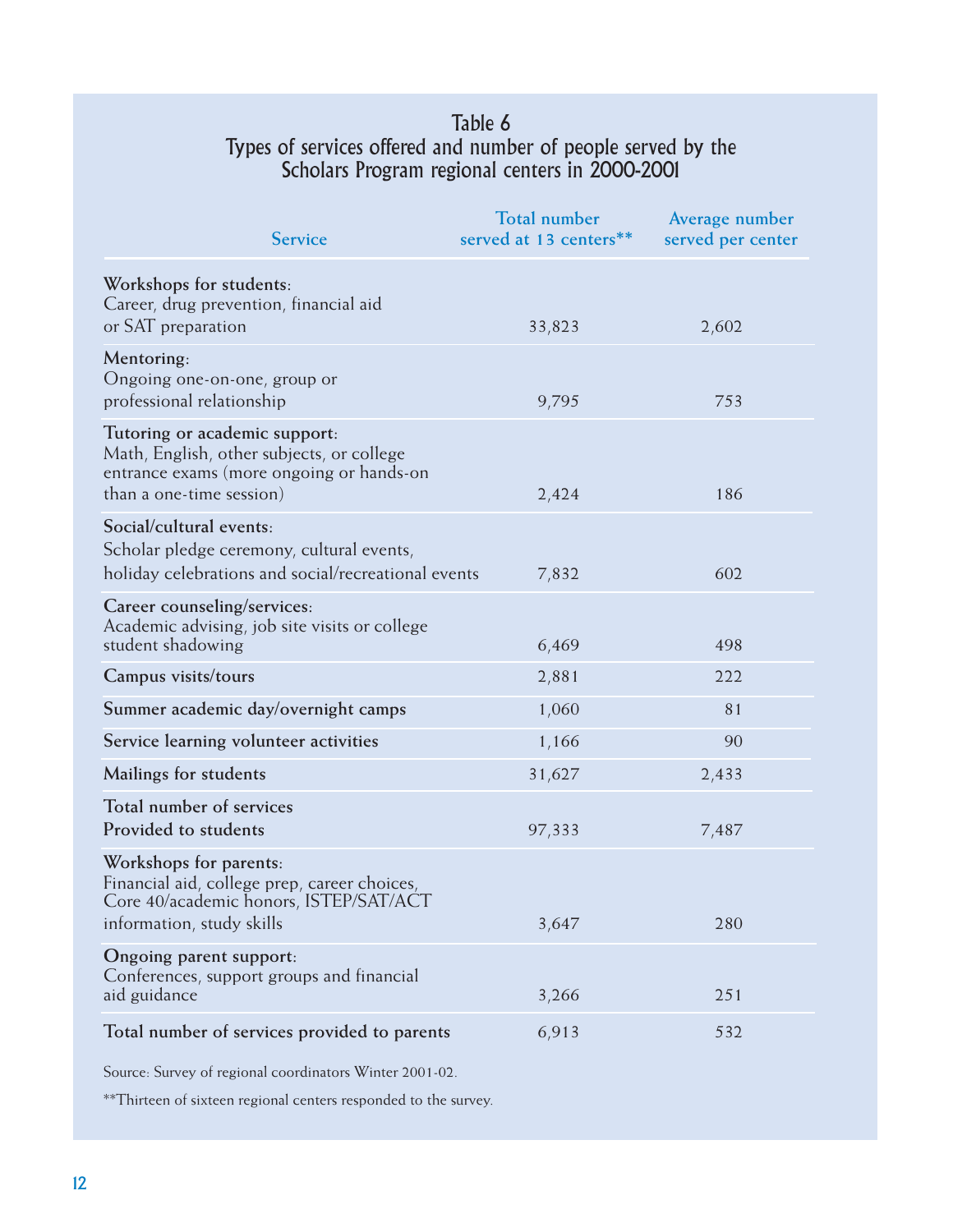### Table 6
### Types of services offered and number of people served by the Scholars Program regional centers in 2000-2001

| Service | Total number served at 13 centers** | Average number served per center |
|---|---|---|
| **Workshops for students:** Career, drug prevention, financial aid or SAT preparation | 33,823 | 2,602 |
| **Mentoring:** Ongoing one-on-one, group or professional relationship | 9,795 | 753 |
| **Tutoring or academic support:** Math, English, other subjects, or college entrance exams (more ongoing or hands-on than a one-time session) | 2,424 | 186 |
| **Social/cultural events:** Scholar pledge ceremony, cultural events, holiday celebrations and social/recreational events | 7,832 | 602 |
| **Career counseling/services:** Academic advising, job site visits or college student shadowing | 6,469 | 498 |
| **Campus visits/tours** | 2,881 | 222 |
| **Summer academic day/overnight camps** | 1,060 | 81 |
| **Service learning volunteer activities** | 1,166 | 90 |
| **Mailings for students** | 31,627 | 2,433 |
| **Total number of services Provided to students** | 97,333 | 7,487 |
| **Workshops for parents:** Financial aid, college prep, career choices, Core 40/academic honors, ISTEP/SAT/ACT information, study skills | 3,647 | 280 |
| **Ongoing parent support:** Conferences, support groups and financial aid guidance | 3,266 | 251 |
| **Total number of services provided to parents** | 6,913 | 532 |

Source: Survey of regional coordinators Winter 2001-02.

**Thirteen of sixteen regional centers responded to the survey.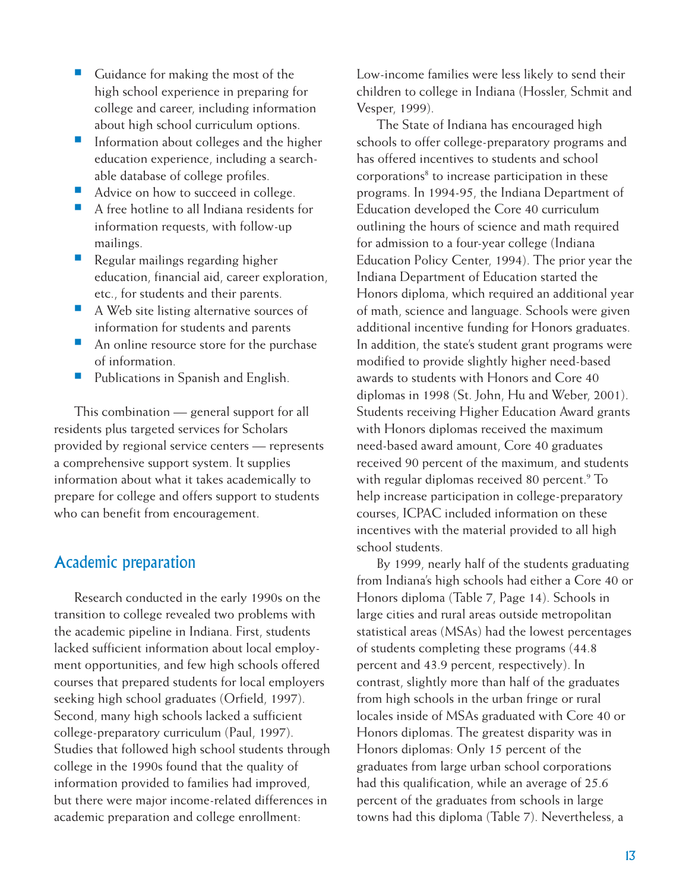- Guidance for making the most of the high school experience in preparing for college and career, including information about high school curriculum options.
- Information about colleges and the higher education experience, including a searchable database of college profiles.
- Advice on how to succeed in college.
- A free hotline to all Indiana residents for information requests, with follow-up mailings.
- Regular mailings regarding higher education, financial aid, career exploration, etc., for students and their parents.
- A Web site listing alternative sources of information for students and parents
- An online resource store for the purchase of information.
- Publications in Spanish and English.

This combination — general support for all residents plus targeted services for Scholars provided by regional service centers — represents a comprehensive support system. It supplies information about what it takes academically to prepare for college and offers support to students who can benefit from encouragement.

## Academic preparation

Research conducted in the early 1990s on the transition to college revealed two problems with the academic pipeline in Indiana. First, students lacked sufficient information about local employment opportunities, and few high schools offered courses that prepared students for local employers seeking high school graduates (Orfield, 1997). Second, many high schools lacked a sufficient college-preparatory curriculum (Paul, 1997). Studies that followed high school students through college in the 1990s found that the quality of information provided to families had improved, but there were major income-related differences in academic preparation and college enrollment: Low-income families were less likely to send their children to college in Indiana (Hossler, Schmit and Vesper, 1999).

The State of Indiana has encouraged high schools to offer college-preparatory programs and has offered incentives to students and school corporations[8] to increase participation in these programs. In 1994-95, the Indiana Department of Education developed the Core 40 curriculum outlining the hours of science and math required for admission to a four-year college (Indiana Education Policy Center, 1994). The prior year the Indiana Department of Education started the Honors diploma, which required an additional year of math, science and language. Schools were given additional incentive funding for Honors graduates. In addition, the state's student grant programs were modified to provide slightly higher need-based awards to students with Honors and Core 40 diplomas in 1998 (St. John, Hu and Weber, 2001). Students receiving Higher Education Award grants with Honors diplomas received the maximum need-based award amount, Core 40 graduates received 90 percent of the maximum, and students with regular diplomas received 80 percent.[9] To help increase participation in college-preparatory courses, ICPAC included information on these incentives with the material provided to all high school students.

By 1999, nearly half of the students graduating from Indiana's high schools had either a Core 40 or Honors diploma (Table 7, Page 14). Schools in large cities and rural areas outside metropolitan statistical areas (MSAs) had the lowest percentages of students completing these programs (44.8 percent and 43.9 percent, respectively). In contrast, slightly more than half of the graduates from high schools in the urban fringe or rural locales inside of MSAs graduated with Core 40 or Honors diplomas. The greatest disparity was in Honors diplomas: Only 15 percent of the graduates from large urban school corporations had this qualification, while an average of 25.6 percent of the graduates from schools in large towns had this diploma (Table 7). Nevertheless, a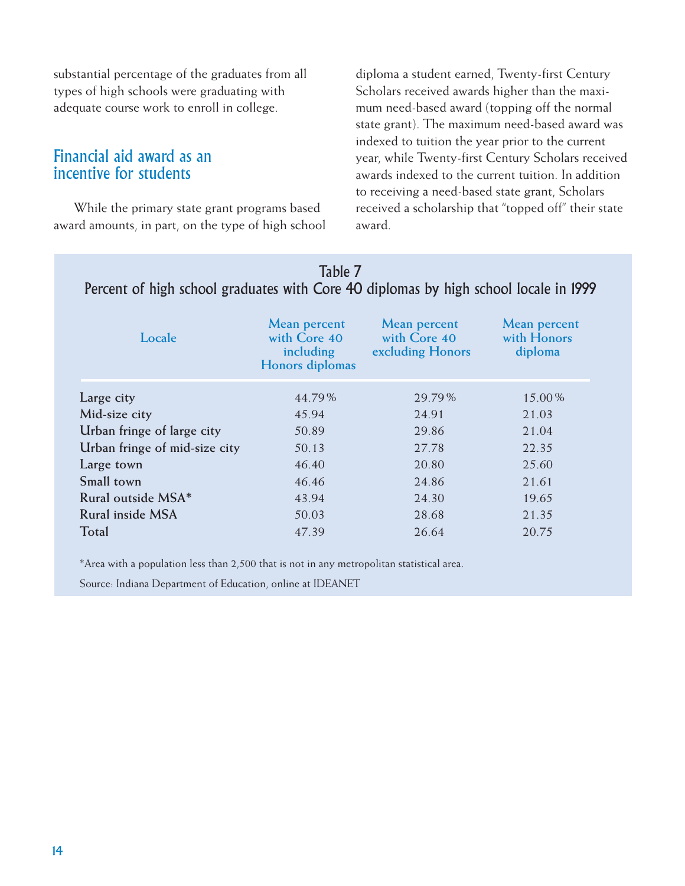substantial percentage of the graduates from all types of high schools were graduating with adequate course work to enroll in college.

## Financial aid award as an incentive for students

While the primary state grant programs based award amounts, in part, on the type of high school diploma a student earned, Twenty-first Century Scholars received awards higher than the maximum need-based award (topping off the normal state grant). The maximum need-based award was indexed to tuition the year prior to the current year, while Twenty-first Century Scholars received awards indexed to the current tuition. In addition to receiving a need-based state grant, Scholars received a scholarship that "topped off" their state award.

**Table 7**
**Percent of high school graduates with Core 40 diplomas by high school locale in 1999**

| Locale | Mean percent with Core 40 including Honors diplomas | Mean percent with Core 40 excluding Honors | Mean percent with Honors diploma |
|---|---|---|---|
| Large city | 44.79% | 29.79% | 15.00% |
| Mid-size city | 45.94 | 24.91 | 21.03 |
| Urban fringe of large city | 50.89 | 29.86 | 21.04 |
| Urban fringe of mid-size city | 50.13 | 27.78 | 22.35 |
| Large town | 46.40 | 20.80 | 25.60 |
| Small town | 46.46 | 24.86 | 21.61 |
| Rural outside MSA* | 43.94 | 24.30 | 19.65 |
| Rural inside MSA | 50.03 | 28.68 | 21.35 |
| Total | 47.39 | 26.64 | 20.75 |

*Area with a population less than 2,500 that is not in any metropolitan statistical area.

Source: Indiana Department of Education, online at IDEANET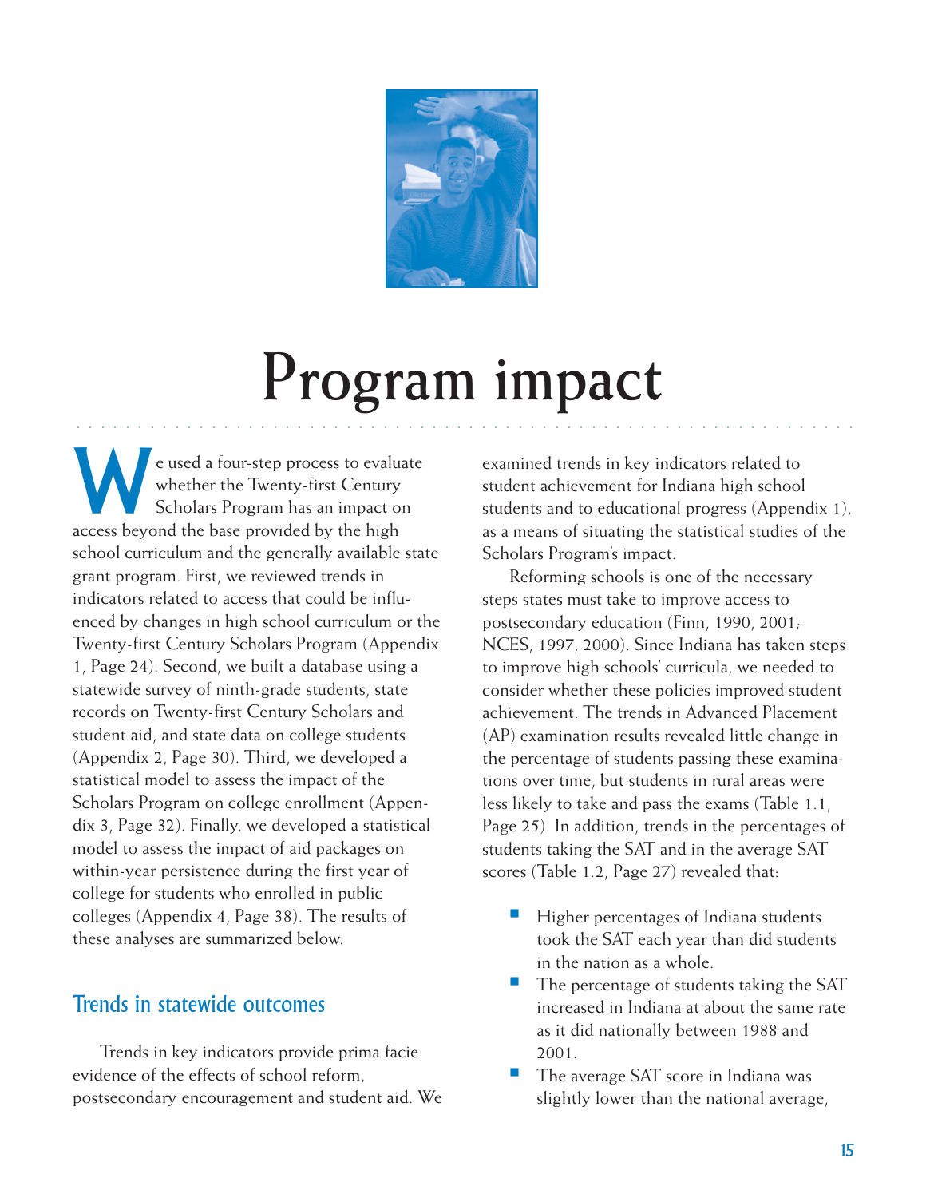# Program impact

We used a four-step process to evaluate whether the Twenty-first Century Scholars Program has an impact on access beyond the base provided by the high school curriculum and the generally available state grant program. First, we reviewed trends in indicators related to access that could be influenced by changes in high school curriculum or the Twenty-first Century Scholars Program (Appendix 1, Page 24). Second, we built a database using a statewide survey of ninth-grade students, state records on Twenty-first Century Scholars and student aid, and state data on college students (Appendix 2, Page 30). Third, we developed a statistical model to assess the impact of the Scholars Program on college enrollment (Appendix 3, Page 32). Finally, we developed a statistical model to assess the impact of aid packages on within-year persistence during the first year of college for students who enrolled in public colleges (Appendix 4, Page 38). The results of these analyses are summarized below.

## Trends in statewide outcomes

Trends in key indicators provide prima facie evidence of the effects of school reform, postsecondary encouragement and student aid. We examined trends in key indicators related to student achievement for Indiana high school students and to educational progress (Appendix 1), as a means of situating the statistical studies of the Scholars Program's impact.

Reforming schools is one of the necessary steps states must take to improve access to postsecondary education (Finn, 1990, 2001; NCES, 1997, 2000). Since Indiana has taken steps to improve high schools' curricula, we needed to consider whether these policies improved student achievement. The trends in Advanced Placement (AP) examination results revealed little change in the percentage of students passing these examinations over time, but students in rural areas were less likely to take and pass the exams (Table 1.1, Page 25). In addition, trends in the percentages of students taking the SAT and in the average SAT scores (Table 1.2, Page 27) revealed that:

- Higher percentages of Indiana students took the SAT each year than did students in the nation as a whole.
- The percentage of students taking the SAT increased in Indiana at about the same rate as it did nationally between 1988 and 2001.
- The average SAT score in Indiana was slightly lower than the national average,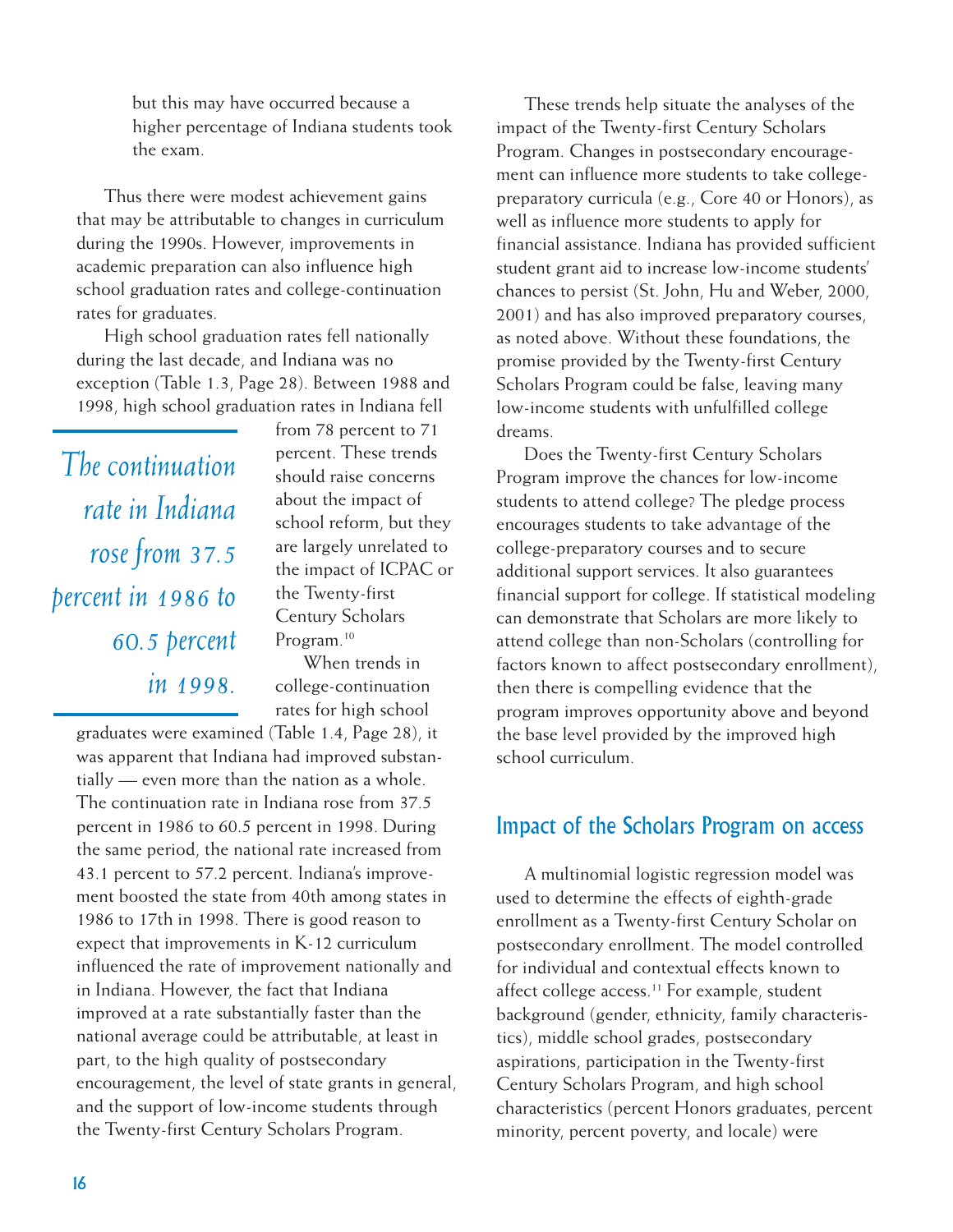but this may have occurred because a higher percentage of Indiana students took the exam.

Thus there were modest achievement gains that may be attributable to changes in curriculum during the 1990s. However, improvements in academic preparation can also influence high school graduation rates and college-continuation rates for graduates.

High school graduation rates fell nationally during the last decade, and Indiana was no exception (Table 1.3, Page 28). Between 1988 and 1998, high school graduation rates in Indiana fell from 78 percent to 71 percent. These trends should raise concerns about the impact of school reform, but they are largely unrelated to the impact of ICPAC or the Twenty-first Century Scholars Program.[10]

*The continuation rate in Indiana rose from 37.5 percent in 1986 to 60.5 percent in 1998.*

When trends in college-continuation rates for high school graduates were examined (Table 1.4, Page 28), it was apparent that Indiana had improved substantially — even more than the nation as a whole. The continuation rate in Indiana rose from 37.5 percent in 1986 to 60.5 percent in 1998. During the same period, the national rate increased from 43.1 percent to 57.2 percent. Indiana's improvement boosted the state from 40th among states in 1986 to 17th in 1998. There is good reason to expect that improvements in K-12 curriculum influenced the rate of improvement nationally and in Indiana. However, the fact that Indiana improved at a rate substantially faster than the national average could be attributable, at least in part, to the high quality of postsecondary encouragement, the level of state grants in general, and the support of low-income students through the Twenty-first Century Scholars Program.

These trends help situate the analyses of the impact of the Twenty-first Century Scholars Program. Changes in postsecondary encouragement can influence more students to take college-preparatory curricula (e.g., Core 40 or Honors), as well as influence more students to apply for financial assistance. Indiana has provided sufficient student grant aid to increase low-income students' chances to persist (St. John, Hu and Weber, 2000, 2001) and has also improved preparatory courses, as noted above. Without these foundations, the promise provided by the Twenty-first Century Scholars Program could be false, leaving many low-income students with unfulfilled college dreams.

Does the Twenty-first Century Scholars Program improve the chances for low-income students to attend college? The pledge process encourages students to take advantage of the college-preparatory courses and to secure additional support services. It also guarantees financial support for college. If statistical modeling can demonstrate that Scholars are more likely to attend college than non-Scholars (controlling for factors known to affect postsecondary enrollment), then there is compelling evidence that the program improves opportunity above and beyond the base level provided by the improved high school curriculum.

## Impact of the Scholars Program on access

A multinomial logistic regression model was used to determine the effects of eighth-grade enrollment as a Twenty-first Century Scholar on postsecondary enrollment. The model controlled for individual and contextual effects known to affect college access.[11] For example, student background (gender, ethnicity, family characteristics), middle school grades, postsecondary aspirations, participation in the Twenty-first Century Scholars Program, and high school characteristics (percent Honors graduates, percent minority, percent poverty, and locale) were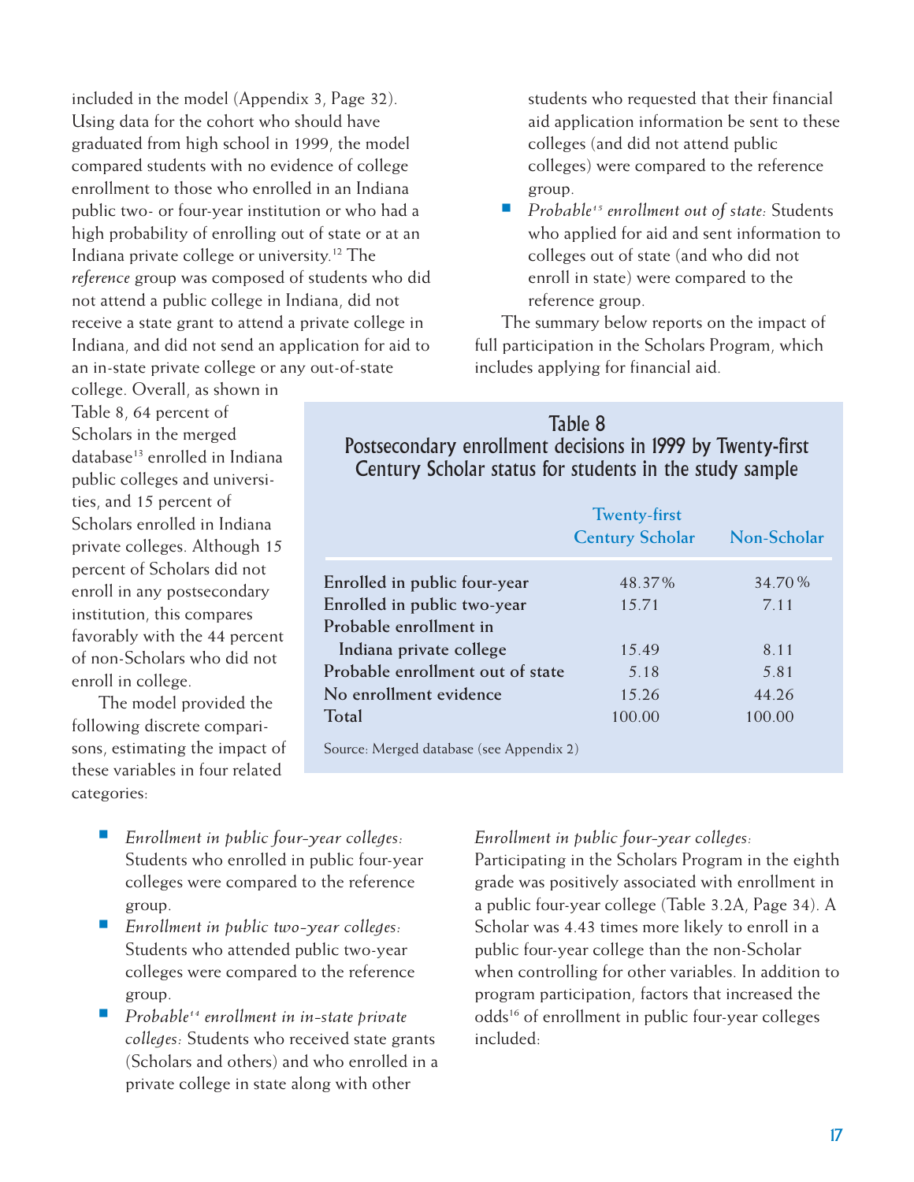included in the model (Appendix 3, Page 32). Using data for the cohort who should have graduated from high school in 1999, the model compared students with no evidence of college enrollment to those who enrolled in an Indiana public two- or four-year institution or who had a high probability of enrolling out of state or at an Indiana private college or university.[12] The *reference* group was composed of students who did not attend a public college in Indiana, did not receive a state grant to attend a private college in Indiana, and did not send an application for aid to an in-state private college or any out-of-state college. Overall, as shown in Table 8, 64 percent of Scholars in the merged database[13] enrolled in Indiana public colleges and universities, and 15 percent of Scholars enrolled in Indiana private colleges. Although 15 percent of Scholars did not enroll in any postsecondary institution, this compares favorably with the 44 percent of non-Scholars who did not enroll in college.

The model provided the following discrete comparisons, estimating the impact of these variables in four related categories:

- *Enrollment in public four-year colleges:* Students who enrolled in public four-year colleges were compared to the reference group.
- *Enrollment in public two-year colleges:* Students who attended public two-year colleges were compared to the reference group.
- *Probable[14] enrollment in in-state private colleges:* Students who received state grants (Scholars and others) and who enrolled in a private college in state along with other students who requested that their financial aid application information be sent to these colleges (and did not attend public colleges) were compared to the reference group.
- *Probable[15] enrollment out of state:* Students who applied for aid and sent information to colleges out of state (and who did not enroll in state) were compared to the reference group.

The summary below reports on the impact of full participation in the Scholars Program, which includes applying for financial aid.

**Table 8**
**Postsecondary enrollment decisions in 1999 by Twenty-first Century Scholar status for students in the study sample**

| | Twenty-first Century Scholar | Non-Scholar |
|---|---|---|
| Enrolled in public four-year | 48.37% | 34.70% |
| Enrolled in public two-year | 15.71 | 7.11 |
| Probable enrollment in Indiana private college | 15.49 | 8.11 |
| Probable enrollment out of state | 5.18 | 5.81 |
| No enrollment evidence | 15.26 | 44.26 |
| Total | 100.00 | 100.00 |

Source: Merged database (see Appendix 2)

*Enrollment in public four-year colleges:*
Participating in the Scholars Program in the eighth grade was positively associated with enrollment in a public four-year college (Table 3.2A, Page 34). A Scholar was 4.43 times more likely to enroll in a public four-year college than the non-Scholar when controlling for other variables. In addition to program participation, factors that increased the odds[16] of enrollment in public four-year colleges included: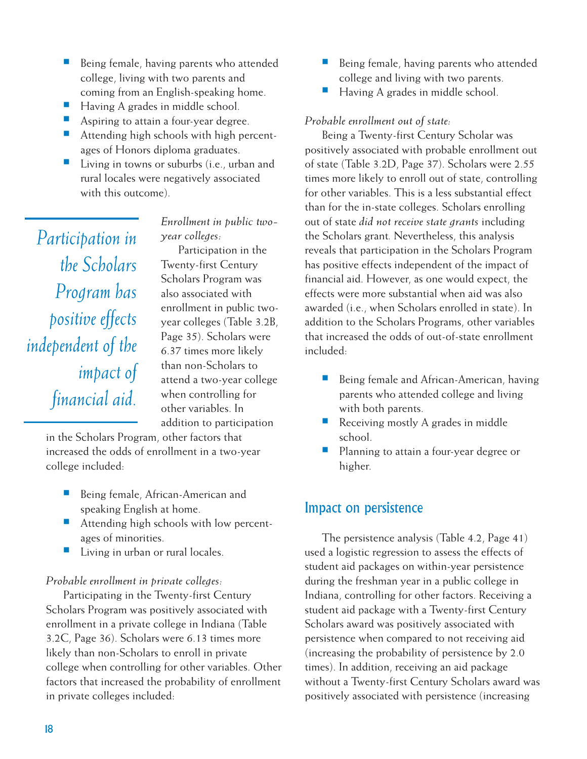- Being female, having parents who attended college, living with two parents and coming from an English-speaking home.
- Having A grades in middle school.
- Aspiring to attain a four-year degree.
- Attending high schools with high percentages of Honors diploma graduates.
- Living in towns or suburbs (i.e., urban and rural locales were negatively associated with this outcome).

*Participation in the Scholars Program has positive effects independent of the impact of financial aid.*

*Enrollment in public two-year colleges:*

Participation in the Twenty-first Century Scholars Program was also associated with enrollment in public two-year colleges (Table 3.2B, Page 35). Scholars were 6.37 times more likely than non-Scholars to attend a two-year college when controlling for other variables. In addition to participation in the Scholars Program, other factors that increased the odds of enrollment in a two-year college included:

- Being female, African-American and speaking English at home.
- Attending high schools with low percentages of minorities.
- Living in urban or rural locales.

*Probable enrollment in private colleges:*

Participating in the Twenty-first Century Scholars Program was positively associated with enrollment in a private college in Indiana (Table 3.2C, Page 36). Scholars were 6.13 times more likely than non-Scholars to enroll in private college when controlling for other variables. Other factors that increased the probability of enrollment in private colleges included:

- Being female, having parents who attended college and living with two parents.
- Having A grades in middle school.

*Probable enrollment out of state:*

Being a Twenty-first Century Scholar was positively associated with probable enrollment out of state (Table 3.2D, Page 37). Scholars were 2.55 times more likely to enroll out of state, controlling for other variables. This is a less substantial effect than for the in-state colleges. Scholars enrolling out of state *did not receive state grants* including the Scholars grant. Nevertheless, this analysis reveals that participation in the Scholars Program has positive effects independent of the impact of financial aid. However, as one would expect, the effects were more substantial when aid was also awarded (i.e., when Scholars enrolled in state). In addition to the Scholars Programs, other variables that increased the odds of out-of-state enrollment included:

- Being female and African-American, having parents who attended college and living with both parents.
- Receiving mostly A grades in middle school.
- Planning to attain a four-year degree or higher.

## Impact on persistence

The persistence analysis (Table 4.2, Page 41) used a logistic regression to assess the effects of student aid packages on within-year persistence during the freshman year in a public college in Indiana, controlling for other factors. Receiving a student aid package with a Twenty-first Century Scholars award was positively associated with persistence when compared to not receiving aid (increasing the probability of persistence by 2.0 times). In addition, receiving an aid package without a Twenty-first Century Scholars award was positively associated with persistence (increasing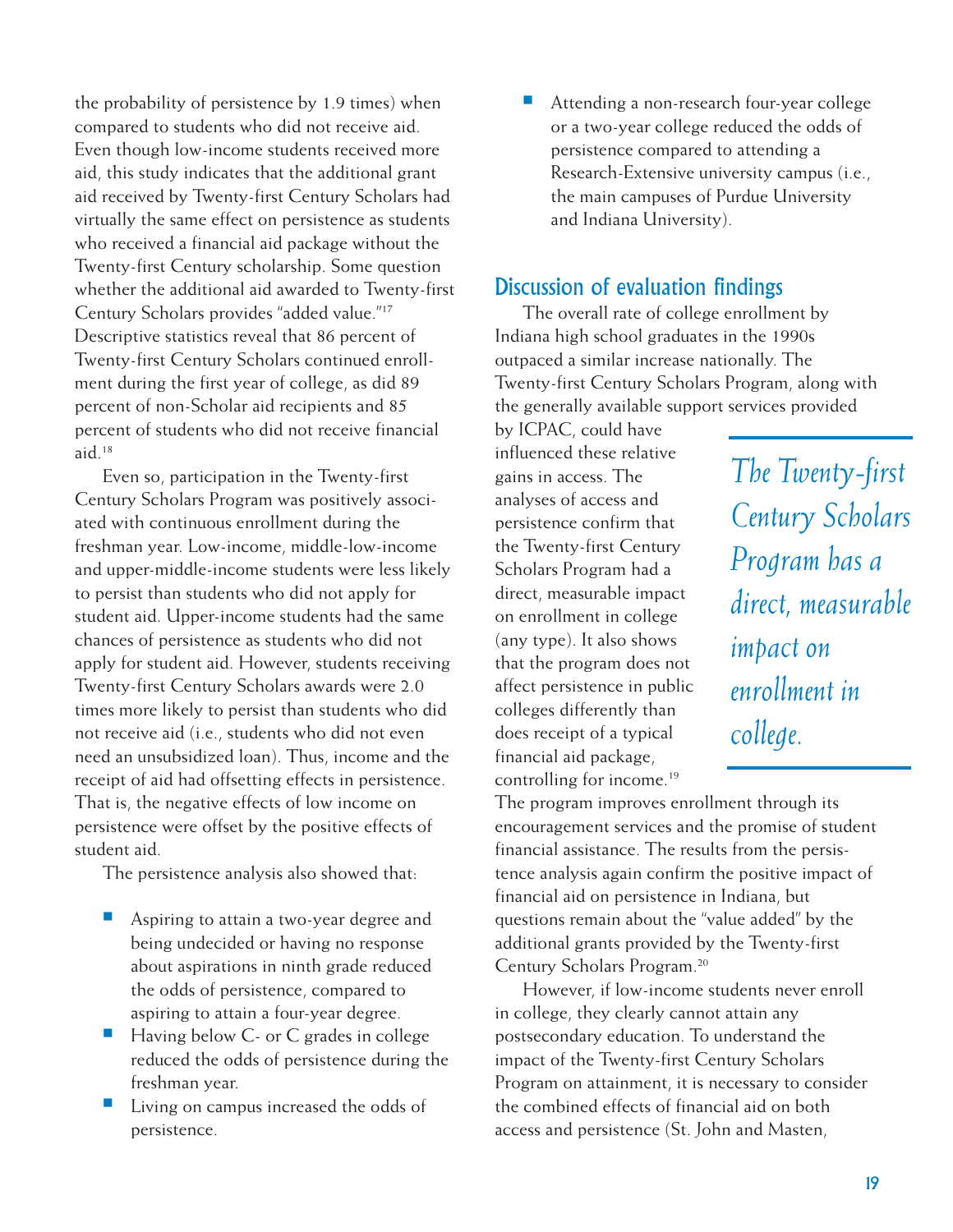the probability of persistence by 1.9 times) when compared to students who did not receive aid. Even though low-income students received more aid, this study indicates that the additional grant aid received by Twenty-first Century Scholars had virtually the same effect on persistence as students who received a financial aid package without the Twenty-first Century scholarship. Some question whether the additional aid awarded to Twenty-first Century Scholars provides "added value."[17] Descriptive statistics reveal that 86 percent of Twenty-first Century Scholars continued enrollment during the first year of college, as did 89 percent of non-Scholar aid recipients and 85 percent of students who did not receive financial aid.[18]

Even so, participation in the Twenty-first Century Scholars Program was positively associated with continuous enrollment during the freshman year. Low-income, middle-low-income and upper-middle-income students were less likely to persist than students who did not apply for student aid. Upper-income students had the same chances of persistence as students who did not apply for student aid. However, students receiving Twenty-first Century Scholars awards were 2.0 times more likely to persist than students who did not receive aid (i.e., students who did not even need an unsubsidized loan). Thus, income and the receipt of aid had offsetting effects in persistence. That is, the negative effects of low income on persistence were offset by the positive effects of student aid.

The persistence analysis also showed that:

- Aspiring to attain a two-year degree and being undecided or having no response about aspirations in ninth grade reduced the odds of persistence, compared to aspiring to attain a four-year degree.
- Having below C- or C grades in college reduced the odds of persistence during the freshman year.
- Living on campus increased the odds of persistence.
- Attending a non-research four-year college or a two-year college reduced the odds of persistence compared to attending a Research-Extensive university campus (i.e., the main campuses of Purdue University and Indiana University).

## Discussion of evaluation findings

The overall rate of college enrollment by Indiana high school graduates in the 1990s outpaced a similar increase nationally. The Twenty-first Century Scholars Program, along with the generally available support services provided by ICPAC, could have influenced these relative gains in access. The analyses of access and persistence confirm that the Twenty-first Century Scholars Program had a direct, measurable impact on enrollment in college (any type). It also shows that the program does not affect persistence in public colleges differently than does receipt of a typical financial aid package, controlling for income.[19] The program improves enrollment through its encouragement services and the promise of student financial assistance. The results from the persistence analysis again confirm the positive impact of financial aid on persistence in Indiana, but questions remain about the "value added" by the additional grants provided by the Twenty-first Century Scholars Program.[20]

*The Twenty-first Century Scholars Program has a direct, measurable impact on enrollment in college.*

However, if low-income students never enroll in college, they clearly cannot attain any postsecondary education. To understand the impact of the Twenty-first Century Scholars Program on attainment, it is necessary to consider the combined effects of financial aid on both access and persistence (St. John and Masten,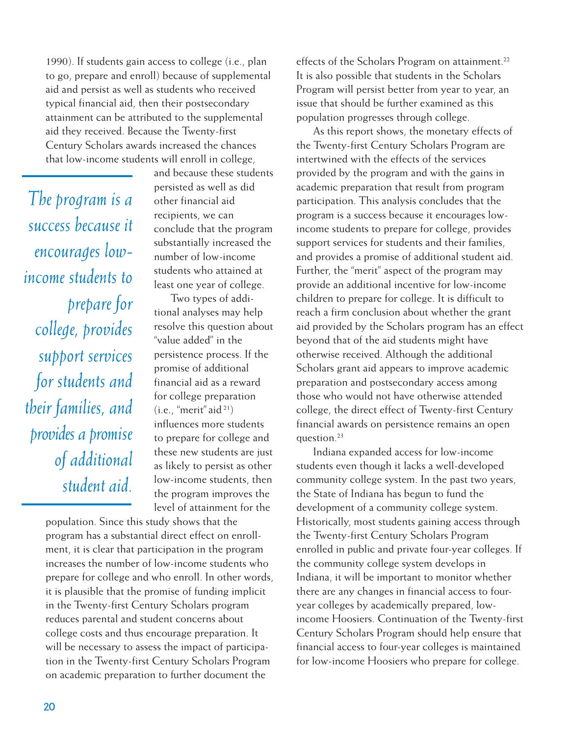1990). If students gain access to college (i.e., plan to go, prepare and enroll) because of supplemental aid and persist as well as students who received typical financial aid, then their postsecondary attainment can be attributed to the supplemental aid they received. Because the Twenty-first Century Scholars awards increased the chances that low-income students will enroll in college, and because these students persisted as well as did other financial aid recipients, we can conclude that the program substantially increased the number of low-income students who attained at least one year of college.

*The program is a success because it encourages low-income students to prepare for college, provides support services for students and their families, and provides a promise of additional student aid.*

Two types of additional analyses may help resolve this question about "value added" in the persistence process. If the promise of additional financial aid as a reward for college preparation (i.e., "merit" aid [21]) influences more students to prepare for college and these new students are just as likely to persist as other low-income students, then the program improves the level of attainment for the population. Since this study shows that the program has a substantial direct effect on enrollment, it is clear that participation in the program increases the number of low-income students who prepare for college and who enroll. In other words, it is plausible that the promise of funding implicit in the Twenty-first Century Scholars program reduces parental and student concerns about college costs and thus encourage preparation. It will be necessary to assess the impact of participation in the Twenty-first Century Scholars Program on academic preparation to further document the effects of the Scholars Program on attainment.[22] It is also possible that students in the Scholars Program will persist better from year to year, an issue that should be further examined as this population progresses through college.

As this report shows, the monetary effects of the Twenty-first Century Scholars Program are intertwined with the effects of the services provided by the program and with the gains in academic preparation that result from program participation. This analysis concludes that the program is a success because it encourages low-income students to prepare for college, provides support services for students and their families, and provides a promise of additional student aid. Further, the "merit" aspect of the program may provide an additional incentive for low-income children to prepare for college. It is difficult to reach a firm conclusion about whether the grant aid provided by the Scholars program has an effect beyond that of the aid students might have otherwise received. Although the additional Scholars grant aid appears to improve academic preparation and postsecondary access among those who would not have otherwise attended college, the direct effect of Twenty-first Century financial awards on persistence remains an open question.[23]

Indiana expanded access for low-income students even though it lacks a well-developed community college system. In the past two years, the State of Indiana has begun to fund the development of a community college system. Historically, most students gaining access through the Twenty-first Century Scholars Program enrolled in public and private four-year colleges. If the community college system develops in Indiana, it will be important to monitor whether there are any changes in financial access to four-year colleges by academically prepared, low-income Hoosiers. Continuation of the Twenty-first Century Scholars Program should help ensure that financial access to four-year colleges is maintained for low-income Hoosiers who prepare for college.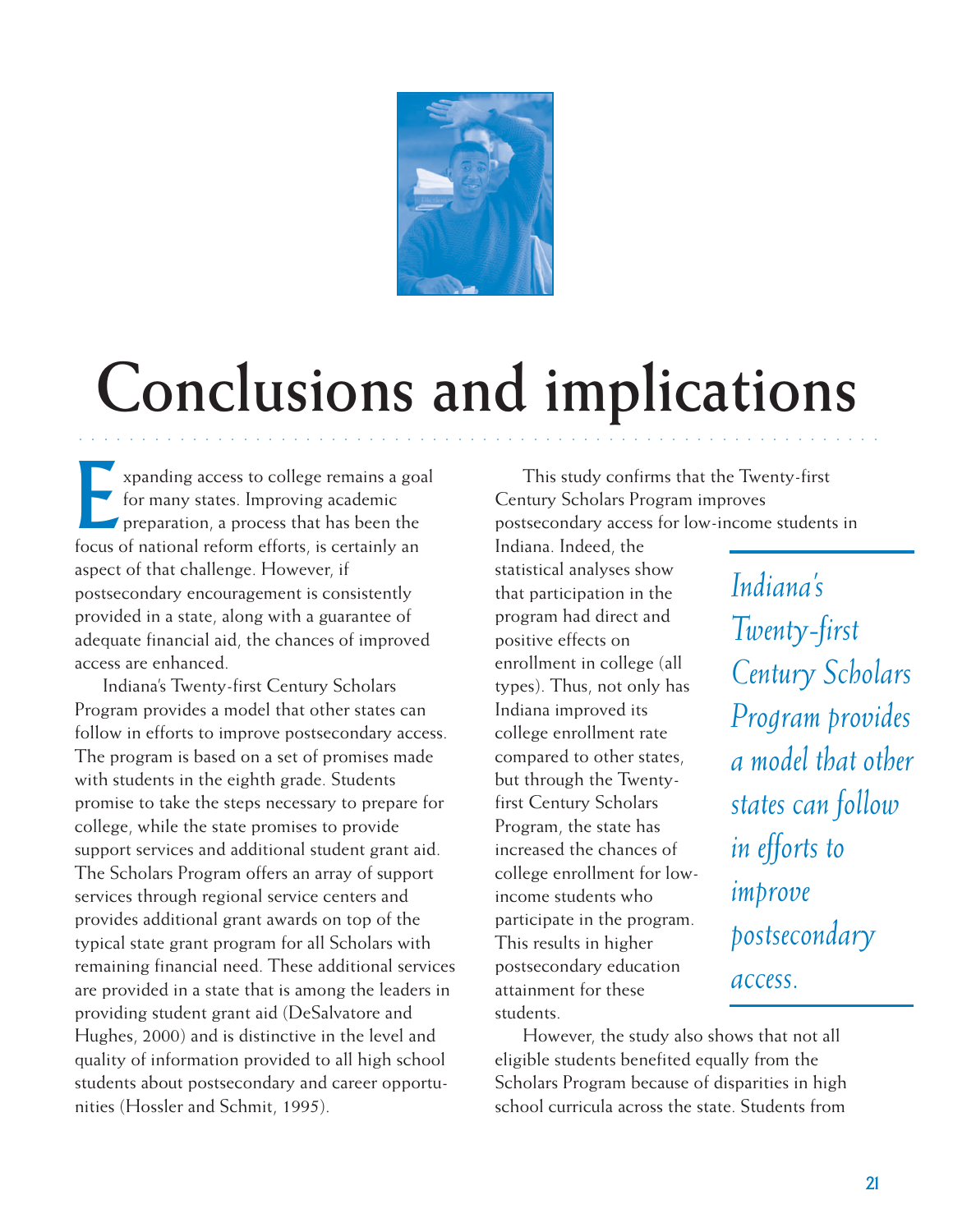# Conclusions and implications

Expanding access to college remains a goal for many states. Improving academic preparation, a process that has been the focus of national reform efforts, is certainly an aspect of that challenge. However, if postsecondary encouragement is consistently provided in a state, along with a guarantee of adequate financial aid, the chances of improved access are enhanced.

Indiana's Twenty-first Century Scholars Program provides a model that other states can follow in efforts to improve postsecondary access. The program is based on a set of promises made with students in the eighth grade. Students promise to take the steps necessary to prepare for college, while the state promises to provide support services and additional student grant aid. The Scholars Program offers an array of support services through regional service centers and provides additional grant awards on top of the typical state grant program for all Scholars with remaining financial need. These additional services are provided in a state that is among the leaders in providing student grant aid (DeSalvatore and Hughes, 2000) and is distinctive in the level and quality of information provided to all high school students about postsecondary and career opportunities (Hossler and Schmit, 1995).

This study confirms that the Twenty-first Century Scholars Program improves postsecondary access for low-income students in Indiana. Indeed, the statistical analyses show that participation in the program had direct and positive effects on enrollment in college (all types). Thus, not only has Indiana improved its college enrollment rate compared to other states, but through the Twenty-first Century Scholars Program, the state has increased the chances of college enrollment for low-income students who participate in the program. This results in higher postsecondary education attainment for these students.

*Indiana's Twenty-first Century Scholars Program provides a model that other states can follow in efforts to improve postsecondary access.*

However, the study also shows that not all eligible students benefited equally from the Scholars Program because of disparities in high school curricula across the state. Students from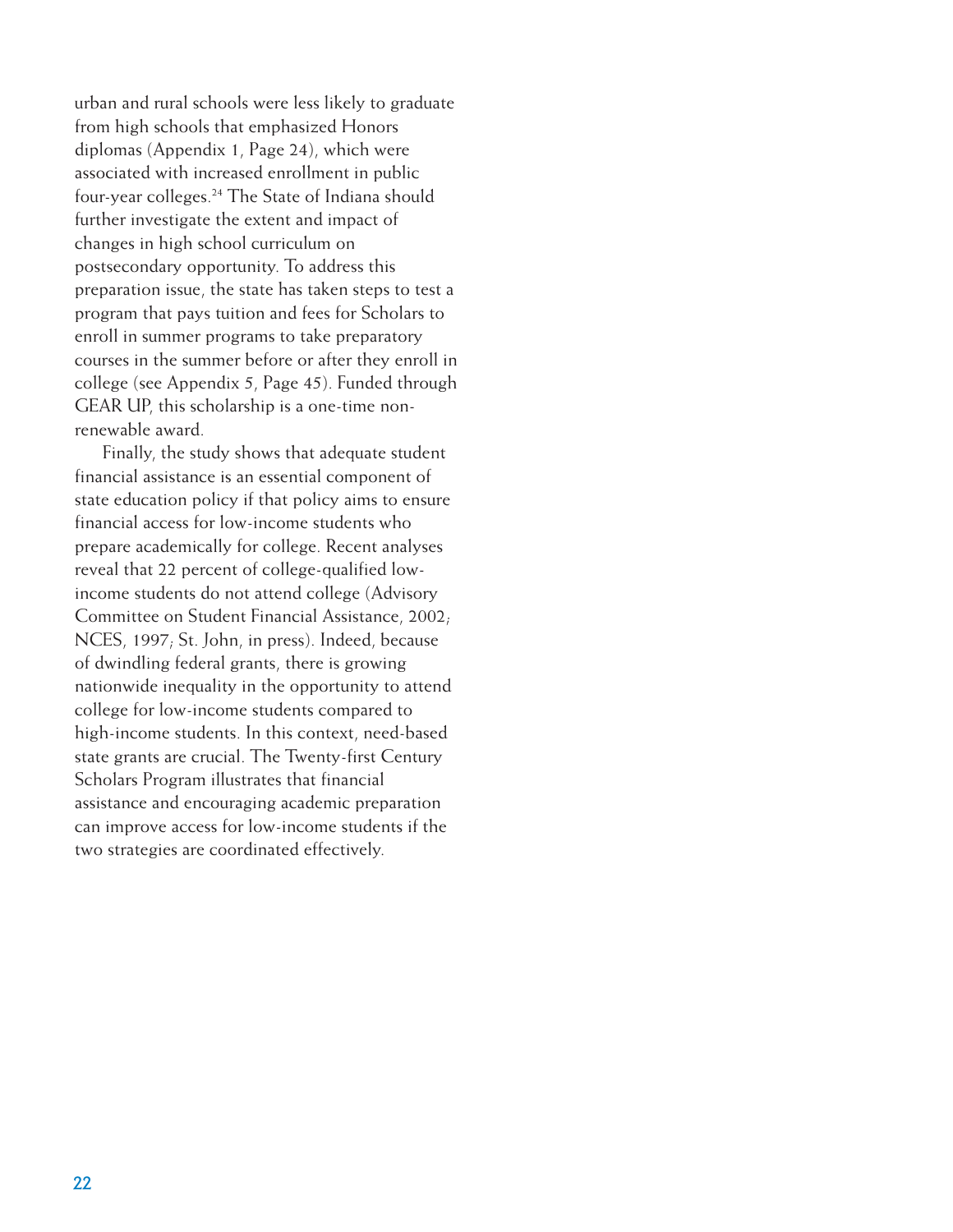urban and rural schools were less likely to graduate from high schools that emphasized Honors diplomas (Appendix 1, Page 24), which were associated with increased enrollment in public four-year colleges.[24] The State of Indiana should further investigate the extent and impact of changes in high school curriculum on postsecondary opportunity. To address this preparation issue, the state has taken steps to test a program that pays tuition and fees for Scholars to enroll in summer programs to take preparatory courses in the summer before or after they enroll in college (see Appendix 5, Page 45). Funded through GEAR UP, this scholarship is a one-time non-renewable award.

Finally, the study shows that adequate student financial assistance is an essential component of state education policy if that policy aims to ensure financial access for low-income students who prepare academically for college. Recent analyses reveal that 22 percent of college-qualified low-income students do not attend college (Advisory Committee on Student Financial Assistance, 2002; NCES, 1997; St. John, in press). Indeed, because of dwindling federal grants, there is growing nationwide inequality in the opportunity to attend college for low-income students compared to high-income students. In this context, need-based state grants are crucial. The Twenty-first Century Scholars Program illustrates that financial assistance and encouraging academic preparation can improve access for low-income students if the two strategies are coordinated effectively.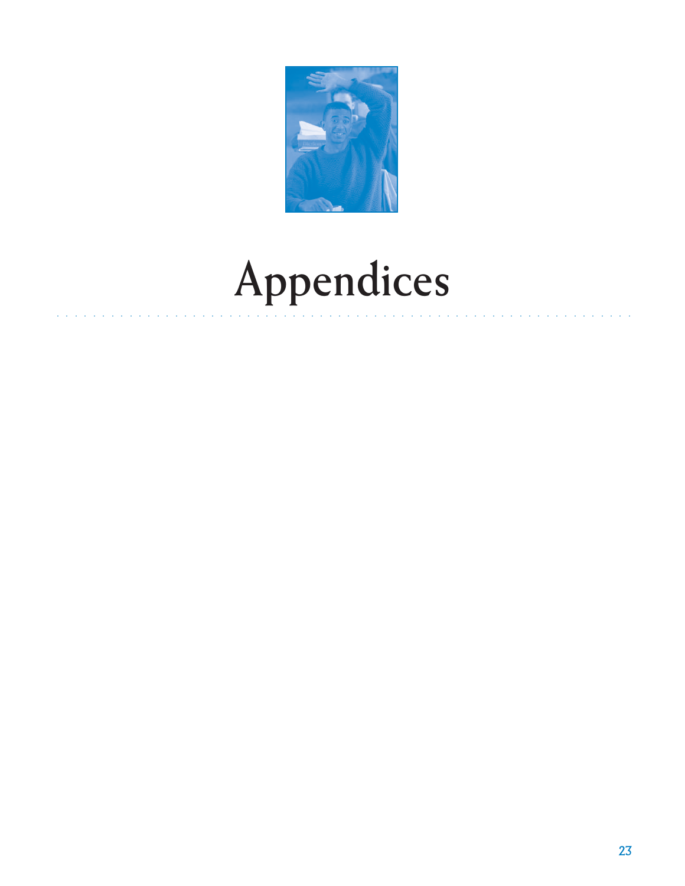# Appendices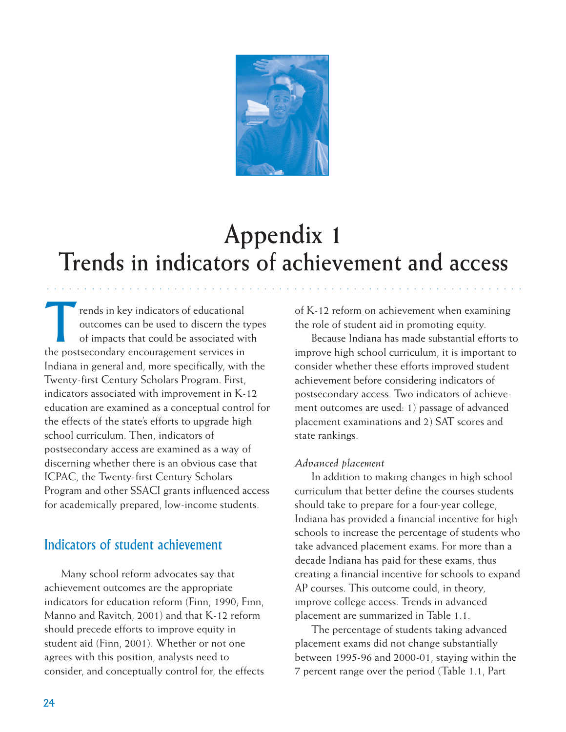# Appendix 1
# Trends in indicators of achievement and access

Trends in key indicators of educational outcomes can be used to discern the types of impacts that could be associated with the postsecondary encouragement services in Indiana in general and, more specifically, with the Twenty-first Century Scholars Program. First, indicators associated with improvement in K-12 education are examined as a conceptual control for the effects of the state's efforts to upgrade high school curriculum. Then, indicators of postsecondary access are examined as a way of discerning whether there is an obvious case that ICPAC, the Twenty-first Century Scholars Program and other SSACI grants influenced access for academically prepared, low-income students.

## Indicators of student achievement

Many school reform advocates say that achievement outcomes are the appropriate indicators for education reform (Finn, 1990; Finn, Manno and Ravitch, 2001) and that K-12 reform should precede efforts to improve equity in student aid (Finn, 2001). Whether or not one agrees with this position, analysts need to consider, and conceptually control for, the effects of K-12 reform on achievement when examining the role of student aid in promoting equity.

Because Indiana has made substantial efforts to improve high school curriculum, it is important to consider whether these efforts improved student achievement before considering indicators of postsecondary access. Two indicators of achievement outcomes are used: 1) passage of advanced placement examinations and 2) SAT scores and state rankings.

*Advanced placement*

In addition to making changes in high school curriculum that better define the courses students should take to prepare for a four-year college, Indiana has provided a financial incentive for high schools to increase the percentage of students who take advanced placement exams. For more than a decade Indiana has paid for these exams, thus creating a financial incentive for schools to expand AP courses. This outcome could, in theory, improve college access. Trends in advanced placement are summarized in Table 1.1.

The percentage of students taking advanced placement exams did not change substantially between 1995-96 and 2000-01, staying within the 7 percent range over the period (Table 1.1, Part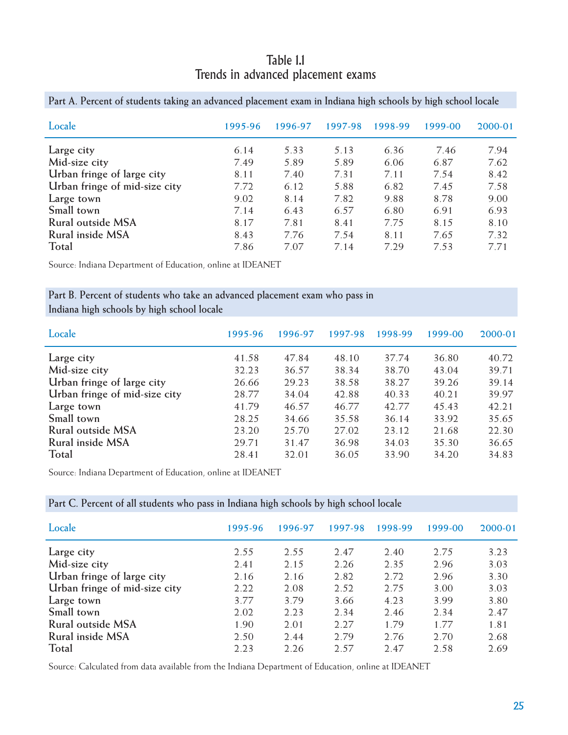## Table 1.1
## Trends in advanced placement exams

**Part A. Percent of students taking an advanced placement exam in Indiana high schools by high school locale**

| Locale | 1995-96 | 1996-97 | 1997-98 | 1998-99 | 1999-00 | 2000-01 |
|---|---|---|---|---|---|---|
| Large city | 6.14 | 5.33 | 5.13 | 6.36 | 7.46 | 7.94 |
| Mid-size city | 7.49 | 5.89 | 5.89 | 6.06 | 6.87 | 7.62 |
| Urban fringe of large city | 8.11 | 7.40 | 7.31 | 7.11 | 7.54 | 8.42 |
| Urban fringe of mid-size city | 7.72 | 6.12 | 5.88 | 6.82 | 7.45 | 7.58 |
| Large town | 9.02 | 8.14 | 7.82 | 9.88 | 8.78 | 9.00 |
| Small town | 7.14 | 6.43 | 6.57 | 6.80 | 6.91 | 6.93 |
| Rural outside MSA | 8.17 | 7.81 | 8.41 | 7.75 | 8.15 | 8.10 |
| Rural inside MSA | 8.43 | 7.76 | 7.54 | 8.11 | 7.65 | 7.32 |
| Total | 7.86 | 7.07 | 7.14 | 7.29 | 7.53 | 7.71 |

Source: Indiana Department of Education, online at IDEANET

**Part B. Percent of students who take an advanced placement exam who pass in Indiana high schools by high school locale**

| Locale | 1995-96 | 1996-97 | 1997-98 | 1998-99 | 1999-00 | 2000-01 |
|---|---|---|---|---|---|---|
| Large city | 41.58 | 47.84 | 48.10 | 37.74 | 36.80 | 40.72 |
| Mid-size city | 32.23 | 36.57 | 38.34 | 38.70 | 43.04 | 39.71 |
| Urban fringe of large city | 26.66 | 29.23 | 38.58 | 38.27 | 39.26 | 39.14 |
| Urban fringe of mid-size city | 28.77 | 34.04 | 42.88 | 40.33 | 40.21 | 39.97 |
| Large town | 41.79 | 46.57 | 46.77 | 42.77 | 45.43 | 42.21 |
| Small town | 28.25 | 34.66 | 35.58 | 36.14 | 33.92 | 35.65 |
| Rural outside MSA | 23.20 | 25.70 | 27.02 | 23.12 | 21.68 | 22.30 |
| Rural inside MSA | 29.71 | 31.47 | 36.98 | 34.03 | 35.30 | 36.65 |
| Total | 28.41 | 32.01 | 36.05 | 33.90 | 34.20 | 34.83 |

Source: Indiana Department of Education, online at IDEANET

**Part C. Percent of all students who pass in Indiana high schools by high school locale**

| Locale | 1995-96 | 1996-97 | 1997-98 | 1998-99 | 1999-00 | 2000-01 |
|---|---|---|---|---|---|---|
| Large city | 2.55 | 2.55 | 2.47 | 2.40 | 2.75 | 3.23 |
| Mid-size city | 2.41 | 2.15 | 2.26 | 2.35 | 2.96 | 3.03 |
| Urban fringe of large city | 2.16 | 2.16 | 2.82 | 2.72 | 2.96 | 3.30 |
| Urban fringe of mid-size city | 2.22 | 2.08 | 2.52 | 2.75 | 3.00 | 3.03 |
| Large town | 3.77 | 3.79 | 3.66 | 4.23 | 3.99 | 3.80 |
| Small town | 2.02 | 2.23 | 2.34 | 2.46 | 2.34 | 2.47 |
| Rural outside MSA | 1.90 | 2.01 | 2.27 | 1.79 | 1.77 | 1.81 |
| Rural inside MSA | 2.50 | 2.44 | 2.79 | 2.76 | 2.70 | 2.68 |
| Total | 2.23 | 2.26 | 2.57 | 2.47 | 2.58 | 2.69 |

Source: Calculated from data available from the Indiana Department of Education, online at IDEANET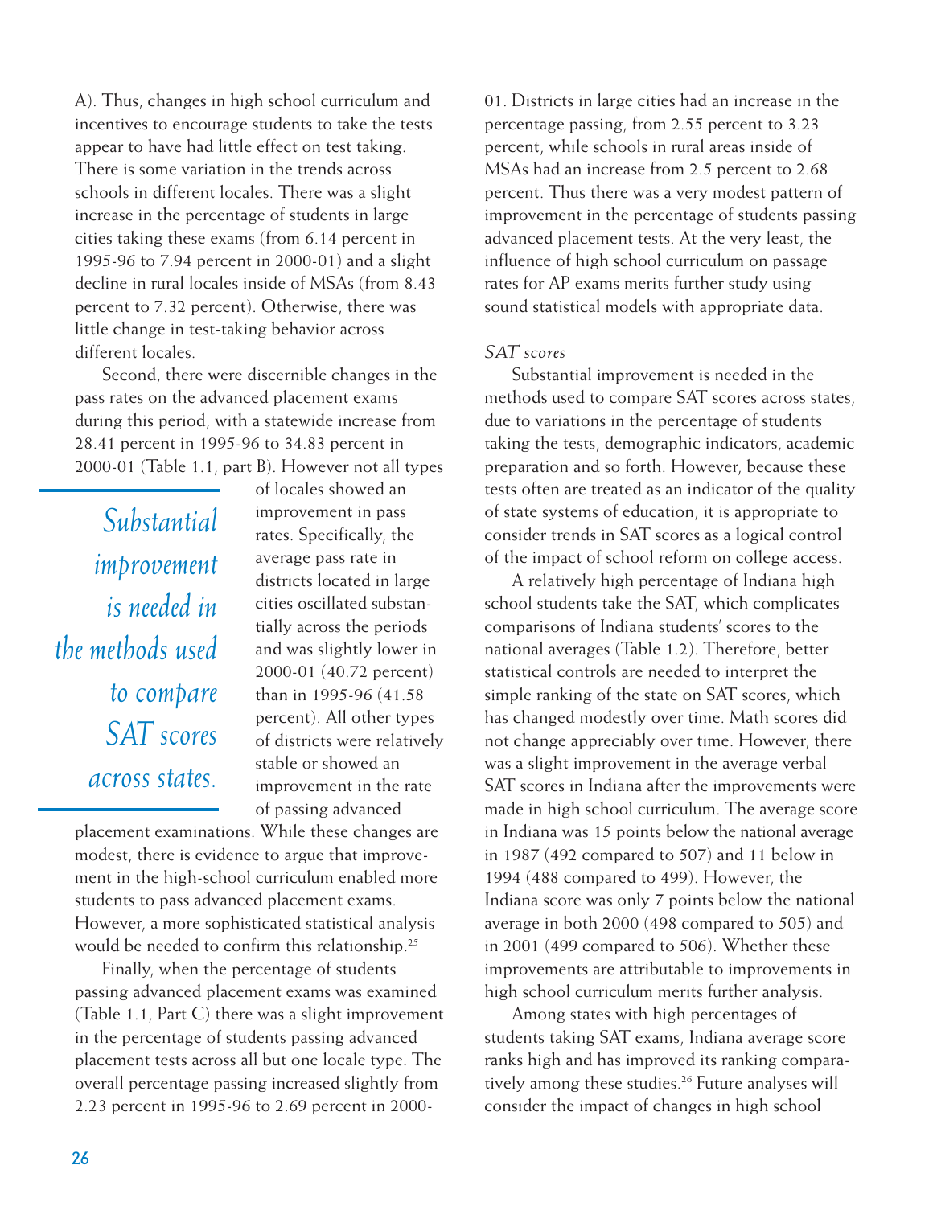A). Thus, changes in high school curriculum and incentives to encourage students to take the tests appear to have had little effect on test taking. There is some variation in the trends across schools in different locales. There was a slight increase in the percentage of students in large cities taking these exams (from 6.14 percent in 1995-96 to 7.94 percent in 2000-01) and a slight decline in rural locales inside of MSAs (from 8.43 percent to 7.32 percent). Otherwise, there was little change in test-taking behavior across different locales.

Second, there were discernible changes in the pass rates on the advanced placement exams during this period, with a statewide increase from 28.41 percent in 1995-96 to 34.83 percent in 2000-01 (Table 1.1, part B). However not all types of locales showed an improvement in pass rates. Specifically, the average pass rate in districts located in large cities oscillated substantially across the periods and was slightly lower in 2000-01 (40.72 percent) than in 1995-96 (41.58 percent). All other types of districts were relatively stable or showed an improvement in the rate of passing advanced placement examinations. While these changes are modest, there is evidence to argue that improvement in the high-school curriculum enabled more students to pass advanced placement exams. However, a more sophisticated statistical analysis would be needed to confirm this relationship.[25]

*Substantial improvement is needed in the methods used to compare SAT scores across states.*

Finally, when the percentage of students passing advanced placement exams was examined (Table 1.1, Part C) there was a slight improvement in the percentage of students passing advanced placement tests across all but one locale type. The overall percentage passing increased slightly from 2.23 percent in 1995-96 to 2.69 percent in 2000-01. Districts in large cities had an increase in the percentage passing, from 2.55 percent to 3.23 percent, while schools in rural areas inside of MSAs had an increase from 2.5 percent to 2.68 percent. Thus there was a very modest pattern of improvement in the percentage of students passing advanced placement tests. At the very least, the influence of high school curriculum on passage rates for AP exams merits further study using sound statistical models with appropriate data.

*SAT scores*

Substantial improvement is needed in the methods used to compare SAT scores across states, due to variations in the percentage of students taking the tests, demographic indicators, academic preparation and so forth. However, because these tests often are treated as an indicator of the quality of state systems of education, it is appropriate to consider trends in SAT scores as a logical control of the impact of school reform on college access.

A relatively high percentage of Indiana high school students take the SAT, which complicates comparisons of Indiana students' scores to the national averages (Table 1.2). Therefore, better statistical controls are needed to interpret the simple ranking of the state on SAT scores, which has changed modestly over time. Math scores did not change appreciably over time. However, there was a slight improvement in the average verbal SAT scores in Indiana after the improvements were made in high school curriculum. The average score in Indiana was 15 points below the national average in 1987 (492 compared to 507) and 11 below in 1994 (488 compared to 499). However, the Indiana score was only 7 points below the national average in both 2000 (498 compared to 505) and in 2001 (499 compared to 506). Whether these improvements are attributable to improvements in high school curriculum merits further analysis.

Among states with high percentages of students taking SAT exams, Indiana average score ranks high and has improved its ranking comparatively among these studies.[26] Future analyses will consider the impact of changes in high school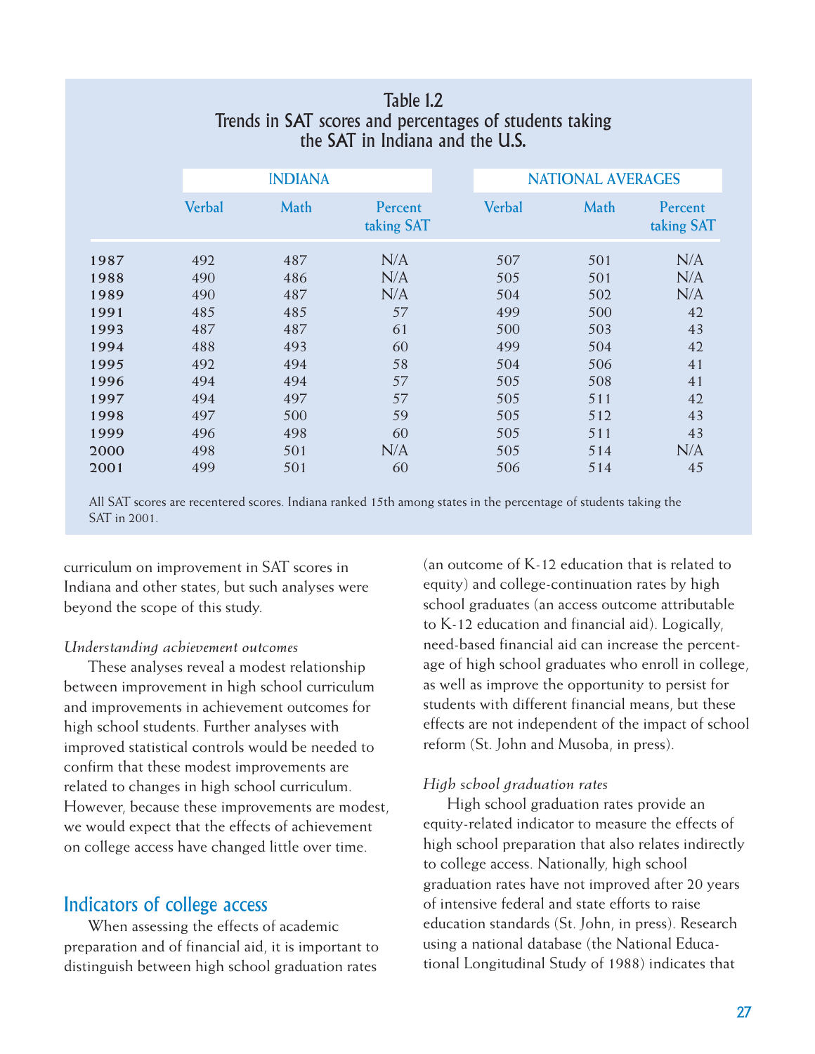**Table 1.2**
**Trends in SAT scores and percentages of students taking the SAT in Indiana and the U.S.**

| | INDIANA | | | NATIONAL AVERAGES | | |
|---|---|---|---|---|---|---|
| | Verbal | Math | Percent taking SAT | Verbal | Math | Percent taking SAT |
| **1987** | 492 | 487 | N/A | 507 | 501 | N/A |
| **1988** | 490 | 486 | N/A | 505 | 501 | N/A |
| **1989** | 490 | 487 | N/A | 504 | 502 | N/A |
| **1991** | 485 | 485 | 57 | 499 | 500 | 42 |
| **1993** | 487 | 487 | 61 | 500 | 503 | 43 |
| **1994** | 488 | 493 | 60 | 499 | 504 | 42 |
| **1995** | 492 | 494 | 58 | 504 | 506 | 41 |
| **1996** | 494 | 494 | 57 | 505 | 508 | 41 |
| **1997** | 494 | 497 | 57 | 505 | 511 | 42 |
| **1998** | 497 | 500 | 59 | 505 | 512 | 43 |
| **1999** | 496 | 498 | 60 | 505 | 511 | 43 |
| **2000** | 498 | 501 | N/A | 505 | 514 | N/A |
| **2001** | 499 | 501 | 60 | 506 | 514 | 45 |

All SAT scores are recentered scores. Indiana ranked 15th among states in the percentage of students taking the SAT in 2001.

curriculum on improvement in SAT scores in Indiana and other states, but such analyses were beyond the scope of this study.

*Understanding achievement outcomes*

These analyses reveal a modest relationship between improvement in high school curriculum and improvements in achievement outcomes for high school students. Further analyses with improved statistical controls would be needed to confirm that these modest improvements are related to changes in high school curriculum. However, because these improvements are modest, we would expect that the effects of achievement on college access have changed little over time.

## Indicators of college access

When assessing the effects of academic preparation and of financial aid, it is important to distinguish between high school graduation rates (an outcome of K-12 education that is related to equity) and college-continuation rates by high school graduates (an access outcome attributable to K-12 education and financial aid). Logically, need-based financial aid can increase the percentage of high school graduates who enroll in college, as well as improve the opportunity to persist for students with different financial means, but these effects are not independent of the impact of school reform (St. John and Musoba, in press).

*High school graduation rates*

High school graduation rates provide an equity-related indicator to measure the effects of high school preparation that also relates indirectly to college access. Nationally, high school graduation rates have not improved after 20 years of intensive federal and state efforts to raise education standards (St. John, in press). Research using a national database (the National Educational Longitudinal Study of 1988) indicates that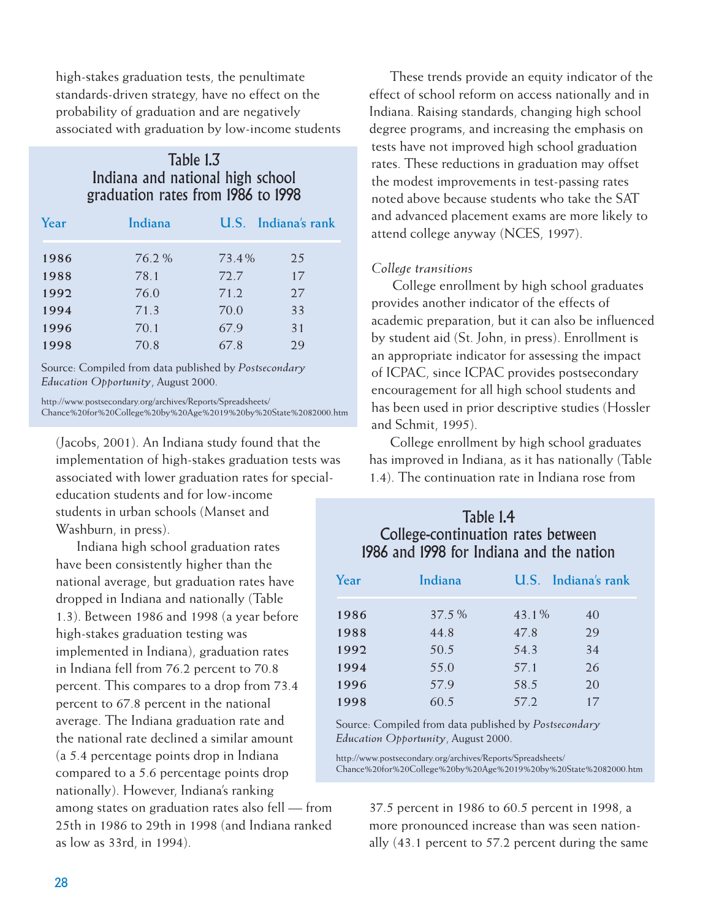high-stakes graduation tests, the penultimate standards-driven strategy, have no effect on the probability of graduation and are negatively associated with graduation by low-income students (Jacobs, 2001). An Indiana study found that the implementation of high-stakes graduation tests was associated with lower graduation rates for special-education students and for low-income students in urban schools (Manset and Washburn, in press).

### Table 1.3
### Indiana and national high school graduation rates from 1986 to 1998

| Year | Indiana | U.S. | Indiana's rank |
|---|---|---|---|
| **1986** | 76.2 % | 73.4% | 25 |
| **1988** | 78.1 | 72.7 | 17 |
| **1992** | 76.0 | 71.2 | 27 |
| **1994** | 71.3 | 70.0 | 33 |
| **1996** | 70.1 | 67.9 | 31 |
| **1998** | 70.8 | 67.8 | 29 |

Source: Compiled from data published by *Postsecondary Education Opportunity*, August 2000.

http://www.postsecondary.org/archives/Reports/Spreadsheets/Chance%20for%20College%20by%20Age%2019%20by%20State%2082000.htm

Indiana high school graduation rates have been consistently higher than the national average, but graduation rates have dropped in Indiana and nationally (Table 1.3). Between 1986 and 1998 (a year before high-stakes graduation testing was implemented in Indiana), graduation rates in Indiana fell from 76.2 percent to 70.8 percent. This compares to a drop from 73.4 percent to 67.8 percent in the national average. The Indiana graduation rate and the national rate declined a similar amount (a 5.4 percentage points drop in Indiana compared to a 5.6 percentage points drop nationally). However, Indiana's ranking among states on graduation rates also fell — from 25th in 1986 to 29th in 1998 (and Indiana ranked as low as 33rd, in 1994).

These trends provide an equity indicator of the effect of school reform on access nationally and in Indiana. Raising standards, changing high school degree programs, and increasing the emphasis on tests have not improved high school graduation rates. These reductions in graduation may offset the modest improvements in test-passing rates noted above because students who take the SAT and advanced placement exams are more likely to attend college anyway (NCES, 1997).

*College transitions*

College enrollment by high school graduates provides another indicator of the effects of academic preparation, but it can also be influenced by student aid (St. John, in press). Enrollment is an appropriate indicator for assessing the impact of ICPAC, since ICPAC provides postsecondary encouragement for all high school students and has been used in prior descriptive studies (Hossler and Schmit, 1995).

College enrollment by high school graduates has improved in Indiana, as it has nationally (Table 1.4). The continuation rate in Indiana rose from 37.5 percent in 1986 to 60.5 percent in 1998, a more pronounced increase than was seen nationally (43.1 percent to 57.2 percent during the same

### Table 1.4
### College-continuation rates between 1986 and 1998 for Indiana and the nation

| Year | Indiana | U.S. | Indiana's rank |
|---|---|---|---|
| **1986** | 37.5 % | 43.1% | 40 |
| **1988** | 44.8 | 47.8 | 29 |
| **1992** | 50.5 | 54.3 | 34 |
| **1994** | 55.0 | 57.1 | 26 |
| **1996** | 57.9 | 58.5 | 20 |
| **1998** | 60.5 | 57.2 | 17 |

Source: Compiled from data published by *Postsecondary Education Opportunity*, August 2000.

http://www.postsecondary.org/archives/Reports/Spreadsheets/Chance%20for%20College%20by%20Age%2019%20by%20State%2082000.htm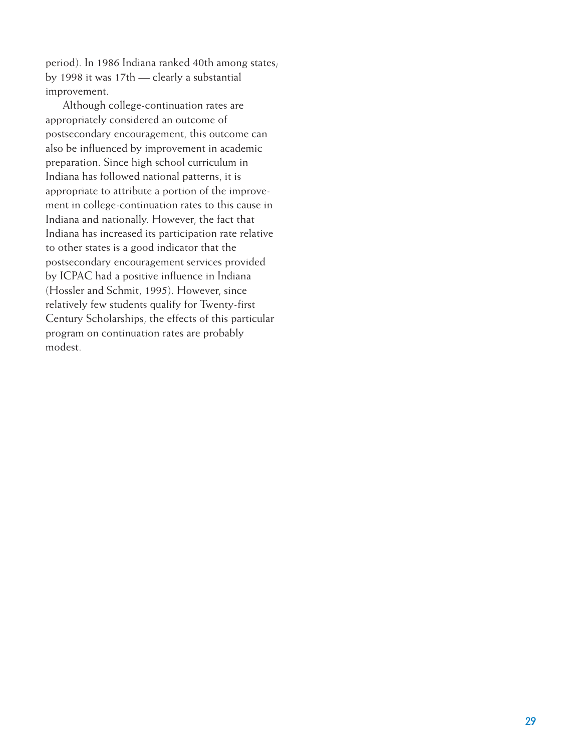period). In 1986 Indiana ranked 40th among states; by 1998 it was 17th — clearly a substantial improvement.

Although college-continuation rates are appropriately considered an outcome of postsecondary encouragement, this outcome can also be influenced by improvement in academic preparation. Since high school curriculum in Indiana has followed national patterns, it is appropriate to attribute a portion of the improvement in college-continuation rates to this cause in Indiana and nationally. However, the fact that Indiana has increased its participation rate relative to other states is a good indicator that the postsecondary encouragement services provided by ICPAC had a positive influence in Indiana (Hossler and Schmit, 1995). However, since relatively few students qualify for Twenty-first Century Scholarships, the effects of this particular program on continuation rates are probably modest.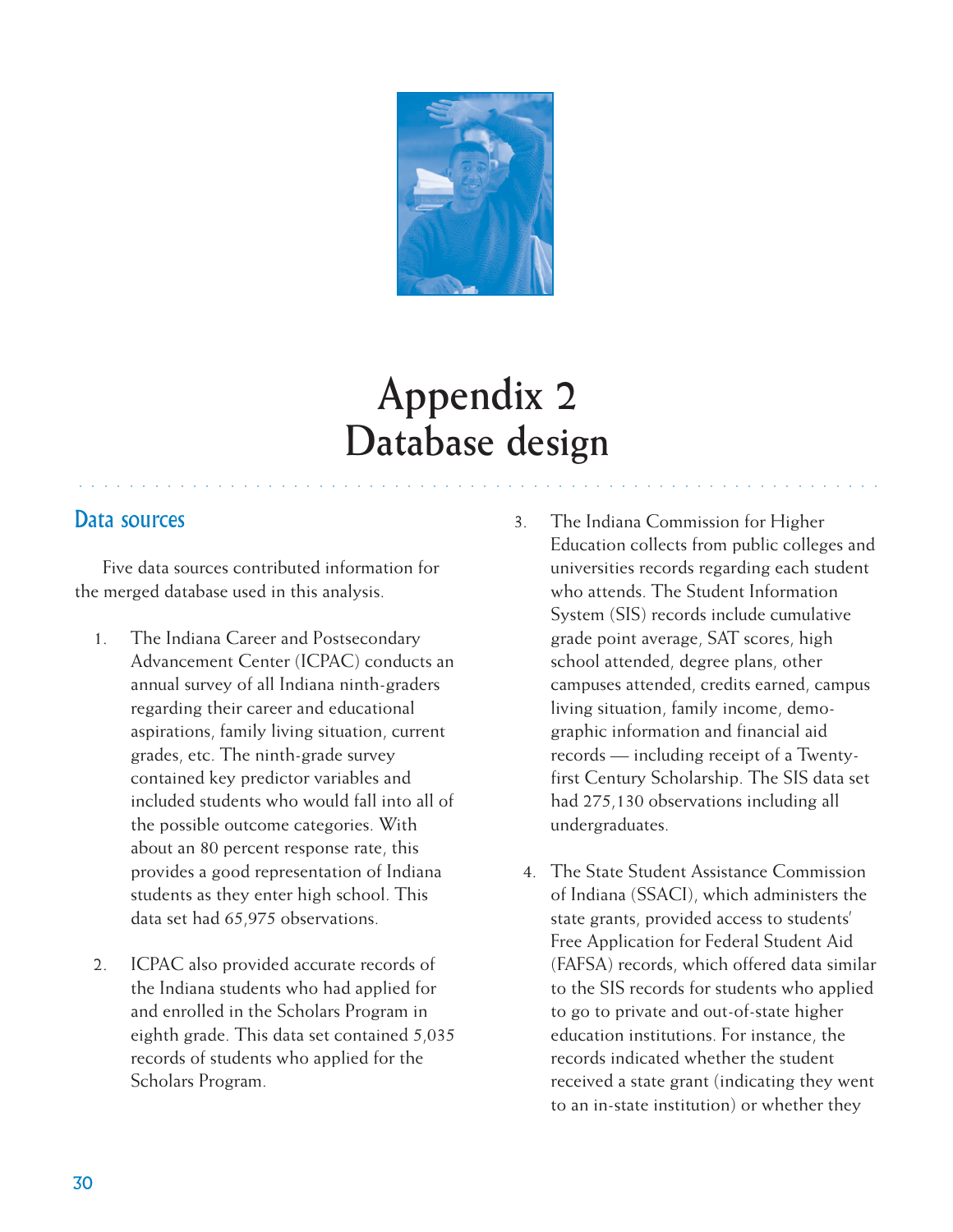# Appendix 2
# Database design

## Data sources

Five data sources contributed information for the merged database used in this analysis.

1. The Indiana Career and Postsecondary Advancement Center (ICPAC) conducts an annual survey of all Indiana ninth-graders regarding their career and educational aspirations, family living situation, current grades, etc. The ninth-grade survey contained key predictor variables and included students who would fall into all of the possible outcome categories. With about an 80 percent response rate, this provides a good representation of Indiana students as they enter high school. This data set had 65,975 observations.

2. ICPAC also provided accurate records of the Indiana students who had applied for and enrolled in the Scholars Program in eighth grade. This data set contained 5,035 records of students who applied for the Scholars Program.

3. The Indiana Commission for Higher Education collects from public colleges and universities records regarding each student who attends. The Student Information System (SIS) records include cumulative grade point average, SAT scores, high school attended, degree plans, other campuses attended, credits earned, campus living situation, family income, demographic information and financial aid records — including receipt of a Twenty-first Century Scholarship. The SIS data set had 275,130 observations including all undergraduates.

4. The State Student Assistance Commission of Indiana (SSACI), which administers the state grants, provided access to students' Free Application for Federal Student Aid (FAFSA) records, which offered data similar to the SIS records for students who applied to go to private and out-of-state higher education institutions. For instance, the records indicated whether the student received a state grant (indicating they went to an in-state institution) or whether they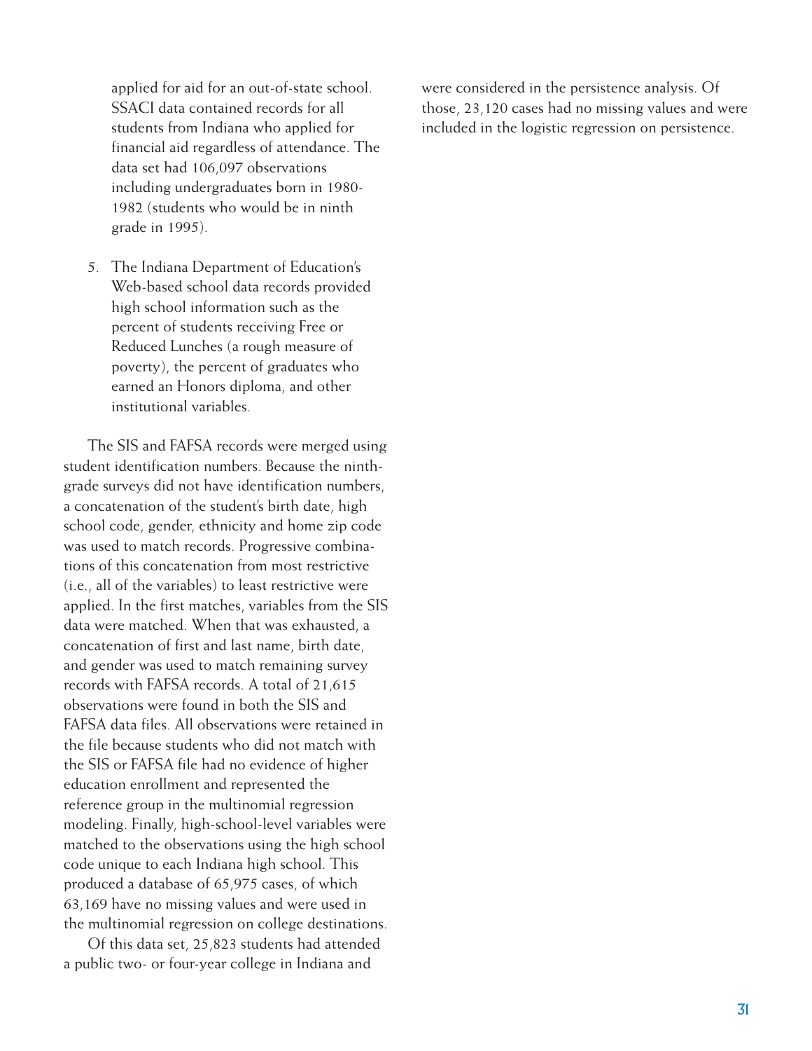applied for aid for an out-of-state school. SSACI data contained records for all students from Indiana who applied for financial aid regardless of attendance. The data set had 106,097 observations including undergraduates born in 1980-1982 (students who would be in ninth grade in 1995).

5. The Indiana Department of Education's Web-based school data records provided high school information such as the percent of students receiving Free or Reduced Lunches (a rough measure of poverty), the percent of graduates who earned an Honors diploma, and other institutional variables.

The SIS and FAFSA records were merged using student identification numbers. Because the ninth-grade surveys did not have identification numbers, a concatenation of the student's birth date, high school code, gender, ethnicity and home zip code was used to match records. Progressive combinations of this concatenation from most restrictive (i.e., all of the variables) to least restrictive were applied. In the first matches, variables from the SIS data were matched. When that was exhausted, a concatenation of first and last name, birth date, and gender was used to match remaining survey records with FAFSA records. A total of 21,615 observations were found in both the SIS and FAFSA data files. All observations were retained in the file because students who did not match with the SIS or FAFSA file had no evidence of higher education enrollment and represented the reference group in the multinomial regression modeling. Finally, high-school-level variables were matched to the observations using the high school code unique to each Indiana high school. This produced a database of 65,975 cases, of which 63,169 have no missing values and were used in the multinomial regression on college destinations.

Of this data set, 25,823 students had attended a public two- or four-year college in Indiana and were considered in the persistence analysis. Of those, 23,120 cases had no missing values and were included in the logistic regression on persistence.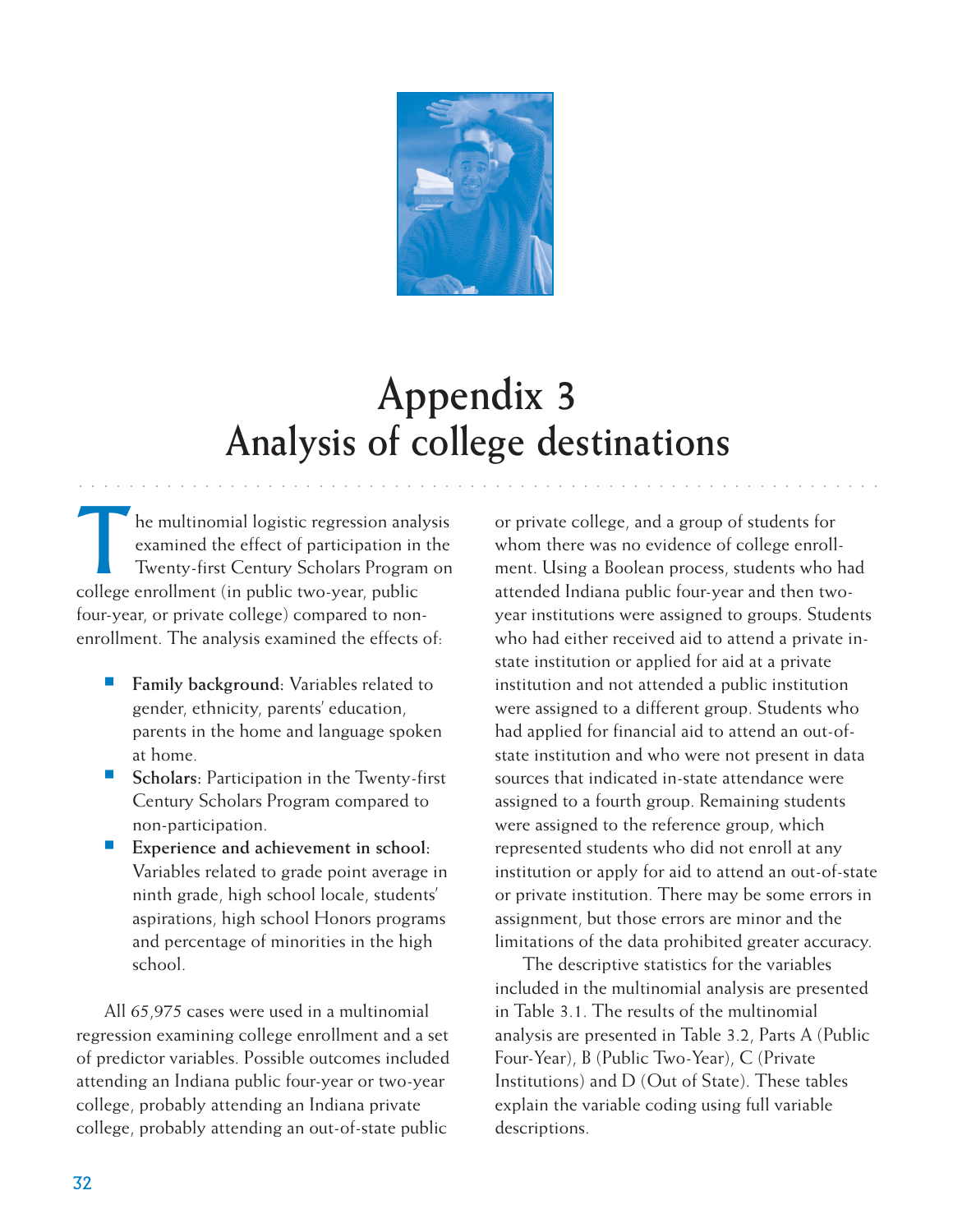# Appendix 3
# Analysis of college destinations

The multinomial logistic regression analysis examined the effect of participation in the Twenty-first Century Scholars Program on college enrollment (in public two-year, public four-year, or private college) compared to non-enrollment. The analysis examined the effects of:

- **Family background:** Variables related to gender, ethnicity, parents' education, parents in the home and language spoken at home.
- **Scholars:** Participation in the Twenty-first Century Scholars Program compared to non-participation.
- **Experience and achievement in school:** Variables related to grade point average in ninth grade, high school locale, students' aspirations, high school Honors programs and percentage of minorities in the high school.

All 65,975 cases were used in a multinomial regression examining college enrollment and a set of predictor variables. Possible outcomes included attending an Indiana public four-year or two-year college, probably attending an Indiana private college, probably attending an out-of-state public or private college, and a group of students for whom there was no evidence of college enrollment. Using a Boolean process, students who had attended Indiana public four-year and then two-year institutions were assigned to groups. Students who had either received aid to attend a private in-state institution or applied for aid at a private institution and not attended a public institution were assigned to a different group. Students who had applied for financial aid to attend an out-of-state institution and who were not present in data sources that indicated in-state attendance were assigned to a fourth group. Remaining students were assigned to the reference group, which represented students who did not enroll at any institution or apply for aid to attend an out-of-state or private institution. There may be some errors in assignment, but those errors are minor and the limitations of the data prohibited greater accuracy.

The descriptive statistics for the variables included in the multinomial analysis are presented in Table 3.1. The results of the multinomial analysis are presented in Table 3.2, Parts A (Public Four-Year), B (Public Two-Year), C (Private Institutions) and D (Out of State). These tables explain the variable coding using full variable descriptions.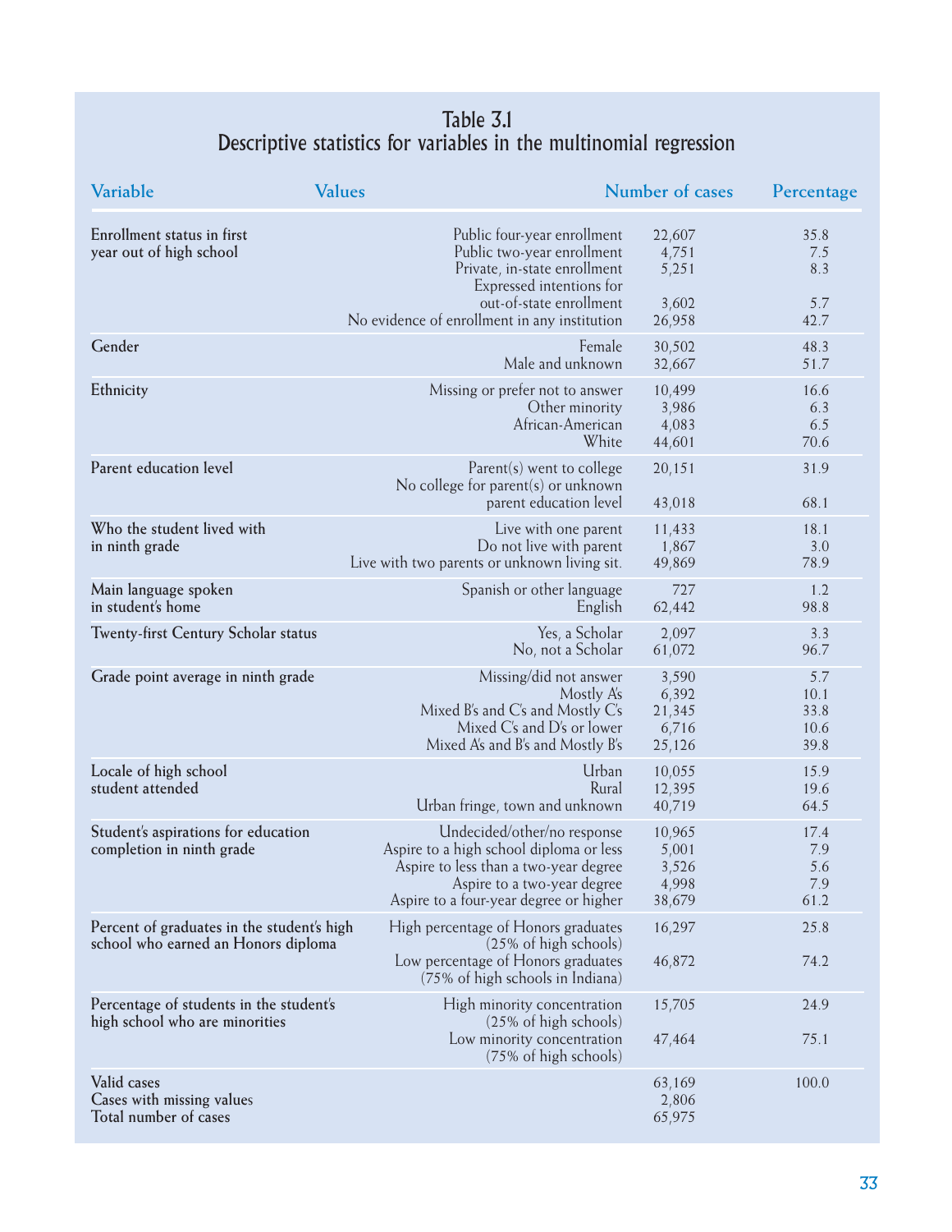## Table 3.1
## Descriptive statistics for variables in the multinomial regression

| Variable | Values | Number of cases | Percentage |
|---|---|---|---|
| Enrollment status in first year out of high school | Public four-year enrollment | 22,607 | 35.8 |
| | Public two-year enrollment | 4,751 | 7.5 |
| | Private, in-state enrollment | 5,251 | 8.3 |
| | Expressed intentions for out-of-state enrollment | 3,602 | 5.7 |
| | No evidence of enrollment in any institution | 26,958 | 42.7 |
| Gender | Female | 30,502 | 48.3 |
| | Male and unknown | 32,667 | 51.7 |
| Ethnicity | Missing or prefer not to answer | 10,499 | 16.6 |
| | Other minority | 3,986 | 6.3 |
| | African-American | 4,083 | 6.5 |
| | White | 44,601 | 70.6 |
| Parent education level | Parent(s) went to college | 20,151 | 31.9 |
| | No college for parent(s) or unknown parent education level | 43,018 | 68.1 |
| Who the student lived with in ninth grade | Live with one parent | 11,433 | 18.1 |
| | Do not live with parent | 1,867 | 3.0 |
| | Live with two parents or unknown living sit. | 49,869 | 78.9 |
| Main language spoken in student's home | Spanish or other language | 727 | 1.2 |
| | English | 62,442 | 98.8 |
| Twenty-first Century Scholar status | Yes, a Scholar | 2,097 | 3.3 |
| | No, not a Scholar | 61,072 | 96.7 |
| Grade point average in ninth grade | Missing/did not answer | 3,590 | 5.7 |
| | Mostly A's | 6,392 | 10.1 |
| | Mixed B's and C's and Mostly C's | 21,345 | 33.8 |
| | Mixed C's and D's or lower | 6,716 | 10.6 |
| | Mixed A's and B's and Mostly B's | 25,126 | 39.8 |
| Locale of high school student attended | Urban | 10,055 | 15.9 |
| | Rural | 12,395 | 19.6 |
| | Urban fringe, town and unknown | 40,719 | 64.5 |
| Student's aspirations for education completion in ninth grade | Undecided/other/no response | 10,965 | 17.4 |
| | Aspire to a high school diploma or less | 5,001 | 7.9 |
| | Aspire to less than a two-year degree | 3,526 | 5.6 |
| | Aspire to a two-year degree | 4,998 | 7.9 |
| | Aspire to a four-year degree or higher | 38,679 | 61.2 |
| Percent of graduates in the student's high school who earned an Honors diploma | High percentage of Honors graduates (25% of high schools) | 16,297 | 25.8 |
| | Low percentage of Honors graduates (75% of high schools in Indiana) | 46,872 | 74.2 |
| Percentage of students in the student's high school who are minorities | High minority concentration (25% of high schools) | 15,705 | 24.9 |
| | Low minority concentration (75% of high schools) | 47,464 | 75.1 |
| Valid cases | | 63,169 | 100.0 |
| Cases with missing values | | 2,806 | |
| Total number of cases | | 65,975 | |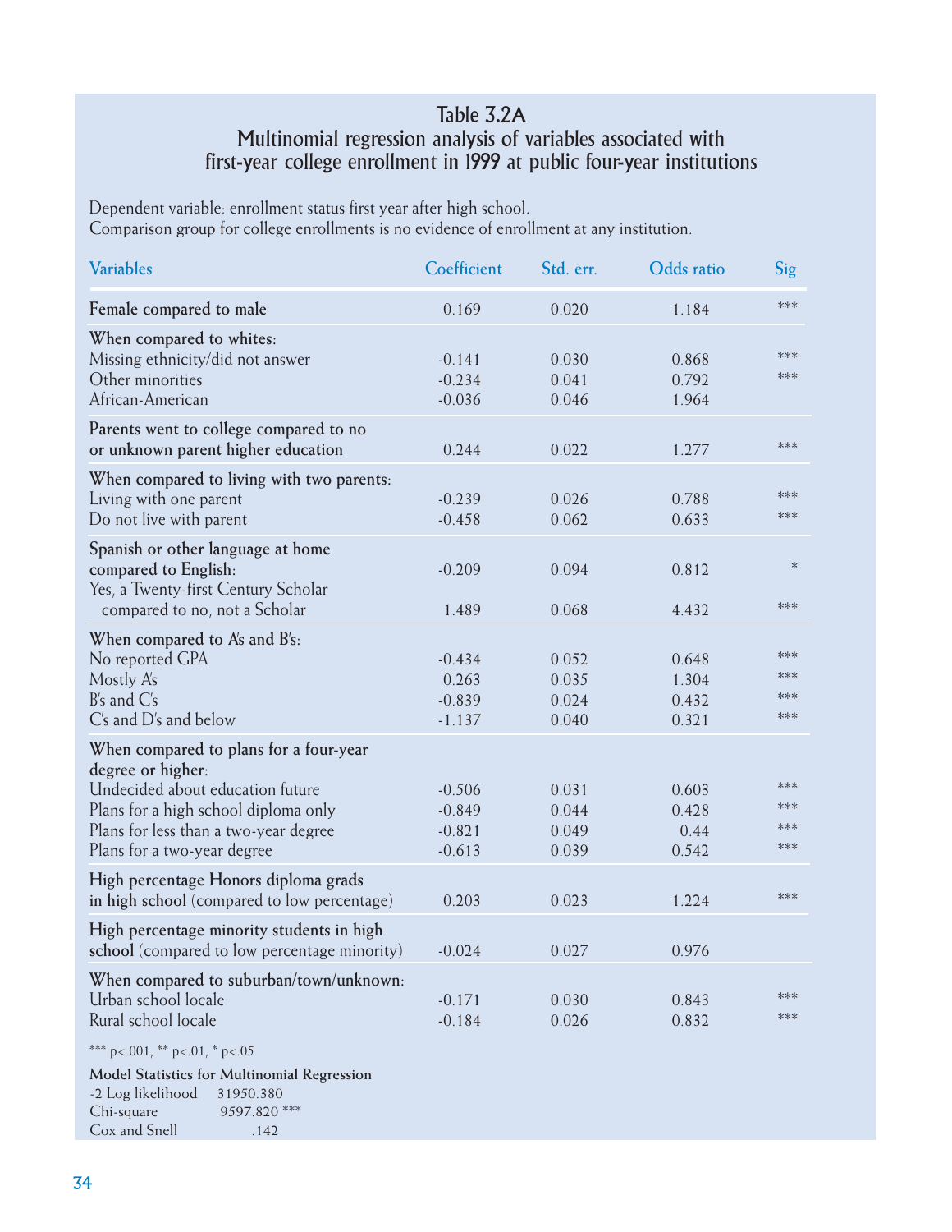## Table 3.2A
## Multinomial regression analysis of variables associated with first-year college enrollment in 1999 at public four-year institutions

Dependent variable: enrollment status first year after high school.
Comparison group for college enrollments is no evidence of enrollment at any institution.

| Variables | Coefficient | Std. err. | Odds ratio | Sig |
|---|---|---|---|---|
| **Female compared to male** | 0.169 | 0.020 | 1.184 | *** |
| **When compared to whites:** | | | | |
| Missing ethnicity/did not answer | -0.141 | 0.030 | 0.868 | *** |
| Other minorities | -0.234 | 0.041 | 0.792 | *** |
| African-American | -0.036 | 0.046 | 1.964 | |
| **Parents went to college compared to no or unknown parent higher education** | 0.244 | 0.022 | 1.277 | *** |
| **When compared to living with two parents:** | | | | |
| Living with one parent | -0.239 | 0.026 | 0.788 | *** |
| Do not live with parent | -0.458 | 0.062 | 0.633 | *** |
| **Spanish or other language at home compared to English:** | -0.209 | 0.094 | 0.812 | * |
| Yes, a Twenty-first Century Scholar compared to no, not a Scholar | 1.489 | 0.068 | 4.432 | *** |
| **When compared to A's and B's:** | | | | |
| No reported GPA | -0.434 | 0.052 | 0.648 | *** |
| Mostly A's | 0.263 | 0.035 | 1.304 | *** |
| B's and C's | -0.839 | 0.024 | 0.432 | *** |
| C's and D's and below | -1.137 | 0.040 | 0.321 | *** |
| **When compared to plans for a four-year degree or higher:** | | | | |
| Undecided about education future | -0.506 | 0.031 | 0.603 | *** |
| Plans for a high school diploma only | -0.849 | 0.044 | 0.428 | *** |
| Plans for less than a two-year degree | -0.821 | 0.049 | 0.44 | *** |
| Plans for a two-year degree | -0.613 | 0.039 | 0.542 | *** |
| **High percentage Honors diploma grads in high school** (compared to low percentage) | 0.203 | 0.023 | 1.224 | *** |
| **High percentage minority students in high school** (compared to low percentage minority) | -0.024 | 0.027 | 0.976 | |
| **When compared to suburban/town/unknown:** | | | | |
| Urban school locale | -0.171 | 0.030 | 0.843 | *** |
| Rural school locale | -0.184 | 0.026 | 0.832 | *** |

*** p<.001, ** p<.01, * p<.05

**Model Statistics for Multinomial Regression**

| | |
|---|---|
| -2 Log likelihood | 31950.380 |
| Chi-square | 9597.820 *** |
| Cox and Snell | .142 |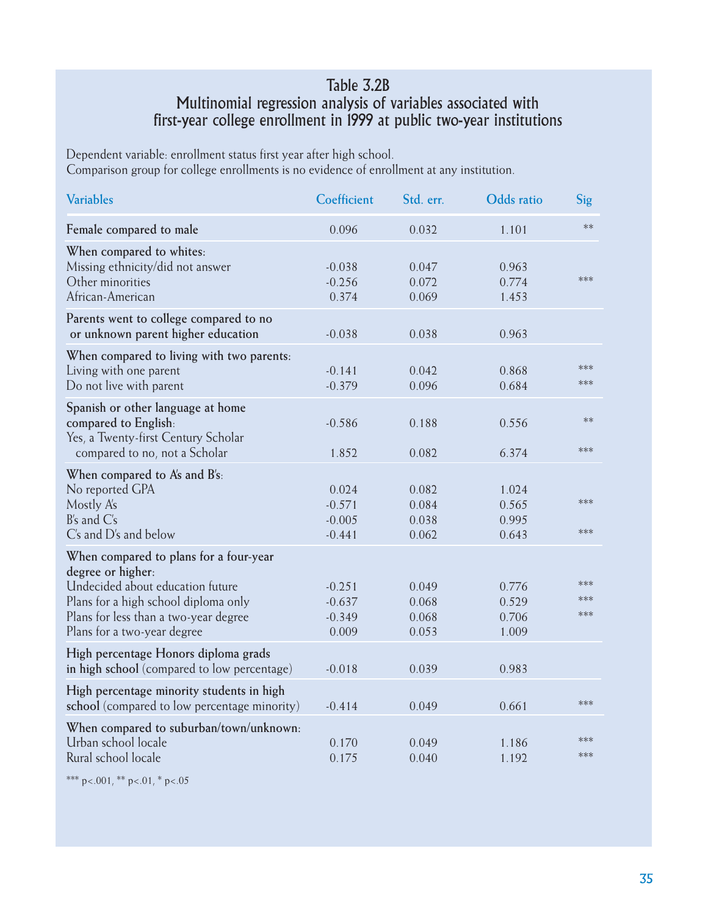## Table 3.2B
## Multinomial regression analysis of variables associated with first-year college enrollment in 1999 at public two-year institutions

Dependent variable: enrollment status first year after high school.
Comparison group for college enrollments is no evidence of enrollment at any institution.

| Variables | Coefficient | Std. err. | Odds ratio | Sig |
|---|---|---|---|---|
| **Female compared to male** | 0.096 | 0.032 | 1.101 | ** |
| **When compared to whites:** | | | | |
| Missing ethnicity/did not answer | -0.038 | 0.047 | 0.963 | |
| Other minorities | -0.256 | 0.072 | 0.774 | *** |
| African-American | 0.374 | 0.069 | 1.453 | |
| **Parents went to college compared to no or unknown parent higher education** | -0.038 | 0.038 | 0.963 | |
| **When compared to living with two parents:** | | | | |
| Living with one parent | -0.141 | 0.042 | 0.868 | *** |
| Do not live with parent | -0.379 | 0.096 | 0.684 | *** |
| **Spanish or other language at home compared to English:** | -0.586 | 0.188 | 0.556 | ** |
| Yes, a Twenty-first Century Scholar compared to no, not a Scholar | 1.852 | 0.082 | 6.374 | *** |
| **When compared to A's and B's:** | | | | |
| No reported GPA | 0.024 | 0.082 | 1.024 | |
| Mostly A's | -0.571 | 0.084 | 0.565 | *** |
| B's and C's | -0.005 | 0.038 | 0.995 | |
| C's and D's and below | -0.441 | 0.062 | 0.643 | *** |
| **When compared to plans for a four-year degree or higher:** | | | | |
| Undecided about education future | -0.251 | 0.049 | 0.776 | *** |
| Plans for a high school diploma only | -0.637 | 0.068 | 0.529 | *** |
| Plans for less than a two-year degree | -0.349 | 0.068 | 0.706 | *** |
| Plans for a two-year degree | 0.009 | 0.053 | 1.009 | |
| **High percentage Honors diploma grads in high school** (compared to low percentage) | -0.018 | 0.039 | 0.983 | |
| **High percentage minority students in high school** (compared to low percentage minority) | -0.414 | 0.049 | 0.661 | *** |
| **When compared to suburban/town/unknown:** | | | | |
| Urban school locale | 0.170 | 0.049 | 1.186 | *** |
| Rural school locale | 0.175 | 0.040 | 1.192 | *** |

*** $p<.001$, ** $p<.01$, * $p<.05$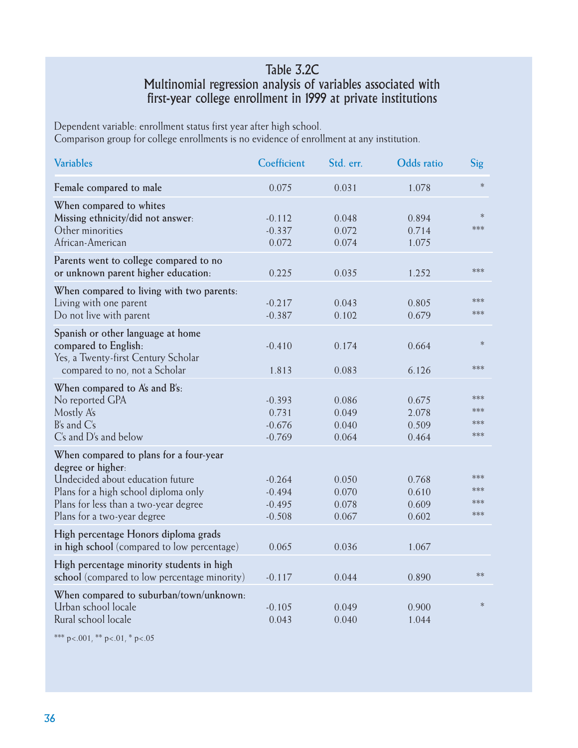## Table 3.2C
## Multinomial regression analysis of variables associated with first-year college enrollment in 1999 at private institutions

Dependent variable: enrollment status first year after high school.
Comparison group for college enrollments is no evidence of enrollment at any institution.

| Variables | Coefficient | Std. err. | Odds ratio | Sig |
|---|---|---|---|---|
| **Female compared to male** | 0.075 | 0.031 | 1.078 | * |
| **When compared to whites** | | | | |
| **Missing ethnicity/did not answer:** | -0.112 | 0.048 | 0.894 | * |
| Other minorities | -0.337 | 0.072 | 0.714 | *** |
| African-American | 0.072 | 0.074 | 1.075 | |
| **Parents went to college compared to no or unknown parent higher education:** | 0.225 | 0.035 | 1.252 | *** |
| **When compared to living with two parents:** | | | | |
| Living with one parent | -0.217 | 0.043 | 0.805 | *** |
| Do not live with parent | -0.387 | 0.102 | 0.679 | *** |
| **Spanish or other language at home compared to English:** | -0.410 | 0.174 | 0.664 | * |
| Yes, a Twenty-first Century Scholar compared to no, not a Scholar | 1.813 | 0.083 | 6.126 | *** |
| **When compared to A's and B's:** | | | | |
| No reported GPA | -0.393 | 0.086 | 0.675 | *** |
| Mostly A's | 0.731 | 0.049 | 2.078 | *** |
| B's and C's | -0.676 | 0.040 | 0.509 | *** |
| C's and D's and below | -0.769 | 0.064 | 0.464 | *** |
| **When compared to plans for a four-year degree or higher:** | | | | |
| Undecided about education future | -0.264 | 0.050 | 0.768 | *** |
| Plans for a high school diploma only | -0.494 | 0.070 | 0.610 | *** |
| Plans for less than a two-year degree | -0.495 | 0.078 | 0.609 | *** |
| Plans for a two-year degree | -0.508 | 0.067 | 0.602 | *** |
| **High percentage Honors diploma grads in high school** (compared to low percentage) | 0.065 | 0.036 | 1.067 | |
| **High percentage minority students in high school** (compared to low percentage minority) | -0.117 | 0.044 | 0.890 | ** |
| **When compared to suburban/town/unknown:** | | | | |
| Urban school locale | -0.105 | 0.049 | 0.900 | * |
| Rural school locale | 0.043 | 0.040 | 1.044 | |

*** p<.001, ** p<.01, * p<.05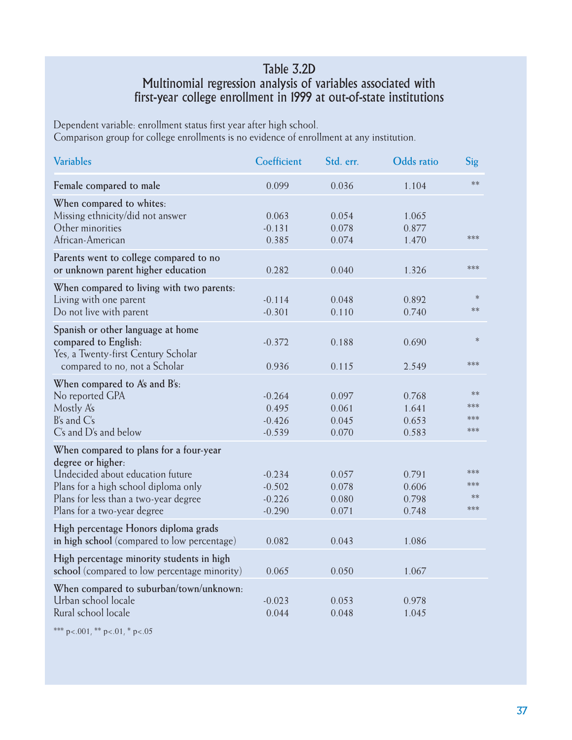## Table 3.2D
## Multinomial regression analysis of variables associated with first-year college enrollment in 1999 at out-of-state institutions

Dependent variable: enrollment status first year after high school.
Comparison group for college enrollments is no evidence of enrollment at any institution.

| Variables | Coefficient | Std. err. | Odds ratio | Sig |
|---|---|---|---|---|
| **Female compared to male** | 0.099 | 0.036 | 1.104 | ** |
| **When compared to whites:** | | | | |
| Missing ethnicity/did not answer | 0.063 | 0.054 | 1.065 | |
| Other minorities | -0.131 | 0.078 | 0.877 | |
| African-American | 0.385 | 0.074 | 1.470 | *** |
| **Parents went to college compared to no or unknown parent higher education** | 0.282 | 0.040 | 1.326 | *** |
| **When compared to living with two parents:** | | | | |
| Living with one parent | -0.114 | 0.048 | 0.892 | * |
| Do not live with parent | -0.301 | 0.110 | 0.740 | ** |
| **Spanish or other language at home compared to English:** | -0.372 | 0.188 | 0.690 | * |
| Yes, a Twenty-first Century Scholar compared to no, not a Scholar | 0.936 | 0.115 | 2.549 | *** |
| **When compared to A's and B's:** | | | | |
| No reported GPA | -0.264 | 0.097 | 0.768 | ** |
| Mostly A's | 0.495 | 0.061 | 1.641 | *** |
| B's and C's | -0.426 | 0.045 | 0.653 | *** |
| C's and D's and below | -0.539 | 0.070 | 0.583 | *** |
| **When compared to plans for a four-year degree or higher:** | | | | |
| Undecided about education future | -0.234 | 0.057 | 0.791 | *** |
| Plans for a high school diploma only | -0.502 | 0.078 | 0.606 | *** |
| Plans for less than a two-year degree | -0.226 | 0.080 | 0.798 | ** |
| Plans for a two-year degree | -0.290 | 0.071 | 0.748 | *** |
| **High percentage Honors diploma grads in high school** (compared to low percentage) | 0.082 | 0.043 | 1.086 | |
| **High percentage minority students in high school** (compared to low percentage minority) | 0.065 | 0.050 | 1.067 | |
| **When compared to suburban/town/unknown:** | | | | |
| Urban school locale | -0.023 | 0.053 | 0.978 | |
| Rural school locale | 0.044 | 0.048 | 1.045 | |

*** $p<.001$, ** $p<.01$, * $p<.05$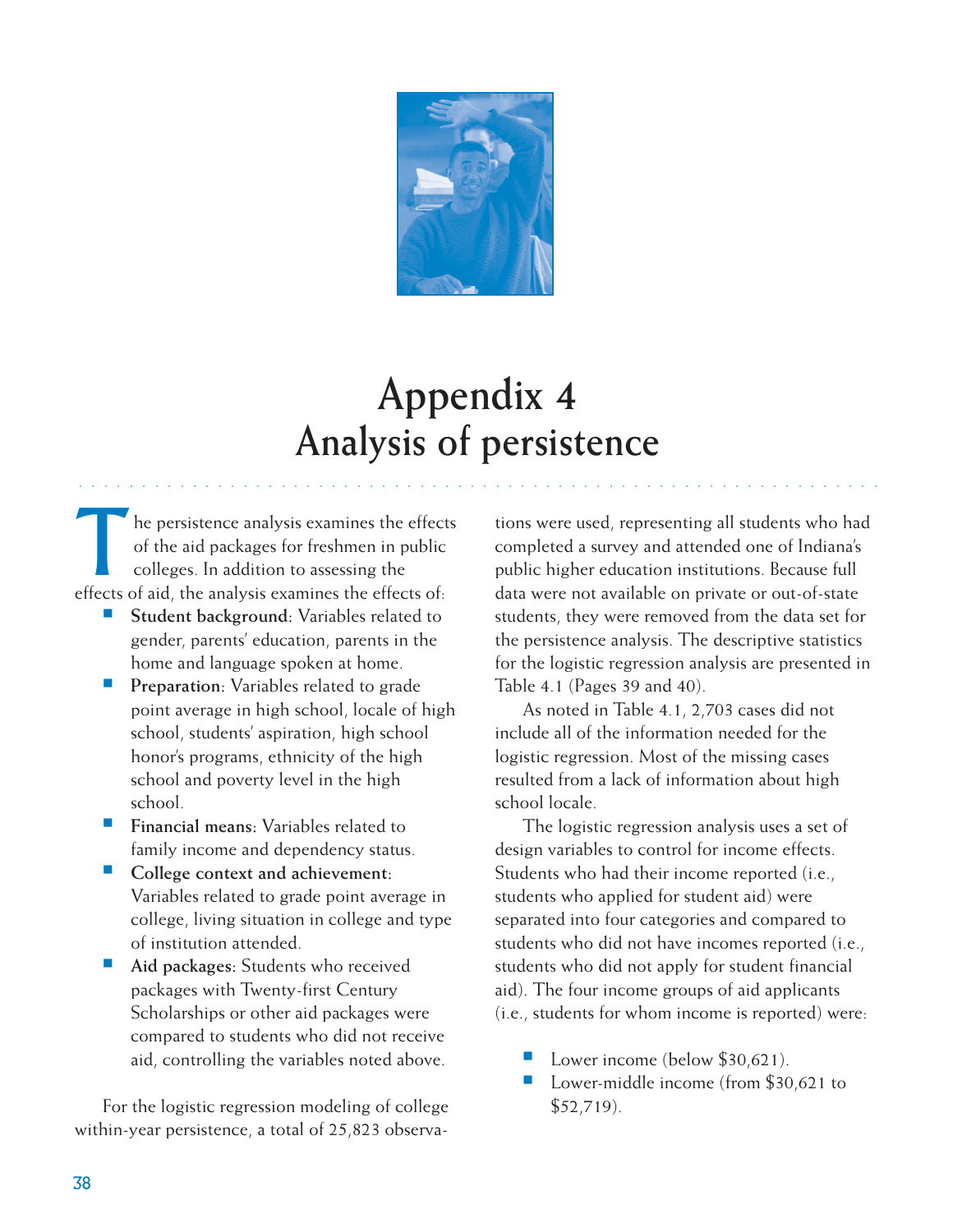# Appendix 4
# Analysis of persistence

The persistence analysis examines the effects of the aid packages for freshmen in public colleges. In addition to assessing the effects of aid, the analysis examines the effects of:

- **Student background:** Variables related to gender, parents' education, parents in the home and language spoken at home.
- **Preparation:** Variables related to grade point average in high school, locale of high school, students' aspiration, high school honor's programs, ethnicity of the high school and poverty level in the high school.
- **Financial means:** Variables related to family income and dependency status.
- **College context and achievement:** Variables related to grade point average in college, living situation in college and type of institution attended.
- **Aid packages:** Students who received packages with Twenty-first Century Scholarships or other aid packages were compared to students who did not receive aid, controlling the variables noted above.

For the logistic regression modeling of college within-year persistence, a total of 25,823 observations were used, representing all students who had completed a survey and attended one of Indiana's public higher education institutions. Because full data were not available on private or out-of-state students, they were removed from the data set for the persistence analysis. The descriptive statistics for the logistic regression analysis are presented in Table 4.1 (Pages 39 and 40).

As noted in Table 4.1, 2,703 cases did not include all of the information needed for the logistic regression. Most of the missing cases resulted from a lack of information about high school locale.

The logistic regression analysis uses a set of design variables to control for income effects. Students who had their income reported (i.e., students who applied for student aid) were separated into four categories and compared to students who did not have incomes reported (i.e., students who did not apply for student financial aid). The four income groups of aid applicants (i.e., students for whom income is reported) were:

- Lower income (below $30,621).
- Lower-middle income (from $30,621 to $52,719).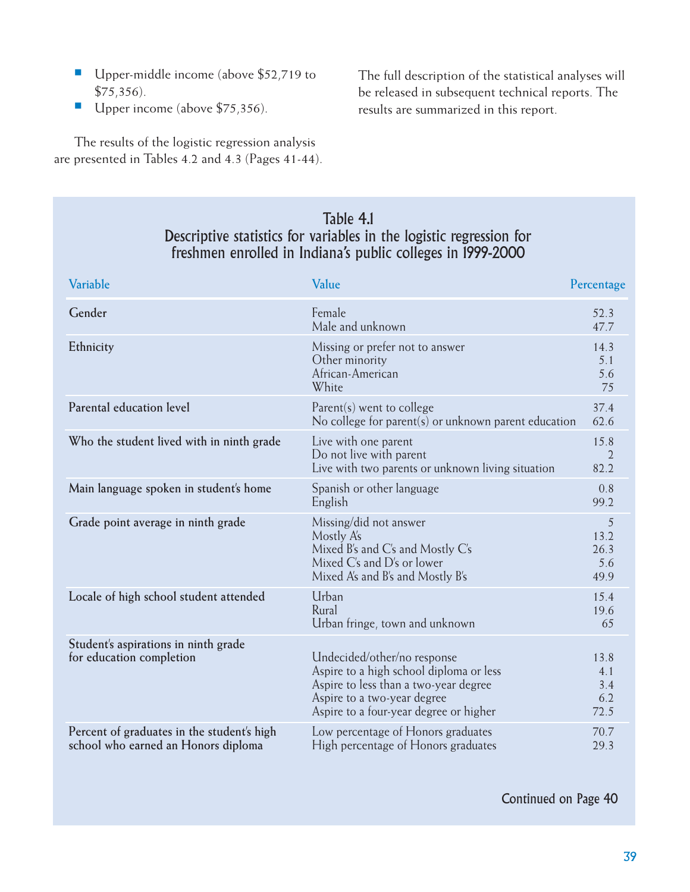- Upper-middle income (above $52,719 to $75,356).
- Upper income (above $75,356).

The results of the logistic regression analysis are presented in Tables 4.2 and 4.3 (Pages 41-44).

The full description of the statistical analyses will be released in subsequent technical reports. The results are summarized in this report.

## Table 4.1
### Descriptive statistics for variables in the logistic regression for freshmen enrolled in Indiana's public colleges in 1999-2000

| Variable | Value | Percentage |
|---|---|---|
| Gender | Female | 52.3 |
| | Male and unknown | 47.7 |
| Ethnicity | Missing or prefer not to answer | 14.3 |
| | Other minority | 5.1 |
| | African-American | 5.6 |
| | White | 75 |
| Parental education level | Parent(s) went to college | 37.4 |
| | No college for parent(s) or unknown parent education | 62.6 |
| Who the student lived with in ninth grade | Live with one parent | 15.8 |
| | Do not live with parent | 2 |
| | Live with two parents or unknown living situation | 82.2 |
| Main language spoken in student's home | Spanish or other language | 0.8 |
| | English | 99.2 |
| Grade point average in ninth grade | Missing/did not answer | 5 |
| | Mostly A's | 13.2 |
| | Mixed B's and C's and Mostly C's | 26.3 |
| | Mixed C's and D's or lower | 5.6 |
| | Mixed A's and B's and Mostly B's | 49.9 |
| Locale of high school student attended | Urban | 15.4 |
| | Rural | 19.6 |
| | Urban fringe, town and unknown | 65 |
| Student's aspirations in ninth grade for education completion | Undecided/other/no response | 13.8 |
| | Aspire to a high school diploma or less | 4.1 |
| | Aspire to less than a two-year degree | 3.4 |
| | Aspire to a two-year degree | 6.2 |
| | Aspire to a four-year degree or higher | 72.5 |
| Percent of graduates in the student's high school who earned an Honors diploma | Low percentage of Honors graduates | 70.7 |
| | High percentage of Honors graduates | 29.3 |

Continued on Page 40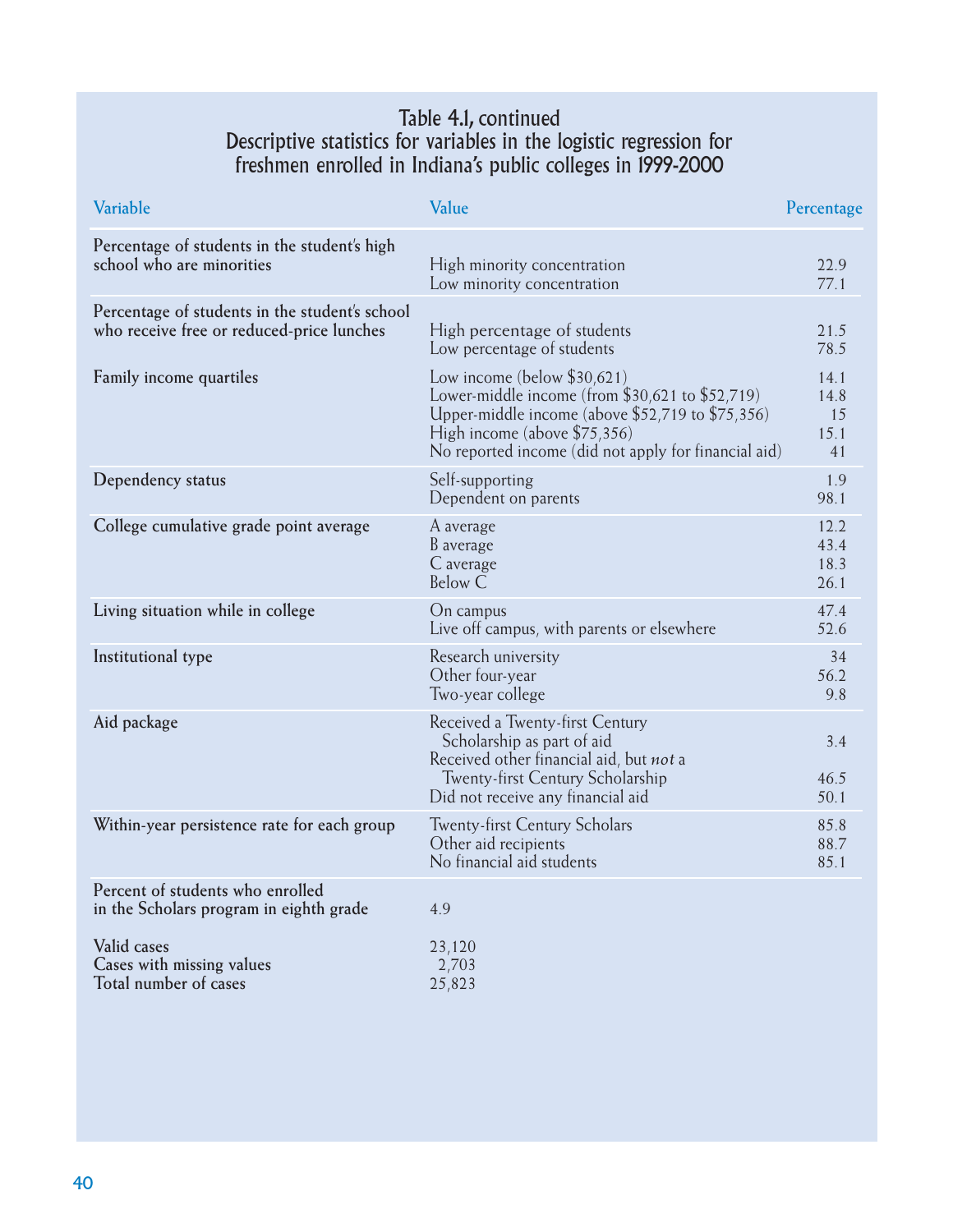## Table 4.1, continued
## Descriptive statistics for variables in the logistic regression for freshmen enrolled in Indiana's public colleges in 1999-2000

| Variable | Value | Percentage |
|---|---|---|
| Percentage of students in the student's high school who are minorities | High minority concentration | 22.9 |
| | Low minority concentration | 77.1 |
| Percentage of students in the student's school who receive free or reduced-price lunches | High percentage of students | 21.5 |
| | Low percentage of students | 78.5 |
| Family income quartiles | Low income (below $30,621) | 14.1 |
| | Lower-middle income (from $30,621 to $52,719) | 14.8 |
| | Upper-middle income (above $52,719 to $75,356) | 15 |
| | High income (above $75,356) | 15.1 |
| | No reported income (did not apply for financial aid) | 41 |
| Dependency status | Self-supporting | 1.9 |
| | Dependent on parents | 98.1 |
| College cumulative grade point average | A average | 12.2 |
| | B average | 43.4 |
| | C average | 18.3 |
| | Below C | 26.1 |
| Living situation while in college | On campus | 47.4 |
| | Live off campus, with parents or elsewhere | 52.6 |
| Institutional type | Research university | 34 |
| | Other four-year | 56.2 |
| | Two-year college | 9.8 |
| Aid package | Received a Twenty-first Century Scholarship as part of aid | 3.4 |
| | Received other financial aid, but *not* a Twenty-first Century Scholarship | 46.5 |
| | Did not receive any financial aid | 50.1 |
| Within-year persistence rate for each group | Twenty-first Century Scholars | 85.8 |
| | Other aid recipients | 88.7 |
| | No financial aid students | 85.1 |
| Percent of students who enrolled in the Scholars program in eighth grade | 4.9 | |
| Valid cases | 23,120 | |
| Cases with missing values | 2,703 | |
| Total number of cases | 25,823 | |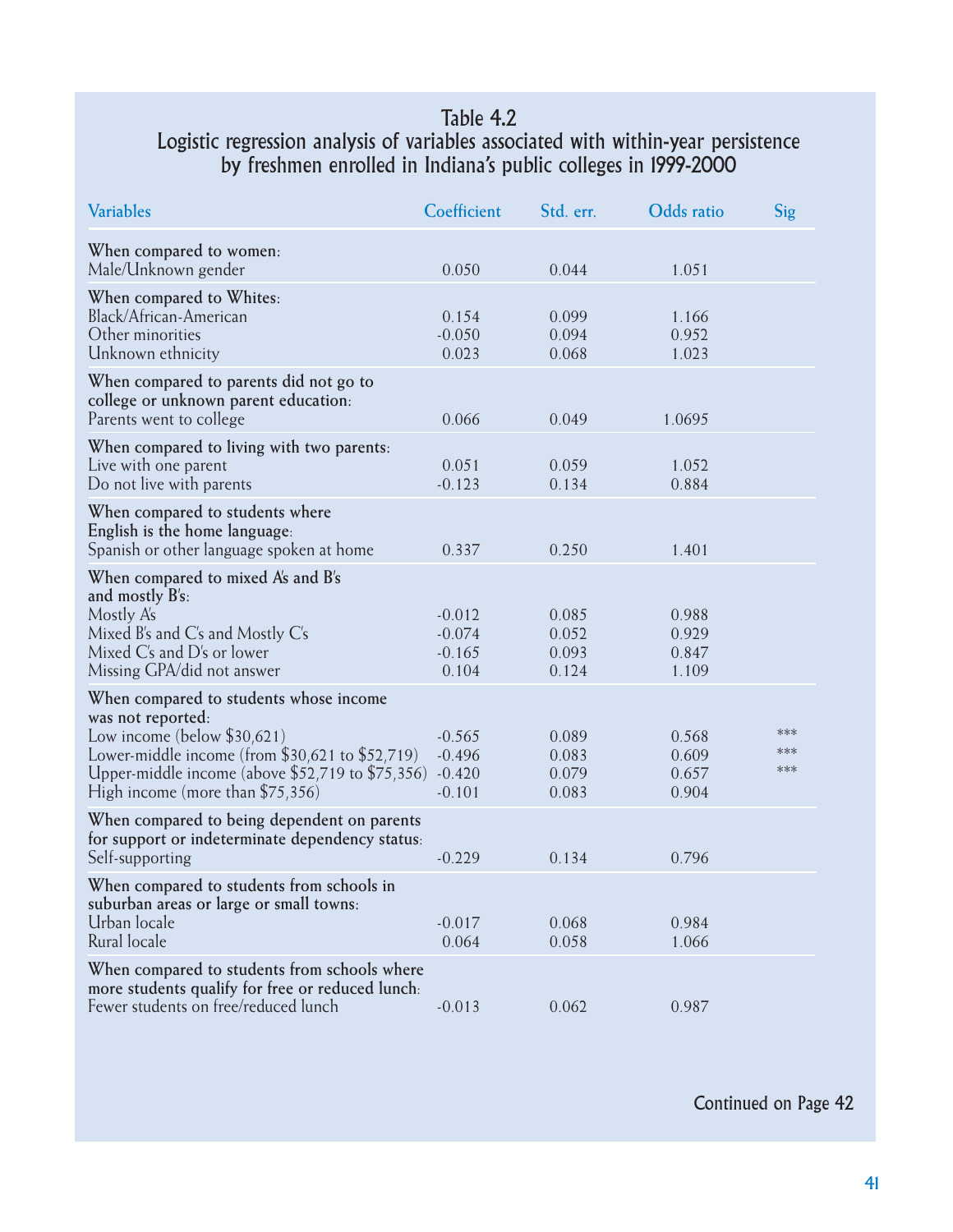## Table 4.2
## Logistic regression analysis of variables associated with within-year persistence by freshmen enrolled in Indiana's public colleges in 1999-2000

| Variables | Coefficient | Std. err. | Odds ratio | Sig |
|---|---|---|---|---|
| **When compared to women:** | | | | |
| Male/Unknown gender | 0.050 | 0.044 | 1.051 | |
| **When compared to Whites:** | | | | |
| Black/African-American | 0.154 | 0.099 | 1.166 | |
| Other minorities | -0.050 | 0.094 | 0.952 | |
| Unknown ethnicity | 0.023 | 0.068 | 1.023 | |
| **When compared to parents did not go to college or unknown parent education:** | | | | |
| Parents went to college | 0.066 | 0.049 | 1.0695 | |
| **When compared to living with two parents:** | | | | |
| Live with one parent | 0.051 | 0.059 | 1.052 | |
| Do not live with parents | -0.123 | 0.134 | 0.884 | |
| **When compared to students where English is the home language:** | | | | |
| Spanish or other language spoken at home | 0.337 | 0.250 | 1.401 | |
| **When compared to mixed A's and B's and mostly B's:** | | | | |
| Mostly A's | -0.012 | 0.085 | 0.988 | |
| Mixed B's and C's and Mostly C's | -0.074 | 0.052 | 0.929 | |
| Mixed C's and D's or lower | -0.165 | 0.093 | 0.847 | |
| Missing GPA/did not answer | 0.104 | 0.124 | 1.109 | |
| **When compared to students whose income was not reported:** | | | | |
| Low income (below $30,621) | -0.565 | 0.089 | 0.568 | *** |
| Lower-middle income (from $30,621 to $52,719) | -0.496 | 0.083 | 0.609 | *** |
| Upper-middle income (above $52,719 to $75,356) | -0.420 | 0.079 | 0.657 | *** |
| High income (more than $75,356) | -0.101 | 0.083 | 0.904 | |
| **When compared to being dependent on parents for support or indeterminate dependency status:** | | | | |
| Self-supporting | -0.229 | 0.134 | 0.796 | |
| **When compared to students from schools in suburban areas or large or small towns:** | | | | |
| Urban locale | -0.017 | 0.068 | 0.984 | |
| Rural locale | 0.064 | 0.058 | 1.066 | |
| **When compared to students from schools where more students qualify for free or reduced lunch:** | | | | |
| Fewer students on free/reduced lunch | -0.013 | 0.062 | 0.987 | |

Continued on Page 42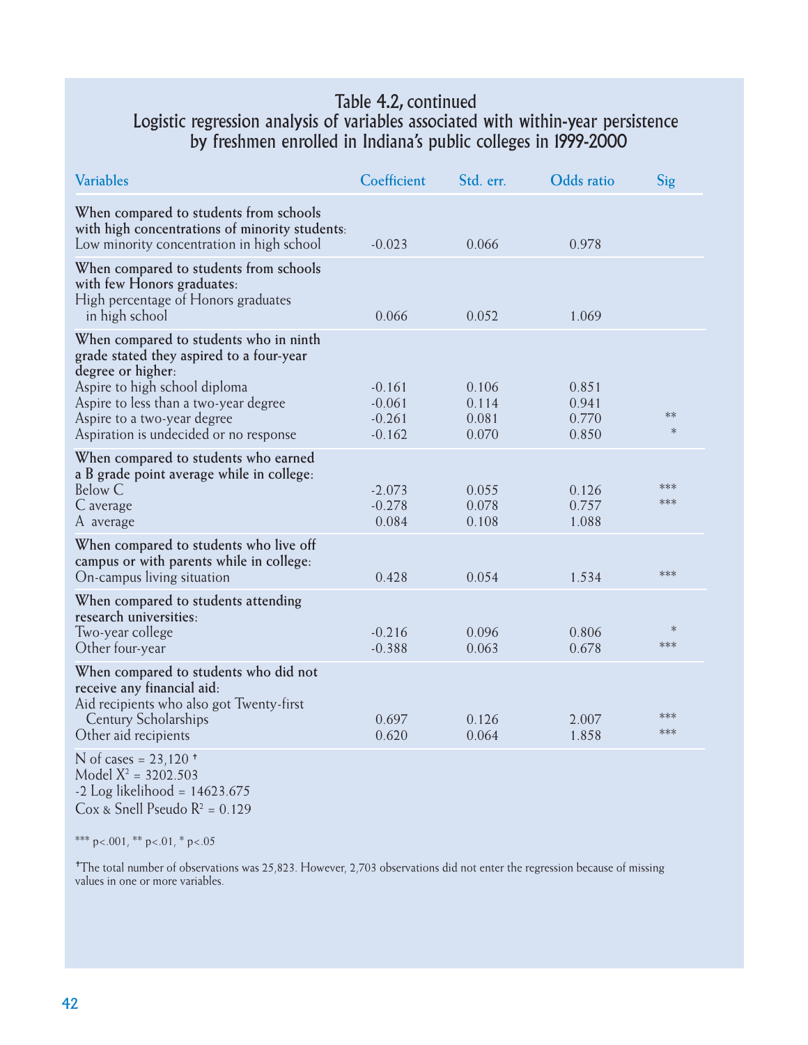### Table 4.2, continued
### Logistic regression analysis of variables associated with within-year persistence by freshmen enrolled in Indiana's public colleges in 1999-2000

| Variables | Coefficient | Std. err. | Odds ratio | Sig |
|---|---|---|---|---|
| **When compared to students from schools with high concentrations of minority students:** | | | | |
| Low minority concentration in high school | -0.023 | 0.066 | 0.978 | |
| **When compared to students from schools with few Honors graduates:** | | | | |
| High percentage of Honors graduates in high school | 0.066 | 0.052 | 1.069 | |
| **When compared to students who in ninth grade stated they aspired to a four-year degree or higher:** | | | | |
| Aspire to high school diploma | -0.161 | 0.106 | 0.851 | |
| Aspire to less than a two-year degree | -0.061 | 0.114 | 0.941 | |
| Aspire to a two-year degree | -0.261 | 0.081 | 0.770 | ** |
| Aspiration is undecided or no response | -0.162 | 0.070 | 0.850 | * |
| **When compared to students who earned a B grade point average while in college:** | | | | |
| Below C | -2.073 | 0.055 | 0.126 | *** |
| C average | -0.278 | 0.078 | 0.757 | *** |
| A average | 0.084 | 0.108 | 1.088 | |
| **When compared to students who live off campus or with parents while in college:** | | | | |
| On-campus living situation | 0.428 | 0.054 | 1.534 | *** |
| **When compared to students attending research universities:** | | | | |
| Two-year college | -0.216 | 0.096 | 0.806 | * |
| Other four-year | -0.388 | 0.063 | 0.678 | *** |
| **When compared to students who did not receive any financial aid:** | | | | |
| Aid recipients who also got Twenty-first Century Scholarships | 0.697 | 0.126 | 2.007 | *** |
| Other aid recipients | 0.620 | 0.064 | 1.858 | *** |

N of cases = 23,120 †
Model $X^2$ = 3202.503
-2 Log likelihood = 14623.675
Cox & Snell Pseudo $R^2$ = 0.129

*** $p<.001$, ** $p<.01$, * $p<.05$

†The total number of observations was 25,823. However, 2,703 observations did not enter the regression because of missing values in one or more variables.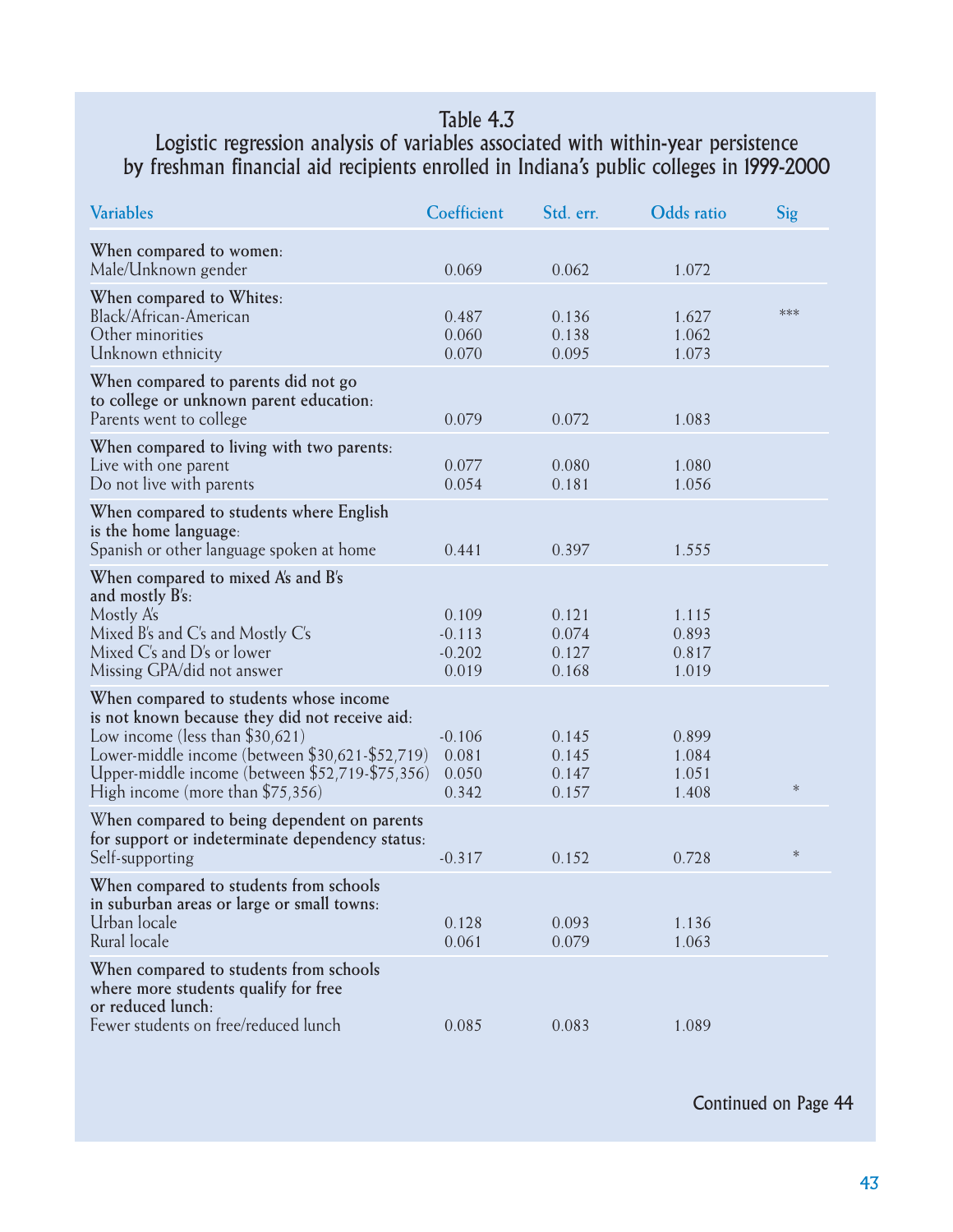## Table 4.3
### Logistic regression analysis of variables associated with within-year persistence by freshman financial aid recipients enrolled in Indiana's public colleges in 1999-2000

| Variables | Coefficient | Std. err. | Odds ratio | Sig |
|---|---|---|---|---|
| **When compared to women:** | | | | |
| Male/Unknown gender | 0.069 | 0.062 | 1.072 | |
| **When compared to Whites:** | | | | |
| Black/African-American | 0.487 | 0.136 | 1.627 | *** |
| Other minorities | 0.060 | 0.138 | 1.062 | |
| Unknown ethnicity | 0.070 | 0.095 | 1.073 | |
| **When compared to parents did not go to college or unknown parent education:** | | | | |
| Parents went to college | 0.079 | 0.072 | 1.083 | |
| **When compared to living with two parents:** | | | | |
| Live with one parent | 0.077 | 0.080 | 1.080 | |
| Do not live with parents | 0.054 | 0.181 | 1.056 | |
| **When compared to students where English is the home language:** | | | | |
| Spanish or other language spoken at home | 0.441 | 0.397 | 1.555 | |
| **When compared to mixed A's and B's and mostly B's:** | | | | |
| Mostly A's | 0.109 | 0.121 | 1.115 | |
| Mixed B's and C's and Mostly C's | -0.113 | 0.074 | 0.893 | |
| Mixed C's and D's or lower | -0.202 | 0.127 | 0.817 | |
| Missing GPA/did not answer | 0.019 | 0.168 | 1.019 | |
| **When compared to students whose income is not known because they did not receive aid:** | | | | |
| Low income (less than $30,621) | -0.106 | 0.145 | 0.899 | |
| Lower-middle income (between $30,621-$52,719) | 0.081 | 0.145 | 1.084 | |
| Upper-middle income (between $52,719-$75,356) | 0.050 | 0.147 | 1.051 | |
| High income (more than $75,356) | 0.342 | 0.157 | 1.408 | * |
| **When compared to being dependent on parents for support or indeterminate dependency status:** | | | | |
| Self-supporting | -0.317 | 0.152 | 0.728 | * |
| **When compared to students from schools in suburban areas or large or small towns:** | | | | |
| Urban locale | 0.128 | 0.093 | 1.136 | |
| Rural locale | 0.061 | 0.079 | 1.063 | |
| **When compared to students from schools where more students qualify for free or reduced lunch:** | | | | |
| Fewer students on free/reduced lunch | 0.085 | 0.083 | 1.089 | |

Continued on Page 44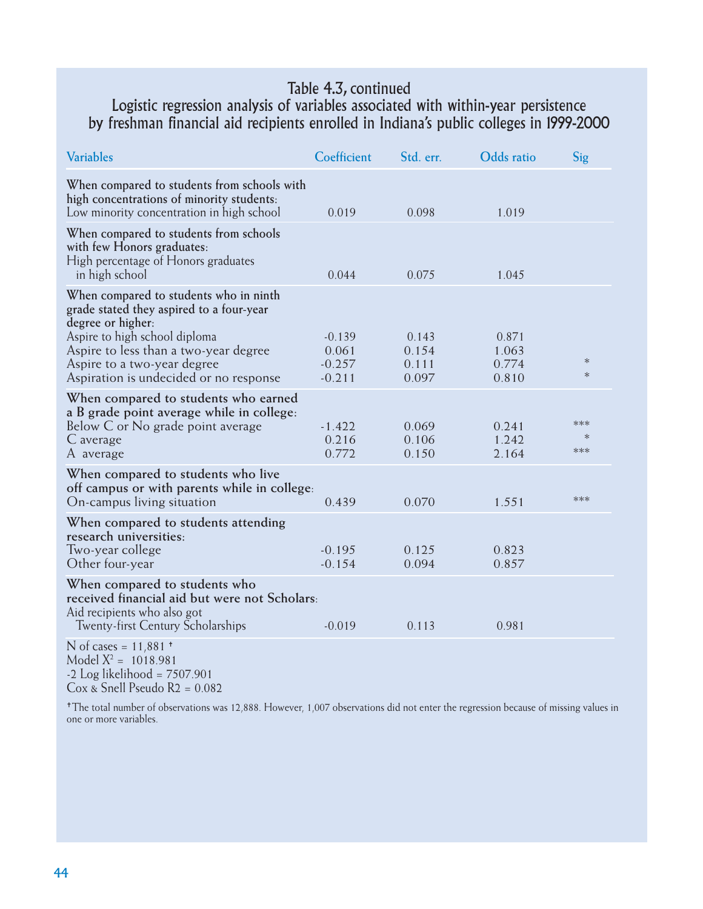## Table 4.3, continued

## Logistic regression analysis of variables associated with within-year persistence by freshman financial aid recipients enrolled in Indiana's public colleges in 1999-2000

| Variables | Coefficient | Std. err. | Odds ratio | Sig |
|---|---|---|---|---|
| **When compared to students from schools with high concentrations of minority students:** | | | | |
| Low minority concentration in high school | 0.019 | 0.098 | 1.019 | |
| **When compared to students from schools with few Honors graduates:** | | | | |
| High percentage of Honors graduates in high school | 0.044 | 0.075 | 1.045 | |
| **When compared to students who in ninth grade stated they aspired to a four-year degree or higher:** | | | | |
| Aspire to high school diploma | -0.139 | 0.143 | 0.871 | |
| Aspire to less than a two-year degree | 0.061 | 0.154 | 1.063 | |
| Aspire to a two-year degree | -0.257 | 0.111 | 0.774 | * |
| Aspiration is undecided or no response | -0.211 | 0.097 | 0.810 | * |
| **When compared to students who earned a B grade point average while in college:** | | | | |
| Below C or No grade point average | -1.422 | 0.069 | 0.241 | *** |
| C average | 0.216 | 0.106 | 1.242 | * |
| A average | 0.772 | 0.150 | 2.164 | *** |
| **When compared to students who live off campus or with parents while in college:** | | | | |
| On-campus living situation | 0.439 | 0.070 | 1.551 | *** |
| **When compared to students attending research universities:** | | | | |
| Two-year college | -0.195 | 0.125 | 0.823 | |
| Other four-year | -0.154 | 0.094 | 0.857 | |
| **When compared to students who received financial aid but were not Scholars:** | | | | |
| Aid recipients who also got Twenty-first Century Scholarships | -0.019 | 0.113 | 0.981 | |

N of cases = 11,881 †
Model $X^2$ = 1018.981
-2 Log likelihood = 7507.901
Cox & Snell Pseudo R2 = 0.082

† The total number of observations was 12,888. However, 1,007 observations did not enter the regression because of missing values in one or more variables.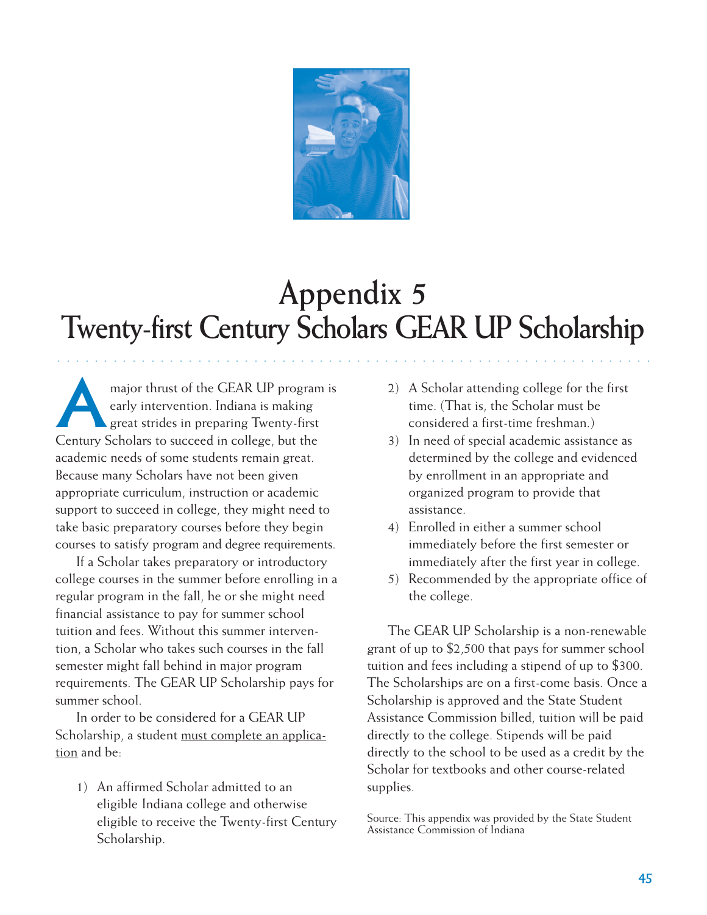# Appendix 5
# Twenty-first Century Scholars GEAR UP Scholarship

A major thrust of the GEAR UP program is early intervention. Indiana is making great strides in preparing Twenty-first Century Scholars to succeed in college, but the academic needs of some students remain great. Because many Scholars have not been given appropriate curriculum, instruction or academic support to succeed in college, they might need to take basic preparatory courses before they begin courses to satisfy program and degree requirements.

If a Scholar takes preparatory or introductory college courses in the summer before enrolling in a regular program in the fall, he or she might need financial assistance to pay for summer school tuition and fees. Without this summer intervention, a Scholar who takes such courses in the fall semester might fall behind in major program requirements. The GEAR UP Scholarship pays for summer school.

In order to be considered for a GEAR UP Scholarship, a student <u>must complete an application</u> and be:

1) An affirmed Scholar admitted to an eligible Indiana college and otherwise eligible to receive the Twenty-first Century Scholarship.
2) A Scholar attending college for the first time. (That is, the Scholar must be considered a first-time freshman.)
3) In need of special academic assistance as determined by the college and evidenced by enrollment in an appropriate and organized program to provide that assistance.
4) Enrolled in either a summer school immediately before the first semester or immediately after the first year in college.
5) Recommended by the appropriate office of the college.

The GEAR UP Scholarship is a non-renewable grant of up to $2,500 that pays for summer school tuition and fees including a stipend of up to $300. The Scholarships are on a first-come basis. Once a Scholarship is approved and the State Student Assistance Commission billed, tuition will be paid directly to the college. Stipends will be paid directly to the school to be used as a credit by the Scholar for textbooks and other course-related supplies.

Source: This appendix was provided by the State Student Assistance Commission of Indiana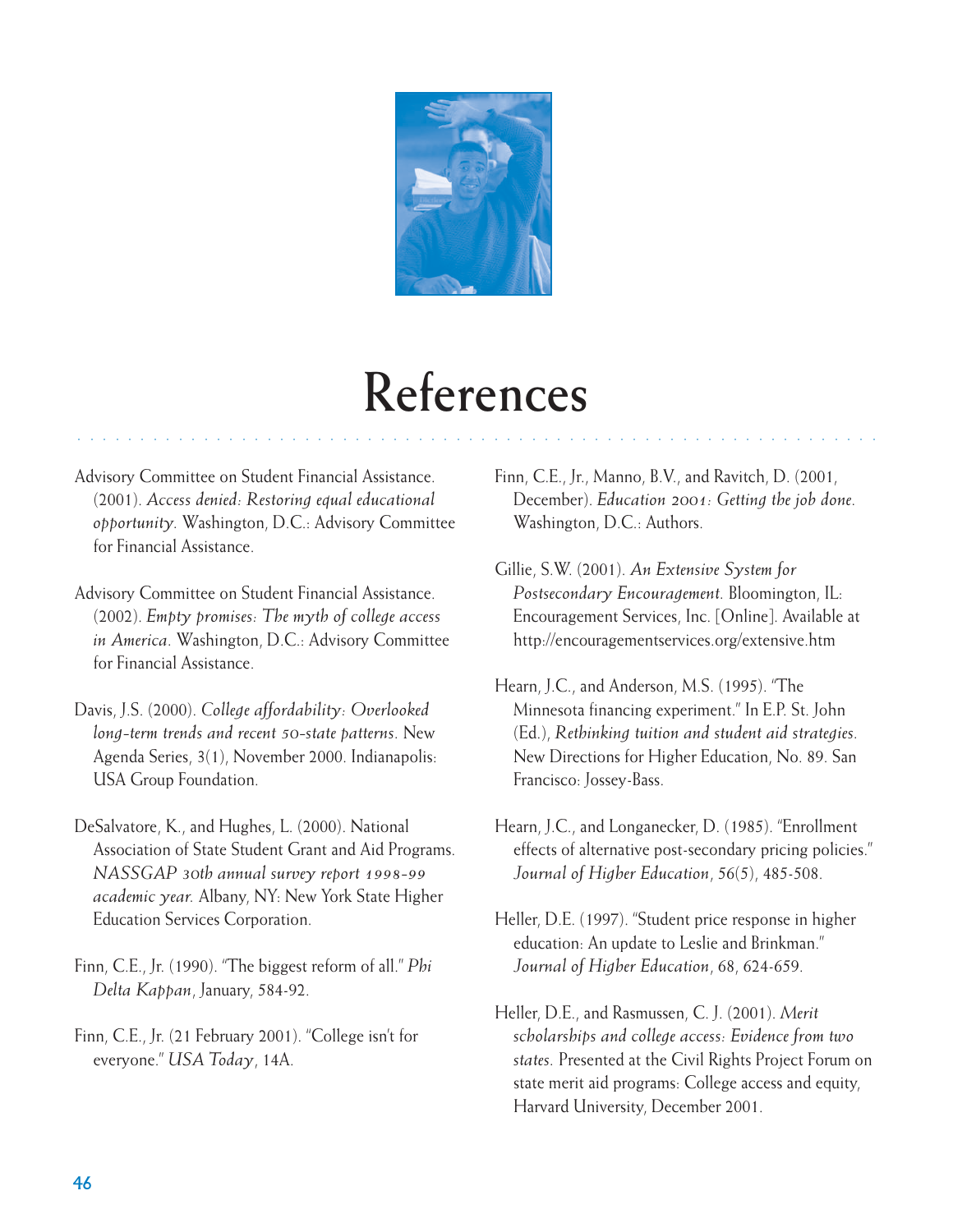# References

Advisory Committee on Student Financial Assistance. (2001). *Access denied: Restoring equal educational opportunity.* Washington, D.C.: Advisory Committee for Financial Assistance.

Advisory Committee on Student Financial Assistance. (2002). *Empty promises: The myth of college access in America.* Washington, D.C.: Advisory Committee for Financial Assistance.

Davis, J.S. (2000). *College affordability: Overlooked long-term trends and recent 50-state patterns.* New Agenda Series, 3(1), November 2000. Indianapolis: USA Group Foundation.

DeSalvatore, K., and Hughes, L. (2000). National Association of State Student Grant and Aid Programs. *NASSGAP 30th annual survey report 1998-99 academic year.* Albany, NY: New York State Higher Education Services Corporation.

Finn, C.E., Jr. (1990). "The biggest reform of all." *Phi Delta Kappan*, January, 584-92.

Finn, C.E., Jr. (21 February 2001). "College isn't for everyone." *USA Today*, 14A.

Finn, C.E., Jr., Manno, B.V., and Ravitch, D. (2001, December). *Education 2001: Getting the job done.* Washington, D.C.: Authors.

Gillie, S.W. (2001). *An Extensive System for Postsecondary Encouragement.* Bloomington, IL: Encouragement Services, Inc. [Online]. Available at http://encouragementservices.org/extensive.htm

Hearn, J.C., and Anderson, M.S. (1995). "The Minnesota financing experiment." In E.P. St. John (Ed.), *Rethinking tuition and student aid strategies.* New Directions for Higher Education, No. 89. San Francisco: Jossey-Bass.

Hearn, J.C., and Longanecker, D. (1985). "Enrollment effects of alternative post-secondary pricing policies." *Journal of Higher Education*, 56(5), 485-508.

Heller, D.E. (1997). "Student price response in higher education: An update to Leslie and Brinkman." *Journal of Higher Education*, 68, 624-659.

Heller, D.E., and Rasmussen, C. J. (2001). *Merit scholarships and college access: Evidence from two states.* Presented at the Civil Rights Project Forum on state merit aid programs: College access and equity, Harvard University, December 2001.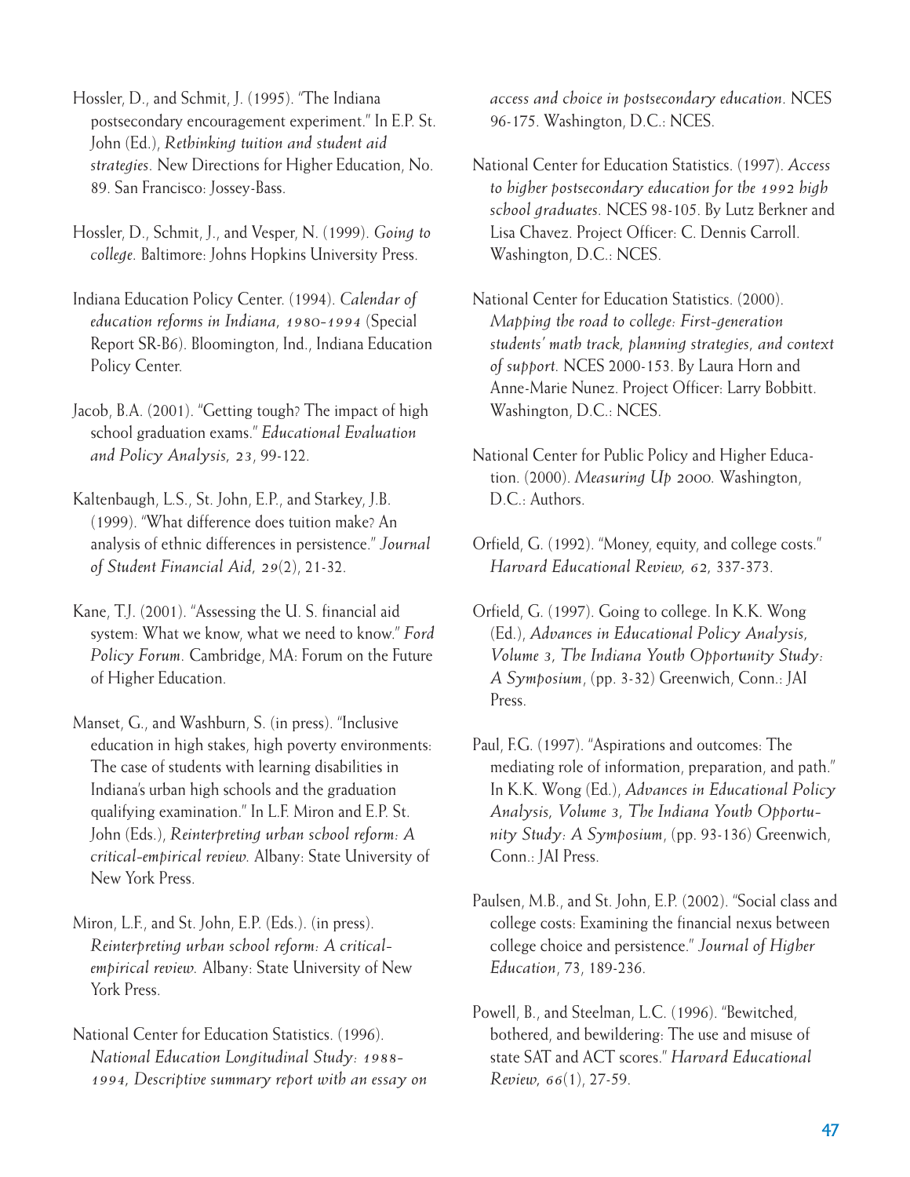Hossler, D., and Schmit, J. (1995). "The Indiana postsecondary encouragement experiment." In E.P. St. John (Ed.), *Rethinking tuition and student aid strategies*. New Directions for Higher Education, No. 89. San Francisco: Jossey-Bass.

Hossler, D., Schmit, J., and Vesper, N. (1999). *Going to college*. Baltimore: Johns Hopkins University Press.

Indiana Education Policy Center. (1994). *Calendar of education reforms in Indiana, 1980-1994* (Special Report SR-B6). Bloomington, Ind., Indiana Education Policy Center.

Jacob, B.A. (2001). "Getting tough? The impact of high school graduation exams." *Educational Evaluation and Policy Analysis, 23*, 99-122.

Kaltenbaugh, L.S., St. John, E.P., and Starkey, J.B. (1999). "What difference does tuition make? An analysis of ethnic differences in persistence." *Journal of Student Financial Aid, 29*(2), 21-32.

Kane, T.J. (2001). "Assessing the U. S. financial aid system: What we know, what we need to know." *Ford Policy Forum*. Cambridge, MA: Forum on the Future of Higher Education.

Manset, G., and Washburn, S. (in press). "Inclusive education in high stakes, high poverty environments: The case of students with learning disabilities in Indiana's urban high schools and the graduation qualifying examination." In L.F. Miron and E.P. St. John (Eds.), *Reinterpreting urban school reform: A critical-empirical review*. Albany: State University of New York Press.

Miron, L.F., and St. John, E.P. (Eds.). (in press). *Reinterpreting urban school reform: A critical-empirical review.* Albany: State University of New York Press.

National Center for Education Statistics. (1996). *National Education Longitudinal Study: 1988-1994, Descriptive summary report with an essay on access and choice in postsecondary education.* NCES 96-175. Washington, D.C.: NCES.

National Center for Education Statistics. (1997). *Access to higher postsecondary education for the 1992 high school graduates.* NCES 98-105. By Lutz Berkner and Lisa Chavez. Project Officer: C. Dennis Carroll. Washington, D.C.: NCES.

National Center for Education Statistics. (2000). *Mapping the road to college: First-generation students' math track, planning strategies, and context of support.* NCES 2000-153. By Laura Horn and Anne-Marie Nunez. Project Officer: Larry Bobbitt. Washington, D.C.: NCES.

National Center for Public Policy and Higher Education. (2000). *Measuring Up 2000.* Washington, D.C.: Authors.

Orfield, G. (1992). "Money, equity, and college costs." *Harvard Educational Review, 62,* 337-373.

Orfield, G. (1997). Going to college. In K.K. Wong (Ed.), *Advances in Educational Policy Analysis, Volume 3, The Indiana Youth Opportunity Study: A Symposium*, (pp. 3-32) Greenwich, Conn.: JAI Press.

Paul, F.G. (1997). "Aspirations and outcomes: The mediating role of information, preparation, and path." In K.K. Wong (Ed.), *Advances in Educational Policy Analysis, Volume 3, The Indiana Youth Opportunity Study: A Symposium*, (pp. 93-136) Greenwich, Conn.: JAI Press.

Paulsen, M.B., and St. John, E.P. (2002). "Social class and college costs: Examining the financial nexus between college choice and persistence." *Journal of Higher Education*, 73, 189-236.

Powell, B., and Steelman, L.C. (1996). "Bewitched, bothered, and bewildering: The use and misuse of state SAT and ACT scores." *Harvard Educational Review, 66*(1), 27-59.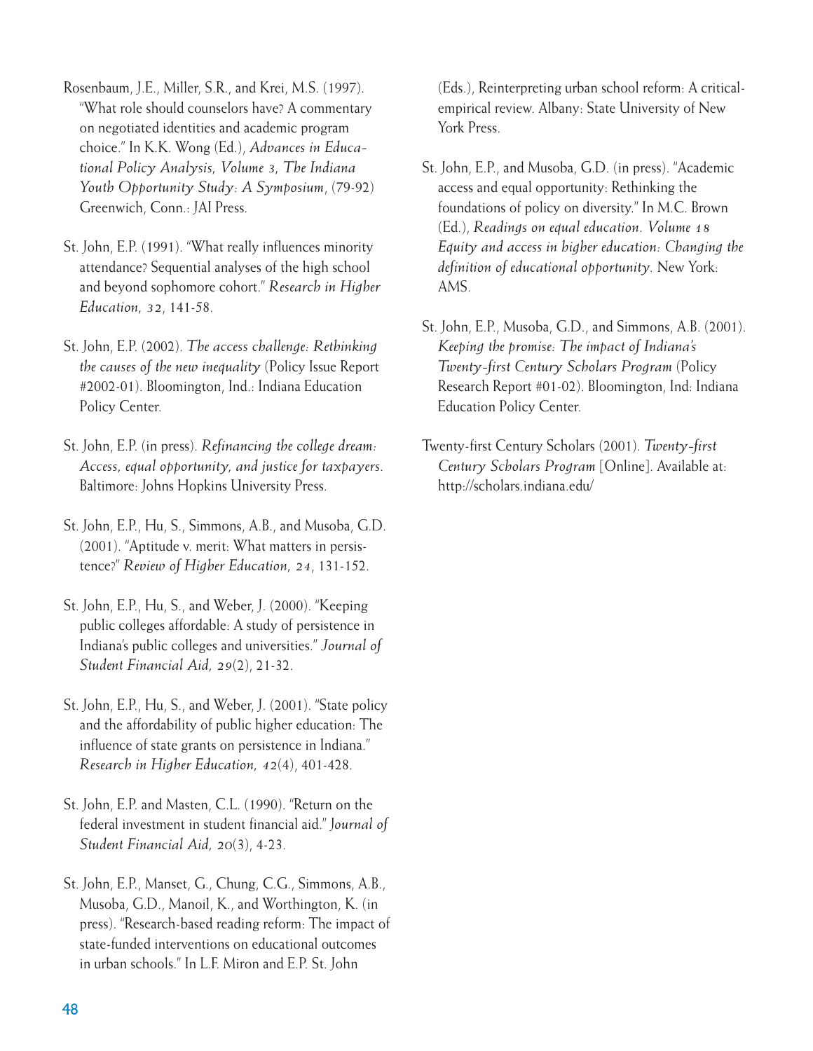Rosenbaum, J.E., Miller, S.R., and Krei, M.S. (1997). "What role should counselors have? A commentary on negotiated identities and academic program choice." In K.K. Wong (Ed.), *Advances in Educational Policy Analysis, Volume 3, The Indiana Youth Opportunity Study: A Symposium*, (79-92) Greenwich, Conn.: JAI Press.

St. John, E.P. (1991). "What really influences minority attendance? Sequential analyses of the high school and beyond sophomore cohort." *Research in Higher Education, 32*, 141-58.

St. John, E.P. (2002). *The access challenge: Rethinking the causes of the new inequality* (Policy Issue Report #2002-01). Bloomington, Ind.: Indiana Education Policy Center.

St. John, E.P. (in press). *Refinancing the college dream: Access, equal opportunity, and justice for taxpayers*. Baltimore: Johns Hopkins University Press.

St. John, E.P., Hu, S., Simmons, A.B., and Musoba, G.D. (2001). "Aptitude v. merit: What matters in persistence?" *Review of Higher Education, 24*, 131-152.

St. John, E.P., Hu, S., and Weber, J. (2000). "Keeping public colleges affordable: A study of persistence in Indiana's public colleges and universities." *Journal of Student Financial Aid, 29*(2), 21-32.

St. John, E.P., Hu, S., and Weber, J. (2001). "State policy and the affordability of public higher education: The influence of state grants on persistence in Indiana." *Research in Higher Education, 42*(4), 401-428.

St. John, E.P. and Masten, C.L. (1990). "Return on the federal investment in student financial aid." *Journal of Student Financial Aid, 20*(3), 4-23.

St. John, E.P., Manset, G., Chung, C.G., Simmons, A.B., Musoba, G.D., Manoil, K., and Worthington, K. (in press). "Research-based reading reform: The impact of state-funded interventions on educational outcomes in urban schools." In L.F. Miron and E.P. St. John (Eds.), Reinterpreting urban school reform: A critical-empirical review. Albany: State University of New York Press.

St. John, E.P., and Musoba, G.D. (in press). "Academic access and equal opportunity: Rethinking the foundations of policy on diversity." In M.C. Brown (Ed.), *Readings on equal education. Volume 18 Equity and access in higher education: Changing the definition of educational opportunity*. New York: AMS.

St. John, E.P., Musoba, G.D., and Simmons, A.B. (2001). *Keeping the promise: The impact of Indiana's Twenty-first Century Scholars Program* (Policy Research Report #01-02). Bloomington, Ind: Indiana Education Policy Center.

Twenty-first Century Scholars (2001). *Twenty-first Century Scholars Program* [Online]. Available at: http://scholars.indiana.edu/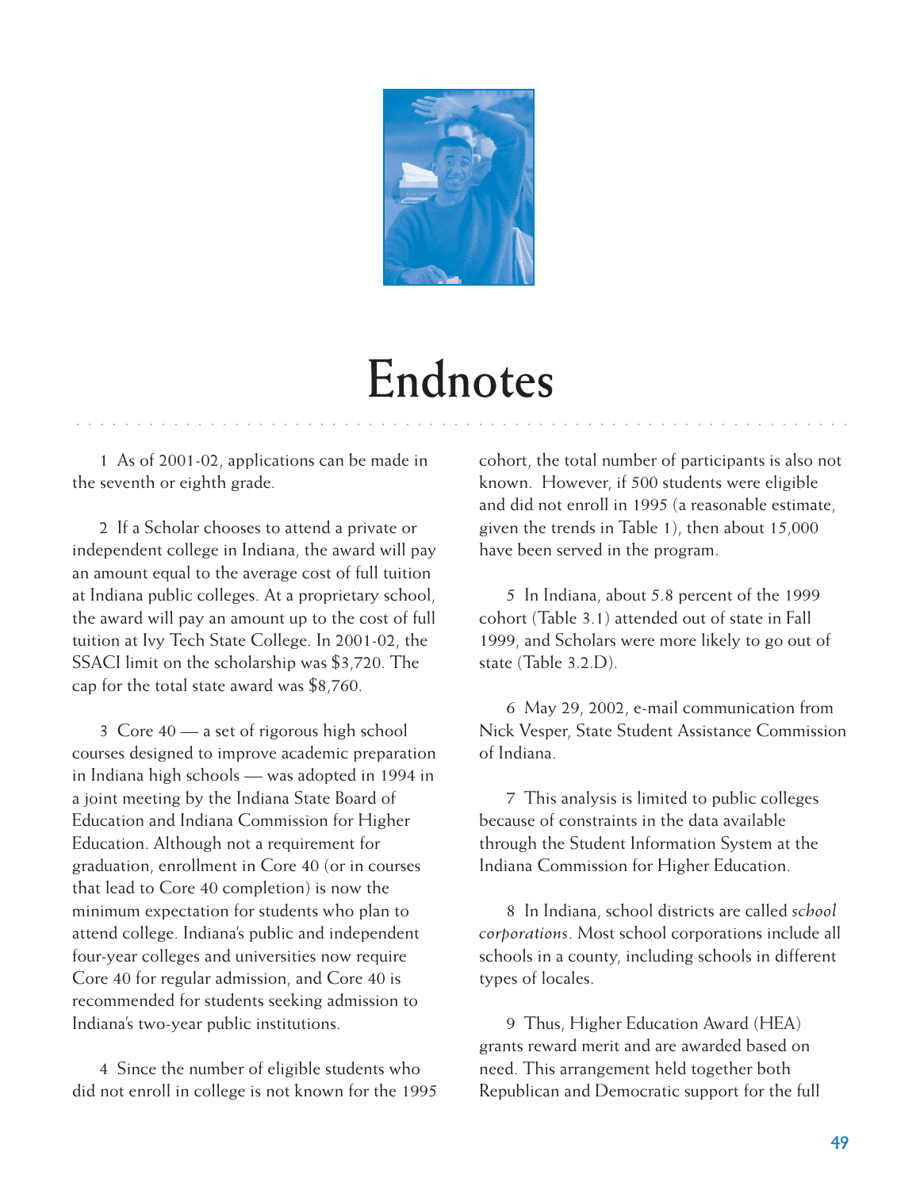# Endnotes

1 As of 2001-02, applications can be made in the seventh or eighth grade.

2 If a Scholar chooses to attend a private or independent college in Indiana, the award will pay an amount equal to the average cost of full tuition at Indiana public colleges. At a proprietary school, the award will pay an amount up to the cost of full tuition at Ivy Tech State College. In 2001-02, the SSACI limit on the scholarship was $3,720. The cap for the total state award was $8,760.

3 Core 40 — a set of rigorous high school courses designed to improve academic preparation in Indiana high schools — was adopted in 1994 in a joint meeting by the Indiana State Board of Education and Indiana Commission for Higher Education. Although not a requirement for graduation, enrollment in Core 40 (or in courses that lead to Core 40 completion) is now the minimum expectation for students who plan to attend college. Indiana's public and independent four-year colleges and universities now require Core 40 for regular admission, and Core 40 is recommended for students seeking admission to Indiana's two-year public institutions.

4 Since the number of eligible students who did not enroll in college is not known for the 1995 cohort, the total number of participants is also not known. However, if 500 students were eligible and did not enroll in 1995 (a reasonable estimate, given the trends in Table 1), then about 15,000 have been served in the program.

5 In Indiana, about 5.8 percent of the 1999 cohort (Table 3.1) attended out of state in Fall 1999, and Scholars were more likely to go out of state (Table 3.2.D).

6 May 29, 2002, e-mail communication from Nick Vesper, State Student Assistance Commission of Indiana.

7 This analysis is limited to public colleges because of constraints in the data available through the Student Information System at the Indiana Commission for Higher Education.

8 In Indiana, school districts are called *school corporations*. Most school corporations include all schools in a county, including schools in different types of locales.

9 Thus, Higher Education Award (HEA) grants reward merit and are awarded based on need. This arrangement held together both Republican and Democratic support for the full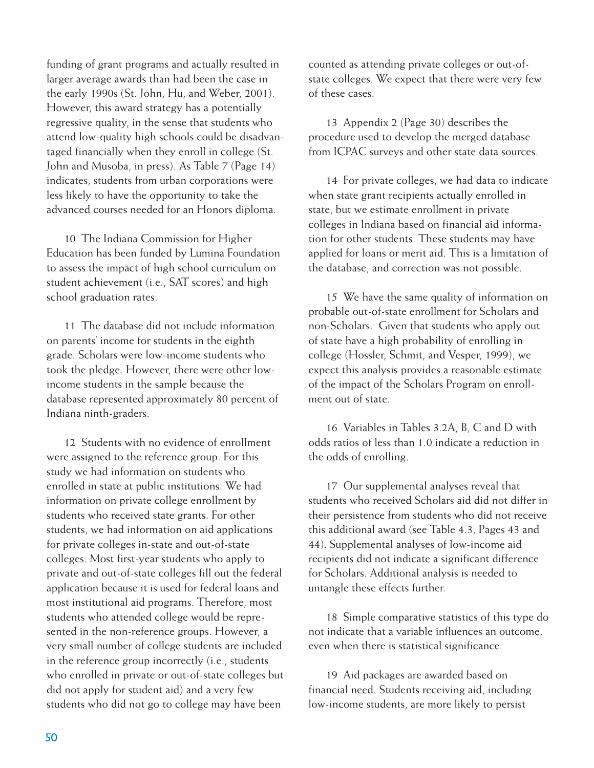funding of grant programs and actually resulted in larger average awards than had been the case in the early 1990s (St. John, Hu, and Weber, 2001). However, this award strategy has a potentially regressive quality, in the sense that students who attend low-quality high schools could be disadvantaged financially when they enroll in college (St. John and Musoba, in press). As Table 7 (Page 14) indicates, students from urban corporations were less likely to have the opportunity to take the advanced courses needed for an Honors diploma.

10 The Indiana Commission for Higher Education has been funded by Lumina Foundation to assess the impact of high school curriculum on student achievement (i.e., SAT scores) and high school graduation rates.

11 The database did not include information on parents' income for students in the eighth grade. Scholars were low-income students who took the pledge. However, there were other low-income students in the sample because the database represented approximately 80 percent of Indiana ninth-graders.

12 Students with no evidence of enrollment were assigned to the reference group. For this study we had information on students who enrolled in state at public institutions. We had information on private college enrollment by students who received state grants. For other students, we had information on aid applications for private colleges in-state and out-of-state colleges. Most first-year students who apply to private and out-of-state colleges fill out the federal application because it is used for federal loans and most institutional aid programs. Therefore, most students who attended college would be represented in the non-reference groups. However, a very small number of college students are included in the reference group incorrectly (i.e., students who enrolled in private or out-of-state colleges but did not apply for student aid) and a very few students who did not go to college may have been counted as attending private colleges or out-of-state colleges. We expect that there were very few of these cases.

13 Appendix 2 (Page 30) describes the procedure used to develop the merged database from ICPAC surveys and other state data sources.

14 For private colleges, we had data to indicate when state grant recipients actually enrolled in state, but we estimate enrollment in private colleges in Indiana based on financial aid information for other students. These students may have applied for loans or merit aid. This is a limitation of the database, and correction was not possible.

15 We have the same quality of information on probable out-of-state enrollment for Scholars and non-Scholars. Given that students who apply out of state have a high probability of enrolling in college (Hossler, Schmit, and Vesper, 1999), we expect this analysis provides a reasonable estimate of the impact of the Scholars Program on enrollment out of state.

16 Variables in Tables 3.2A, B, C and D with odds ratios of less than 1.0 indicate a reduction in the odds of enrolling.

17 Our supplemental analyses reveal that students who received Scholars aid did not differ in their persistence from students who did not receive this additional award (see Table 4.3, Pages 43 and 44). Supplemental analyses of low-income aid recipients did not indicate a significant difference for Scholars. Additional analysis is needed to untangle these effects further.

18 Simple comparative statistics of this type do not indicate that a variable influences an outcome, even when there is statistical significance.

19 Aid packages are awarded based on financial need. Students receiving aid, including low-income students, are more likely to persist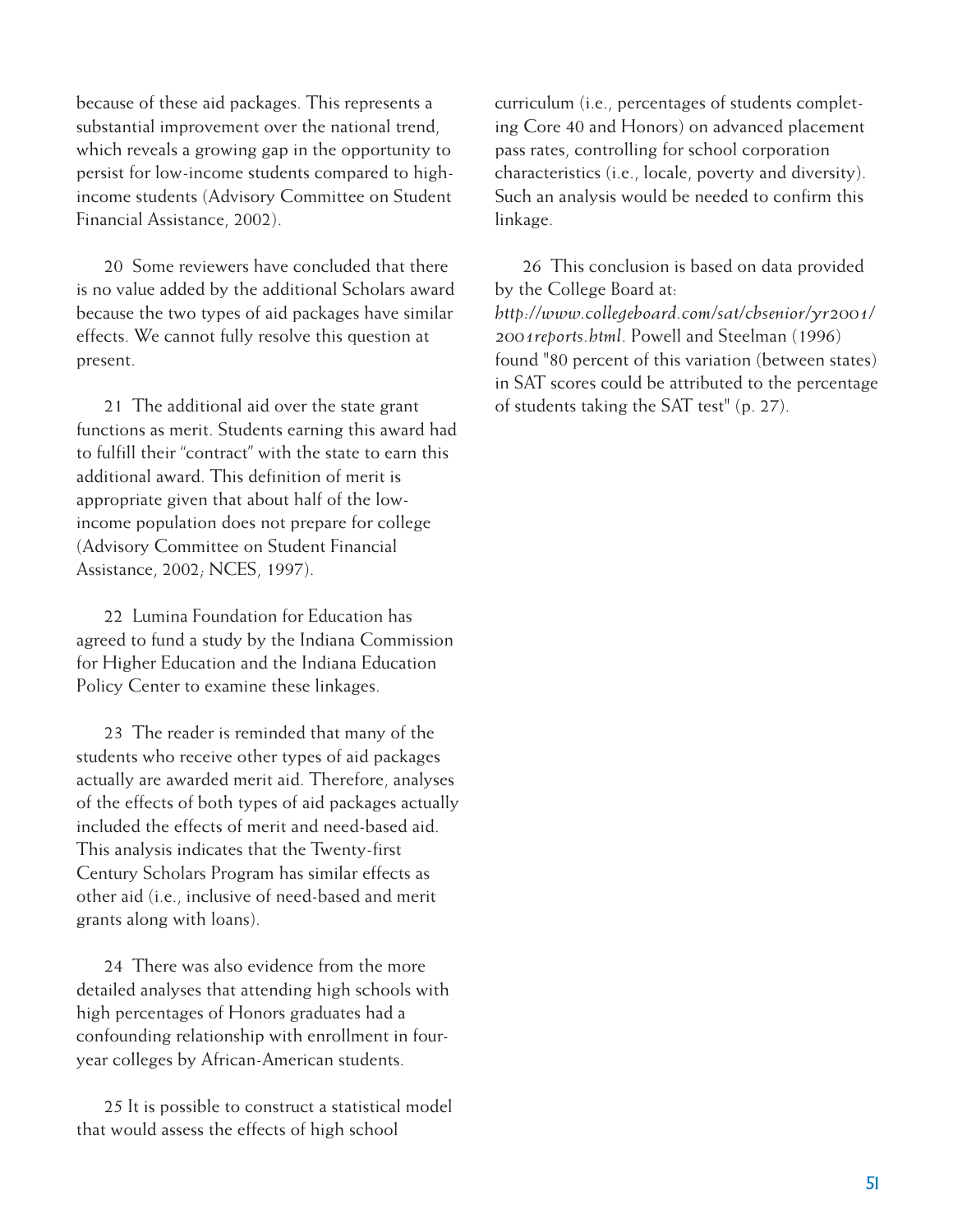because of these aid packages. This represents a substantial improvement over the national trend, which reveals a growing gap in the opportunity to persist for low-income students compared to high-income students (Advisory Committee on Student Financial Assistance, 2002).

20 Some reviewers have concluded that there is no value added by the additional Scholars award because the two types of aid packages have similar effects. We cannot fully resolve this question at present.

21 The additional aid over the state grant functions as merit. Students earning this award had to fulfill their "contract" with the state to earn this additional award. This definition of merit is appropriate given that about half of the low-income population does not prepare for college (Advisory Committee on Student Financial Assistance, 2002; NCES, 1997).

22 Lumina Foundation for Education has agreed to fund a study by the Indiana Commission for Higher Education and the Indiana Education Policy Center to examine these linkages.

23 The reader is reminded that many of the students who receive other types of aid packages actually are awarded merit aid. Therefore, analyses of the effects of both types of aid packages actually included the effects of merit and need-based aid. This analysis indicates that the Twenty-first Century Scholars Program has similar effects as other aid (i.e., inclusive of need-based and merit grants along with loans).

24 There was also evidence from the more detailed analyses that attending high schools with high percentages of Honors graduates had a confounding relationship with enrollment in four-year colleges by African-American students.

25 It is possible to construct a statistical model that would assess the effects of high school curriculum (i.e., percentages of students completing Core 40 and Honors) on advanced placement pass rates, controlling for school corporation characteristics (i.e., locale, poverty and diversity). Such an analysis would be needed to confirm this linkage.

26 This conclusion is based on data provided by the College Board at: *http://www.collegeboard.com/sat/cbsenior/yr2001/2001reports.html*. Powell and Steelman (1996) found "80 percent of this variation (between states) in SAT scores could be attributed to the percentage of students taking the SAT test" (p. 27).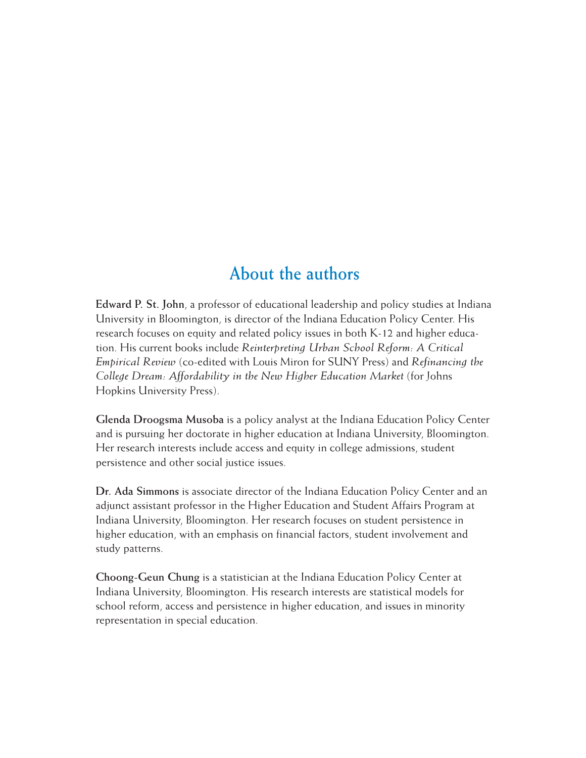## About the authors

**Edward P. St. John**, a professor of educational leadership and policy studies at Indiana University in Bloomington, is director of the Indiana Education Policy Center. His research focuses on equity and related policy issues in both K-12 and higher education. His current books include *Reinterpreting Urban School Reform: A Critical Empirical Review* (co-edited with Louis Miron for SUNY Press) and *Refinancing the College Dream: Affordability in the New Higher Education Market* (for Johns Hopkins University Press).

**Glenda Droogsma Musoba** is a policy analyst at the Indiana Education Policy Center and is pursuing her doctorate in higher education at Indiana University, Bloomington. Her research interests include access and equity in college admissions, student persistence and other social justice issues.

**Dr. Ada Simmons** is associate director of the Indiana Education Policy Center and an adjunct assistant professor in the Higher Education and Student Affairs Program at Indiana University, Bloomington. Her research focuses on student persistence in higher education, with an emphasis on financial factors, student involvement and study patterns.

**Choong-Geun Chung** is a statistician at the Indiana Education Policy Center at Indiana University, Bloomington. His research interests are statistical models for school reform, access and persistence in higher education, and issues in minority representation in special education.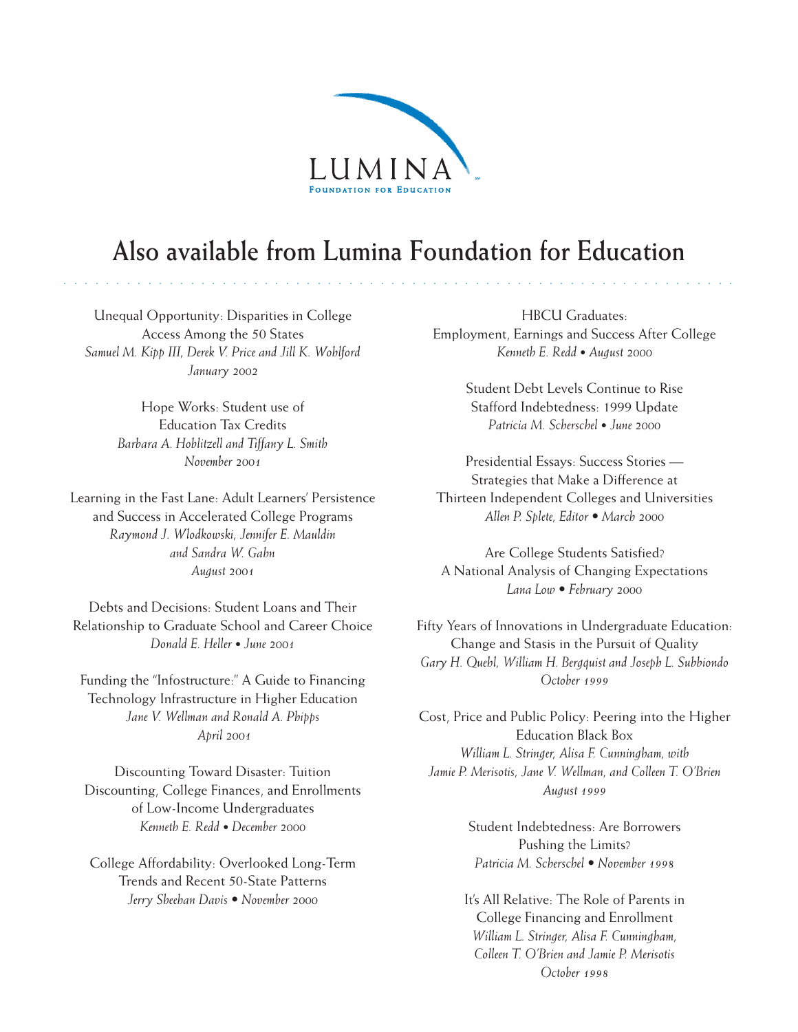LUMINA

FOUNDATION FOR EDUCATION

# Also available from Lumina Foundation for Education

Unequal Opportunity: Disparities in College Access Among the 50 States
*Samuel M. Kipp III, Derek V. Price and Jill K. Wohlford*
*January 2002*

Hope Works: Student use of Education Tax Credits
*Barbara A. Hoblitzell and Tiffany L. Smith*
*November 2001*

Learning in the Fast Lane: Adult Learners' Persistence and Success in Accelerated College Programs
*Raymond J. Wlodkowski, Jennifer E. Mauldin and Sandra W. Gahn*
*August 2001*

Debts and Decisions: Student Loans and Their Relationship to Graduate School and Career Choice
*Donald E. Heller • June 2001*

Funding the "Infostructure:" A Guide to Financing Technology Infrastructure in Higher Education
*Jane V. Wellman and Ronald A. Phipps*
*April 2001*

Discounting Toward Disaster: Tuition Discounting, College Finances, and Enrollments of Low-Income Undergraduates
*Kenneth E. Redd • December 2000*

College Affordability: Overlooked Long-Term Trends and Recent 50-State Patterns
*Jerry Sheehan Davis • November 2000*

HBCU Graduates: Employment, Earnings and Success After College
*Kenneth E. Redd • August 2000*

Student Debt Levels Continue to Rise Stafford Indebtedness: 1999 Update
*Patricia M. Scherschel • June 2000*

Presidential Essays: Success Stories — Strategies that Make a Difference at Thirteen Independent Colleges and Universities
*Allen P. Splete, Editor • March 2000*

Are College Students Satisfied? A National Analysis of Changing Expectations
*Lana Low • February 2000*

Fifty Years of Innovations in Undergraduate Education: Change and Stasis in the Pursuit of Quality
*Gary H. Quehl, William H. Bergquist and Joseph L. Subbiondo*
*October 1999*

Cost, Price and Public Policy: Peering into the Higher Education Black Box
*William L. Stringer, Alisa F. Cunningham, with Jamie P. Merisotis, Jane V. Wellman, and Colleen T. O'Brien*
*August 1999*

Student Indebtedness: Are Borrowers Pushing the Limits?
*Patricia M. Scherschel • November 1998*

It's All Relative: The Role of Parents in College Financing and Enrollment
*William L. Stringer, Alisa F. Cunningham, Colleen T. O'Brien and Jamie P. Merisotis*
*October 1998*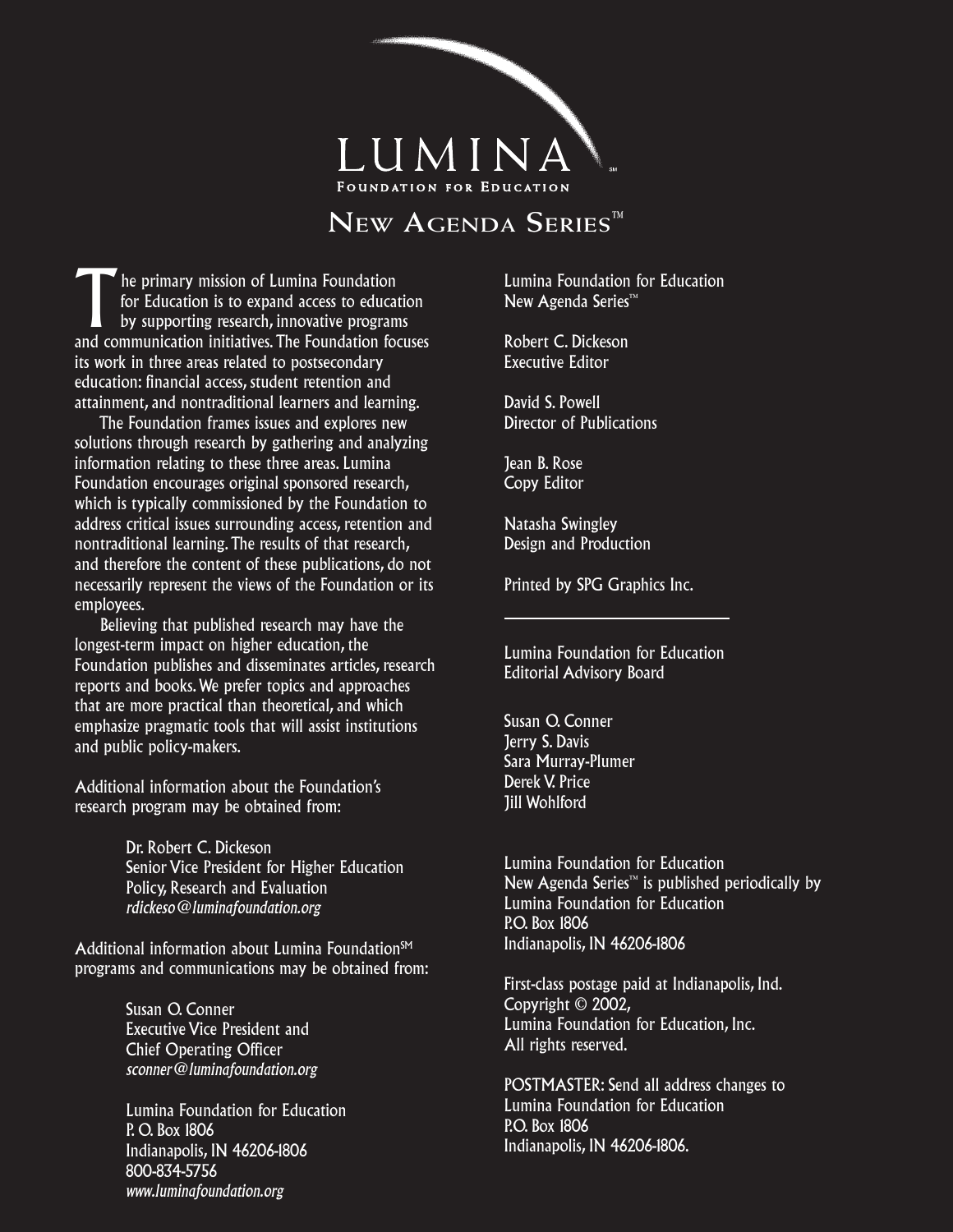# LUMINA[SM]

**FOUNDATION FOR EDUCATION**

## NEW AGENDA SERIES™

The primary mission of Lumina Foundation for Education is to expand access to education by supporting research, innovative programs and communication initiatives. The Foundation focuses its work in three areas related to postsecondary education: financial access, student retention and attainment, and nontraditional learners and learning.

The Foundation frames issues and explores new solutions through research by gathering and analyzing information relating to these three areas. Lumina Foundation encourages original sponsored research, which is typically commissioned by the Foundation to address critical issues surrounding access, retention and nontraditional learning. The results of that research, and therefore the content of these publications, do not necessarily represent the views of the Foundation or its employees.

Believing that published research may have the longest-term impact on higher education, the Foundation publishes and disseminates articles, research reports and books. We prefer topics and approaches that are more practical than theoretical, and which emphasize pragmatic tools that will assist institutions and public policy-makers.

Additional information about the Foundation's research program may be obtained from:

> Dr. Robert C. Dickeson
> Senior Vice President for Higher Education Policy, Research and Evaluation
> *rdickeso@luminafoundation.org*

Additional information about Lumina Foundation[SM] programs and communications may be obtained from:

> Susan O. Conner
> Executive Vice President and Chief Operating Officer
> *sconner@luminafoundation.org*
>
> Lumina Foundation for Education
> P. O. Box 1806
> Indianapolis, IN 46206-1806
> 800-834-5756
> *www.luminafoundation.org*

Lumina Foundation for Education
New Agenda Series™

Robert C. Dickeson
Executive Editor

David S. Powell
Director of Publications

Jean B. Rose
Copy Editor

Natasha Swingley
Design and Production

Printed by SPG Graphics Inc.

---

Lumina Foundation for Education
Editorial Advisory Board

Susan O. Conner
Jerry S. Davis
Sara Murray-Plumer
Derek V. Price
Jill Wohlford

Lumina Foundation for Education
New Agenda Series™ is published periodically by
Lumina Foundation for Education
P.O. Box 1806
Indianapolis, IN 46206-1806

First-class postage paid at Indianapolis, Ind.
Copyright © 2002,
Lumina Foundation for Education, Inc.
All rights reserved.

POSTMASTER: Send all address changes to
Lumina Foundation for Education
P.O. Box 1806
Indianapolis, IN 46206-1806.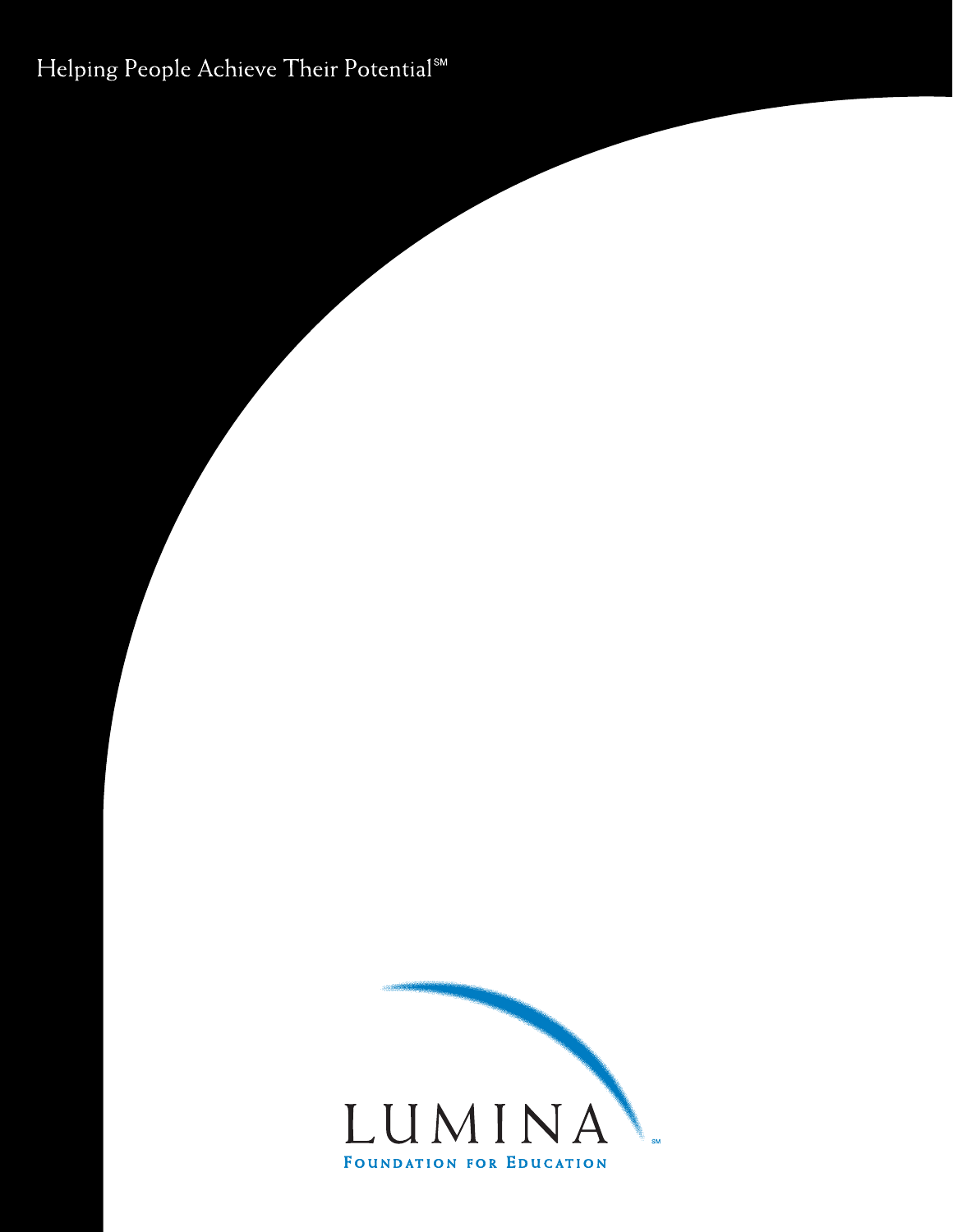Helping People Achieve Their Potential℠

LUMINA℠

FOUNDATION FOR EDUCATION